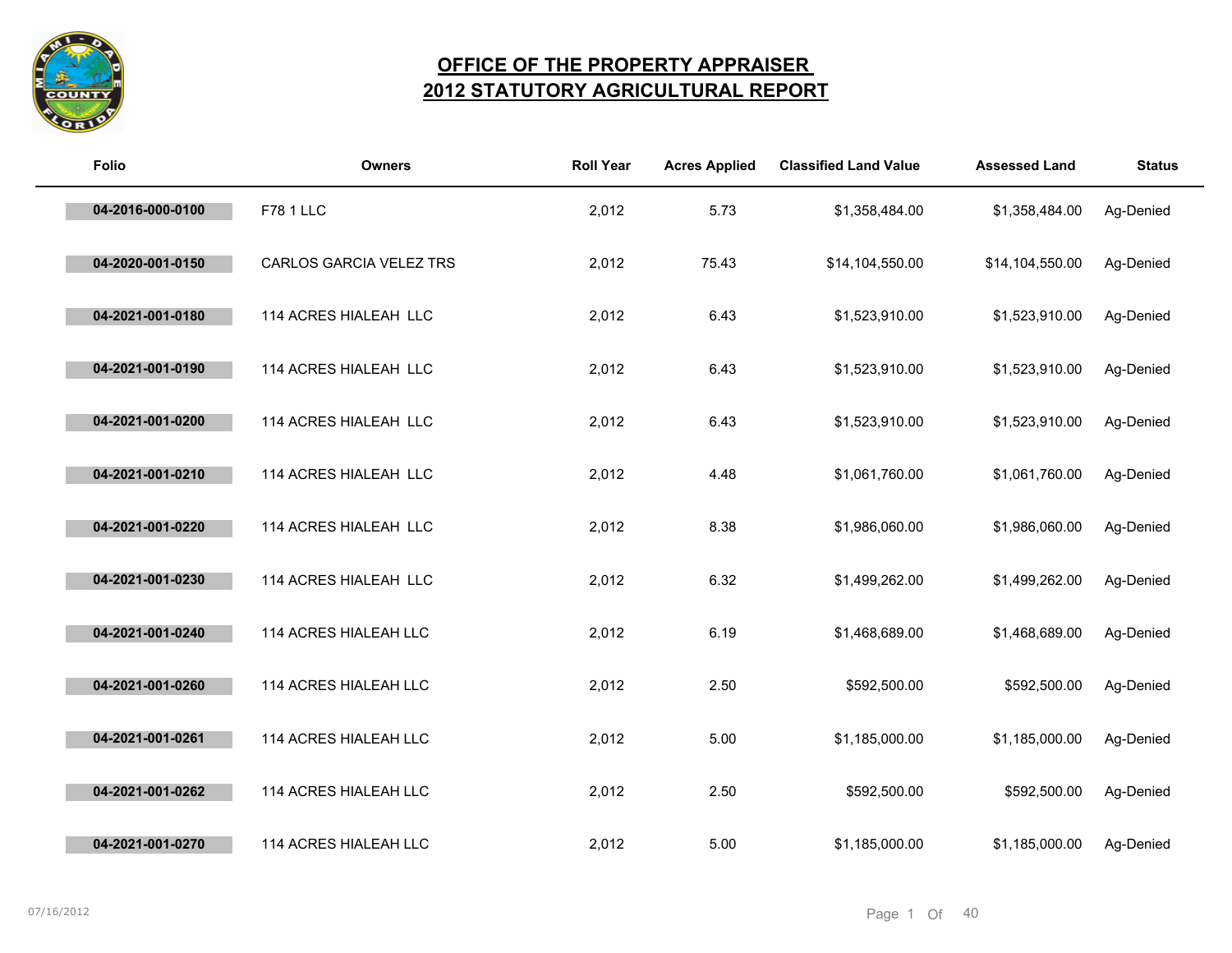# OFFICE OF THE PROPERTY APPRAISER
# 2012 STATUTORY AGRICULTURAL REPORT

| Folio | Owners | Roll Year | Acres Applied | Classified Land Value | Assessed Land | Status |
|---|---|---|---|---|---|---|
| 04-2016-000-0100 | F78 1 LLC | 2,012 | 5.73 | $1,358,484.00 | $1,358,484.00 | Ag-Denied |
| 04-2020-001-0150 | CARLOS GARCIA VELEZ TRS | 2,012 | 75.43 | $14,104,550.00 | $14,104,550.00 | Ag-Denied |
| 04-2021-001-0180 | 114 ACRES HIALEAH LLC | 2,012 | 6.43 | $1,523,910.00 | $1,523,910.00 | Ag-Denied |
| 04-2021-001-0190 | 114 ACRES HIALEAH LLC | 2,012 | 6.43 | $1,523,910.00 | $1,523,910.00 | Ag-Denied |
| 04-2021-001-0200 | 114 ACRES HIALEAH LLC | 2,012 | 6.43 | $1,523,910.00 | $1,523,910.00 | Ag-Denied |
| 04-2021-001-0210 | 114 ACRES HIALEAH LLC | 2,012 | 4.48 | $1,061,760.00 | $1,061,760.00 | Ag-Denied |
| 04-2021-001-0220 | 114 ACRES HIALEAH LLC | 2,012 | 8.38 | $1,986,060.00 | $1,986,060.00 | Ag-Denied |
| 04-2021-001-0230 | 114 ACRES HIALEAH LLC | 2,012 | 6.32 | $1,499,262.00 | $1,499,262.00 | Ag-Denied |
| 04-2021-001-0240 | 114 ACRES HIALEAH LLC | 2,012 | 6.19 | $1,468,689.00 | $1,468,689.00 | Ag-Denied |
| 04-2021-001-0260 | 114 ACRES HIALEAH LLC | 2,012 | 2.50 | $592,500.00 | $592,500.00 | Ag-Denied |
| 04-2021-001-0261 | 114 ACRES HIALEAH LLC | 2,012 | 5.00 | $1,185,000.00 | $1,185,000.00 | Ag-Denied |
| 04-2021-001-0262 | 114 ACRES HIALEAH LLC | 2,012 | 2.50 | $592,500.00 | $592,500.00 | Ag-Denied |
| 04-2021-001-0270 | 114 ACRES HIALEAH LLC | 2,012 | 5.00 | $1,185,000.00 | $1,185,000.00 | Ag-Denied |

07/16/2012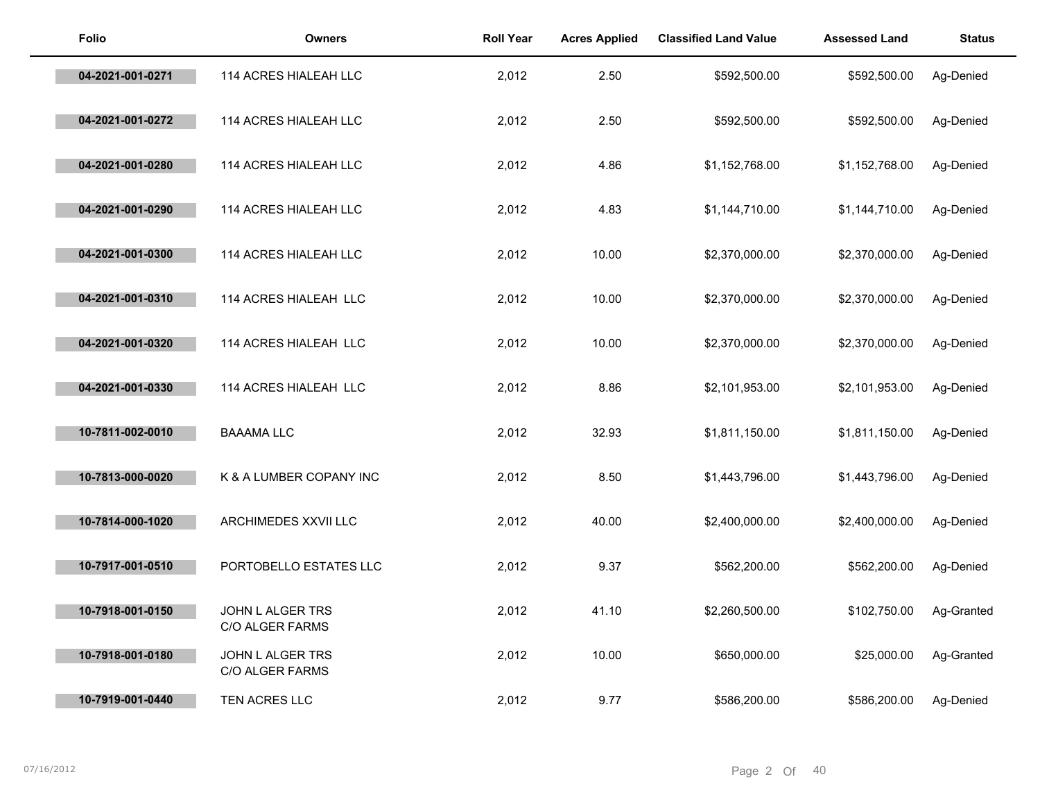| Folio | Owners | Roll Year | Acres Applied | Classified Land Value | Assessed Land | Status |
|---|---|---|---|---|---|---|
| 04-2021-001-0271 | 114 ACRES HIALEAH LLC | 2,012 | 2.50 | $592,500.00 | $592,500.00 | Ag-Denied |
| 04-2021-001-0272 | 114 ACRES HIALEAH LLC | 2,012 | 2.50 | $592,500.00 | $592,500.00 | Ag-Denied |
| 04-2021-001-0280 | 114 ACRES HIALEAH LLC | 2,012 | 4.86 | $1,152,768.00 | $1,152,768.00 | Ag-Denied |
| 04-2021-001-0290 | 114 ACRES HIALEAH LLC | 2,012 | 4.83 | $1,144,710.00 | $1,144,710.00 | Ag-Denied |
| 04-2021-001-0300 | 114 ACRES HIALEAH LLC | 2,012 | 10.00 | $2,370,000.00 | $2,370,000.00 | Ag-Denied |
| 04-2021-001-0310 | 114 ACRES HIALEAH LLC | 2,012 | 10.00 | $2,370,000.00 | $2,370,000.00 | Ag-Denied |
| 04-2021-001-0320 | 114 ACRES HIALEAH LLC | 2,012 | 10.00 | $2,370,000.00 | $2,370,000.00 | Ag-Denied |
| 04-2021-001-0330 | 114 ACRES HIALEAH LLC | 2,012 | 8.86 | $2,101,953.00 | $2,101,953.00 | Ag-Denied |
| 10-7811-002-0010 | BAAAMA LLC | 2,012 | 32.93 | $1,811,150.00 | $1,811,150.00 | Ag-Denied |
| 10-7813-000-0020 | K & A LUMBER COPANY INC | 2,012 | 8.50 | $1,443,796.00 | $1,443,796.00 | Ag-Denied |
| 10-7814-000-1020 | ARCHIMEDES XXVII LLC | 2,012 | 40.00 | $2,400,000.00 | $2,400,000.00 | Ag-Denied |
| 10-7917-001-0510 | PORTOBELLO ESTATES LLC | 2,012 | 9.37 | $562,200.00 | $562,200.00 | Ag-Denied |
| 10-7918-001-0150 | JOHN L ALGER TRS C/O ALGER FARMS | 2,012 | 41.10 | $2,260,500.00 | $102,750.00 | Ag-Granted |
| 10-7918-001-0180 | JOHN L ALGER TRS C/O ALGER FARMS | 2,012 | 10.00 | $650,000.00 | $25,000.00 | Ag-Granted |
| 10-7919-001-0440 | TEN ACRES LLC | 2,012 | 9.77 | $586,200.00 | $586,200.00 | Ag-Denied |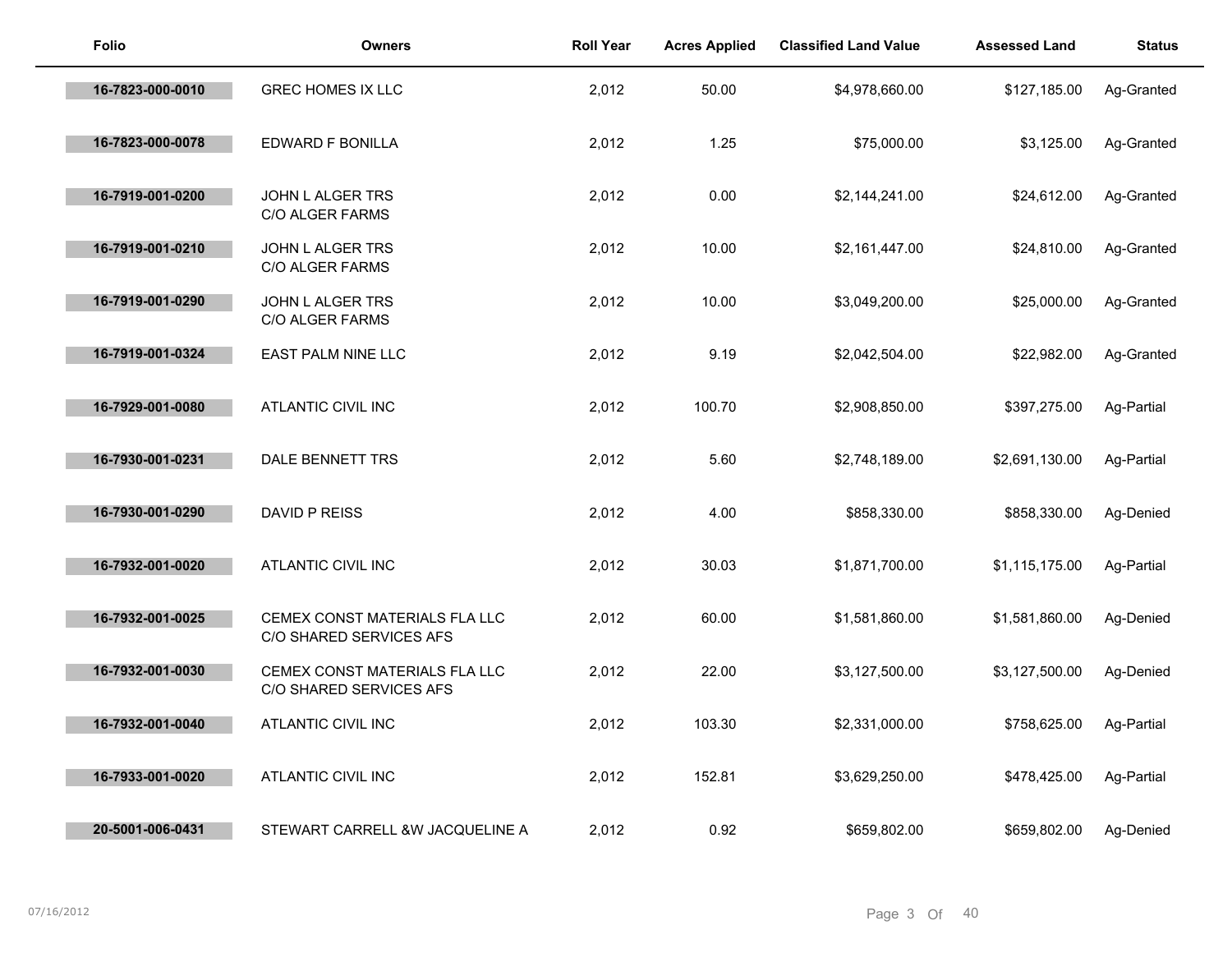| Folio | Owners | Roll Year | Acres Applied | Classified Land Value | Assessed Land | Status |
|---|---|---|---|---|---|---|
| 16-7823-000-0010 | GREC HOMES IX LLC | 2,012 | 50.00 | $4,978,660.00 | $127,185.00 | Ag-Granted |
| 16-7823-000-0078 | EDWARD F BONILLA | 2,012 | 1.25 | $75,000.00 | $3,125.00 | Ag-Granted |
| 16-7919-001-0200 | JOHN L ALGER TRS C/O ALGER FARMS | 2,012 | 0.00 | $2,144,241.00 | $24,612.00 | Ag-Granted |
| 16-7919-001-0210 | JOHN L ALGER TRS C/O ALGER FARMS | 2,012 | 10.00 | $2,161,447.00 | $24,810.00 | Ag-Granted |
| 16-7919-001-0290 | JOHN L ALGER TRS C/O ALGER FARMS | 2,012 | 10.00 | $3,049,200.00 | $25,000.00 | Ag-Granted |
| 16-7919-001-0324 | EAST PALM NINE LLC | 2,012 | 9.19 | $2,042,504.00 | $22,982.00 | Ag-Granted |
| 16-7929-001-0080 | ATLANTIC CIVIL INC | 2,012 | 100.70 | $2,908,850.00 | $397,275.00 | Ag-Partial |
| 16-7930-001-0231 | DALE BENNETT TRS | 2,012 | 5.60 | $2,748,189.00 | $2,691,130.00 | Ag-Partial |
| 16-7930-001-0290 | DAVID P REISS | 2,012 | 4.00 | $858,330.00 | $858,330.00 | Ag-Denied |
| 16-7932-001-0020 | ATLANTIC CIVIL INC | 2,012 | 30.03 | $1,871,700.00 | $1,115,175.00 | Ag-Partial |
| 16-7932-001-0025 | CEMEX CONST MATERIALS FLA LLC C/O SHARED SERVICES AFS | 2,012 | 60.00 | $1,581,860.00 | $1,581,860.00 | Ag-Denied |
| 16-7932-001-0030 | CEMEX CONST MATERIALS FLA LLC C/O SHARED SERVICES AFS | 2,012 | 22.00 | $3,127,500.00 | $3,127,500.00 | Ag-Denied |
| 16-7932-001-0040 | ATLANTIC CIVIL INC | 2,012 | 103.30 | $2,331,000.00 | $758,625.00 | Ag-Partial |
| 16-7933-001-0020 | ATLANTIC CIVIL INC | 2,012 | 152.81 | $3,629,250.00 | $478,425.00 | Ag-Partial |
| 20-5001-006-0431 | STEWART CARRELL &W JACQUELINE A | 2,012 | 0.92 | $659,802.00 | $659,802.00 | Ag-Denied |

07/16/2012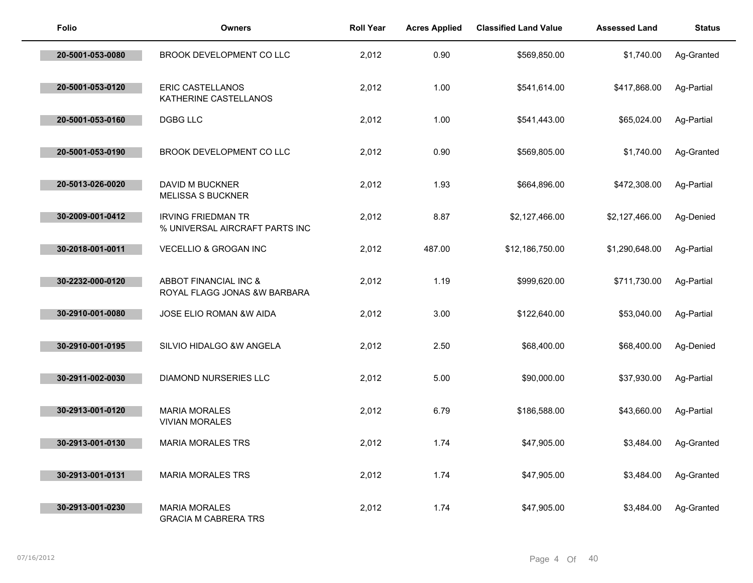| Folio | Owners | Roll Year | Acres Applied | Classified Land Value | Assessed Land | Status |
|---|---|---|---|---|---|---|
| 20-5001-053-0080 | BROOK DEVELOPMENT CO LLC | 2,012 | 0.90 | $569,850.00 | $1,740.00 | Ag-Granted |
| 20-5001-053-0120 | ERIC CASTELLANOS<br>KATHERINE CASTELLANOS | 2,012 | 1.00 | $541,614.00 | $417,868.00 | Ag-Partial |
| 20-5001-053-0160 | DGBG LLC | 2,012 | 1.00 | $541,443.00 | $65,024.00 | Ag-Partial |
| 20-5001-053-0190 | BROOK DEVELOPMENT CO LLC | 2,012 | 0.90 | $569,805.00 | $1,740.00 | Ag-Granted |
| 20-5013-026-0020 | DAVID M BUCKNER<br>MELISSA S BUCKNER | 2,012 | 1.93 | $664,896.00 | $472,308.00 | Ag-Partial |
| 30-2009-001-0412 | IRVING FRIEDMAN TR<br>% UNIVERSAL AIRCRAFT PARTS INC | 2,012 | 8.87 | $2,127,466.00 | $2,127,466.00 | Ag-Denied |
| 30-2018-001-0011 | VECELLIO & GROGAN INC | 2,012 | 487.00 | $12,186,750.00 | $1,290,648.00 | Ag-Partial |
| 30-2232-000-0120 | ABBOT FINANCIAL INC &<br>ROYAL FLAGG JONAS &W BARBARA | 2,012 | 1.19 | $999,620.00 | $711,730.00 | Ag-Partial |
| 30-2910-001-0080 | JOSE ELIO ROMAN &W AIDA | 2,012 | 3.00 | $122,640.00 | $53,040.00 | Ag-Partial |
| 30-2910-001-0195 | SILVIO HIDALGO &W ANGELA | 2,012 | 2.50 | $68,400.00 | $68,400.00 | Ag-Denied |
| 30-2911-002-0030 | DIAMOND NURSERIES LLC | 2,012 | 5.00 | $90,000.00 | $37,930.00 | Ag-Partial |
| 30-2913-001-0120 | MARIA MORALES<br>VIVIAN MORALES | 2,012 | 6.79 | $186,588.00 | $43,660.00 | Ag-Partial |
| 30-2913-001-0130 | MARIA MORALES TRS | 2,012 | 1.74 | $47,905.00 | $3,484.00 | Ag-Granted |
| 30-2913-001-0131 | MARIA MORALES TRS | 2,012 | 1.74 | $47,905.00 | $3,484.00 | Ag-Granted |
| 30-2913-001-0230 | MARIA MORALES<br>GRACIA M CABRERA TRS | 2,012 | 1.74 | $47,905.00 | $3,484.00 | Ag-Granted |

07/16/2012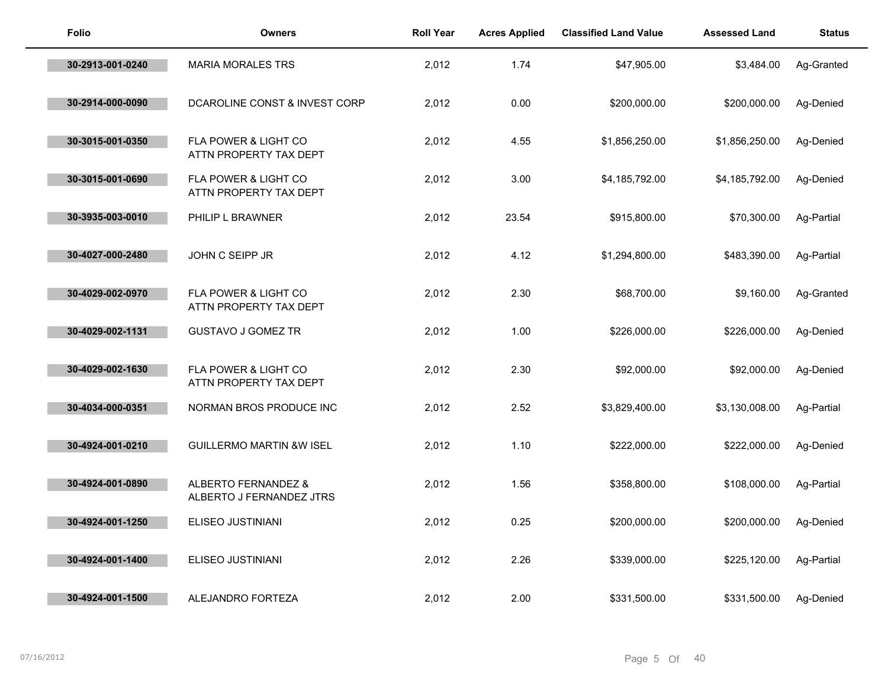| Folio | Owners | Roll Year | Acres Applied | Classified Land Value | Assessed Land | Status |
|---|---|---|---|---|---|---|
| 30-2913-001-0240 | MARIA MORALES TRS | 2,012 | 1.74 | $47,905.00 | $3,484.00 | Ag-Granted |
| 30-2914-000-0090 | DCAROLINE CONST & INVEST CORP | 2,012 | 0.00 | $200,000.00 | $200,000.00 | Ag-Denied |
| 30-3015-001-0350 | FLA POWER & LIGHT CO ATTN PROPERTY TAX DEPT | 2,012 | 4.55 | $1,856,250.00 | $1,856,250.00 | Ag-Denied |
| 30-3015-001-0690 | FLA POWER & LIGHT CO ATTN PROPERTY TAX DEPT | 2,012 | 3.00 | $4,185,792.00 | $4,185,792.00 | Ag-Denied |
| 30-3935-003-0010 | PHILIP L BRAWNER | 2,012 | 23.54 | $915,800.00 | $70,300.00 | Ag-Partial |
| 30-4027-000-2480 | JOHN C SEIPP JR | 2,012 | 4.12 | $1,294,800.00 | $483,390.00 | Ag-Partial |
| 30-4029-002-0970 | FLA POWER & LIGHT CO ATTN PROPERTY TAX DEPT | 2,012 | 2.30 | $68,700.00 | $9,160.00 | Ag-Granted |
| 30-4029-002-1131 | GUSTAVO J GOMEZ TR | 2,012 | 1.00 | $226,000.00 | $226,000.00 | Ag-Denied |
| 30-4029-002-1630 | FLA POWER & LIGHT CO ATTN PROPERTY TAX DEPT | 2,012 | 2.30 | $92,000.00 | $92,000.00 | Ag-Denied |
| 30-4034-000-0351 | NORMAN BROS PRODUCE INC | 2,012 | 2.52 | $3,829,400.00 | $3,130,008.00 | Ag-Partial |
| 30-4924-001-0210 | GUILLERMO MARTIN &W ISEL | 2,012 | 1.10 | $222,000.00 | $222,000.00 | Ag-Denied |
| 30-4924-001-0890 | ALBERTO FERNANDEZ & ALBERTO J FERNANDEZ JTRS | 2,012 | 1.56 | $358,800.00 | $108,000.00 | Ag-Partial |
| 30-4924-001-1250 | ELISEO JUSTINIANI | 2,012 | 0.25 | $200,000.00 | $200,000.00 | Ag-Denied |
| 30-4924-001-1400 | ELISEO JUSTINIANI | 2,012 | 2.26 | $339,000.00 | $225,120.00 | Ag-Partial |
| 30-4924-001-1500 | ALEJANDRO FORTEZA | 2,012 | 2.00 | $331,500.00 | $331,500.00 | Ag-Denied |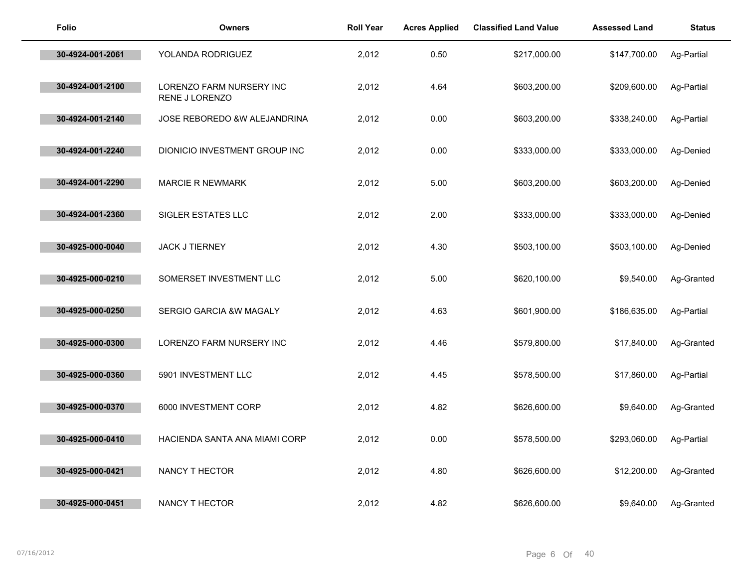| Folio | Owners | Roll Year | Acres Applied | Classified Land Value | Assessed Land | Status |
|---|---|---|---|---|---|---|
| 30-4924-001-2061 | YOLANDA RODRIGUEZ | 2,012 | 0.50 | $217,000.00 | $147,700.00 | Ag-Partial |
| 30-4924-001-2100 | LORENZO FARM NURSERY INC<br>RENE J LORENZO | 2,012 | 4.64 | $603,200.00 | $209,600.00 | Ag-Partial |
| 30-4924-001-2140 | JOSE REBOREDO &W ALEJANDRINA | 2,012 | 0.00 | $603,200.00 | $338,240.00 | Ag-Partial |
| 30-4924-001-2240 | DIONICIO INVESTMENT GROUP INC | 2,012 | 0.00 | $333,000.00 | $333,000.00 | Ag-Denied |
| 30-4924-001-2290 | MARCIE R NEWMARK | 2,012 | 5.00 | $603,200.00 | $603,200.00 | Ag-Denied |
| 30-4924-001-2360 | SIGLER ESTATES LLC | 2,012 | 2.00 | $333,000.00 | $333,000.00 | Ag-Denied |
| 30-4925-000-0040 | JACK J TIERNEY | 2,012 | 4.30 | $503,100.00 | $503,100.00 | Ag-Denied |
| 30-4925-000-0210 | SOMERSET INVESTMENT LLC | 2,012 | 5.00 | $620,100.00 | $9,540.00 | Ag-Granted |
| 30-4925-000-0250 | SERGIO GARCIA &W MAGALY | 2,012 | 4.63 | $601,900.00 | $186,635.00 | Ag-Partial |
| 30-4925-000-0300 | LORENZO FARM NURSERY INC | 2,012 | 4.46 | $579,800.00 | $17,840.00 | Ag-Granted |
| 30-4925-000-0360 | 5901 INVESTMENT LLC | 2,012 | 4.45 | $578,500.00 | $17,860.00 | Ag-Partial |
| 30-4925-000-0370 | 6000 INVESTMENT CORP | 2,012 | 4.82 | $626,600.00 | $9,640.00 | Ag-Granted |
| 30-4925-000-0410 | HACIENDA SANTA ANA MIAMI CORP | 2,012 | 0.00 | $578,500.00 | $293,060.00 | Ag-Partial |
| 30-4925-000-0421 | NANCY T HECTOR | 2,012 | 4.80 | $626,600.00 | $12,200.00 | Ag-Granted |
| 30-4925-000-0451 | NANCY T HECTOR | 2,012 | 4.82 | $626,600.00 | $9,640.00 | Ag-Granted |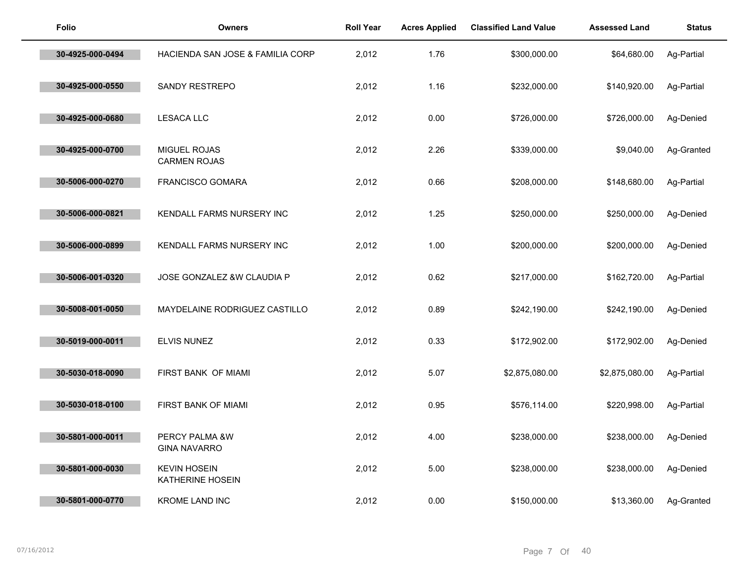| Folio | Owners | Roll Year | Acres Applied | Classified Land Value | Assessed Land | Status |
|---|---|---|---|---|---|---|
| 30-4925-000-0494 | HACIENDA SAN JOSE & FAMILIA CORP | 2,012 | 1.76 | $300,000.00 | $64,680.00 | Ag-Partial |
| 30-4925-000-0550 | SANDY RESTREPO | 2,012 | 1.16 | $232,000.00 | $140,920.00 | Ag-Partial |
| 30-4925-000-0680 | LESACA LLC | 2,012 | 0.00 | $726,000.00 | $726,000.00 | Ag-Denied |
| 30-4925-000-0700 | MIGUEL ROJAS CARMEN ROJAS | 2,012 | 2.26 | $339,000.00 | $9,040.00 | Ag-Granted |
| 30-5006-000-0270 | FRANCISCO GOMARA | 2,012 | 0.66 | $208,000.00 | $148,680.00 | Ag-Partial |
| 30-5006-000-0821 | KENDALL FARMS NURSERY INC | 2,012 | 1.25 | $250,000.00 | $250,000.00 | Ag-Denied |
| 30-5006-000-0899 | KENDALL FARMS NURSERY INC | 2,012 | 1.00 | $200,000.00 | $200,000.00 | Ag-Denied |
| 30-5006-001-0320 | JOSE GONZALEZ &W CLAUDIA P | 2,012 | 0.62 | $217,000.00 | $162,720.00 | Ag-Partial |
| 30-5008-001-0050 | MAYDELAINE RODRIGUEZ CASTILLO | 2,012 | 0.89 | $242,190.00 | $242,190.00 | Ag-Denied |
| 30-5019-000-0011 | ELVIS NUNEZ | 2,012 | 0.33 | $172,902.00 | $172,902.00 | Ag-Denied |
| 30-5030-018-0090 | FIRST BANK OF MIAMI | 2,012 | 5.07 | $2,875,080.00 | $2,875,080.00 | Ag-Partial |
| 30-5030-018-0100 | FIRST BANK OF MIAMI | 2,012 | 0.95 | $576,114.00 | $220,998.00 | Ag-Partial |
| 30-5801-000-0011 | PERCY PALMA &W GINA NAVARRO | 2,012 | 4.00 | $238,000.00 | $238,000.00 | Ag-Denied |
| 30-5801-000-0030 | KEVIN HOSEIN KATHERINE HOSEIN | 2,012 | 5.00 | $238,000.00 | $238,000.00 | Ag-Denied |
| 30-5801-000-0770 | KROME LAND INC | 2,012 | 0.00 | $150,000.00 | $13,360.00 | Ag-Granted |

07/16/2012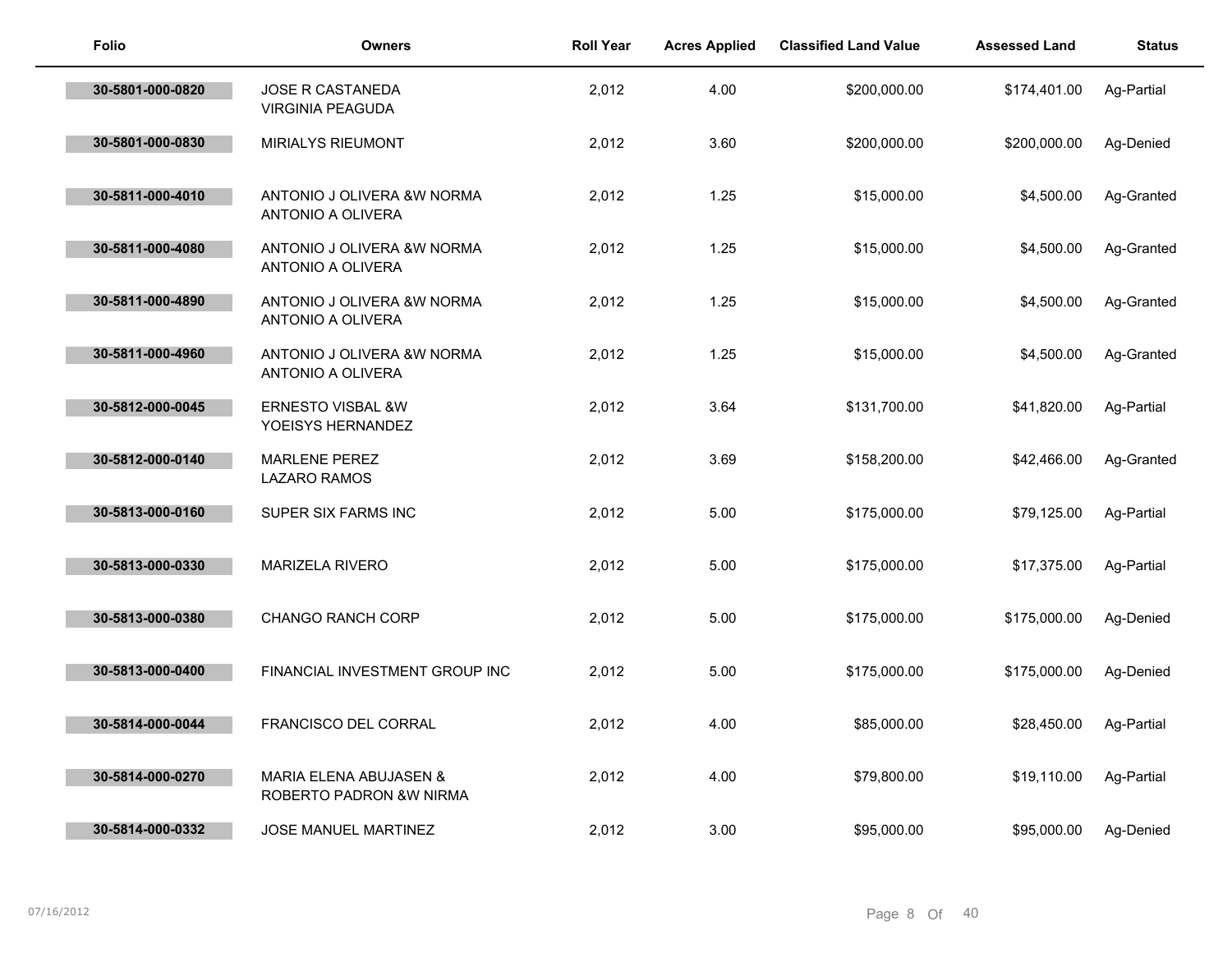| Folio | Owners | Roll Year | Acres Applied | Classified Land Value | Assessed Land | Status |
|---|---|---|---|---|---|---|
| 30-5801-000-0820 | JOSE R CASTANEDA<br>VIRGINIA PEAGUDA | 2,012 | 4.00 | $200,000.00 | $174,401.00 | Ag-Partial |
| 30-5801-000-0830 | MIRIALYS RIEUMONT | 2,012 | 3.60 | $200,000.00 | $200,000.00 | Ag-Denied |
| 30-5811-000-4010 | ANTONIO J OLIVERA &W NORMA<br>ANTONIO A OLIVERA | 2,012 | 1.25 | $15,000.00 | $4,500.00 | Ag-Granted |
| 30-5811-000-4080 | ANTONIO J OLIVERA &W NORMA<br>ANTONIO A OLIVERA | 2,012 | 1.25 | $15,000.00 | $4,500.00 | Ag-Granted |
| 30-5811-000-4890 | ANTONIO J OLIVERA &W NORMA<br>ANTONIO A OLIVERA | 2,012 | 1.25 | $15,000.00 | $4,500.00 | Ag-Granted |
| 30-5811-000-4960 | ANTONIO J OLIVERA &W NORMA<br>ANTONIO A OLIVERA | 2,012 | 1.25 | $15,000.00 | $4,500.00 | Ag-Granted |
| 30-5812-000-0045 | ERNESTO VISBAL &W<br>YOEISYS HERNANDEZ | 2,012 | 3.64 | $131,700.00 | $41,820.00 | Ag-Partial |
| 30-5812-000-0140 | MARLENE PEREZ<br>LAZARO RAMOS | 2,012 | 3.69 | $158,200.00 | $42,466.00 | Ag-Granted |
| 30-5813-000-0160 | SUPER SIX FARMS INC | 2,012 | 5.00 | $175,000.00 | $79,125.00 | Ag-Partial |
| 30-5813-000-0330 | MARIZELA RIVERO | 2,012 | 5.00 | $175,000.00 | $17,375.00 | Ag-Partial |
| 30-5813-000-0380 | CHANGO RANCH CORP | 2,012 | 5.00 | $175,000.00 | $175,000.00 | Ag-Denied |
| 30-5813-000-0400 | FINANCIAL INVESTMENT GROUP INC | 2,012 | 5.00 | $175,000.00 | $175,000.00 | Ag-Denied |
| 30-5814-000-0044 | FRANCISCO DEL CORRAL | 2,012 | 4.00 | $85,000.00 | $28,450.00 | Ag-Partial |
| 30-5814-000-0270 | MARIA ELENA ABUJASEN &<br>ROBERTO PADRON &W NIRMA | 2,012 | 4.00 | $79,800.00 | $19,110.00 | Ag-Partial |
| 30-5814-000-0332 | JOSE MANUEL MARTINEZ | 2,012 | 3.00 | $95,000.00 | $95,000.00 | Ag-Denied |

07/16/2012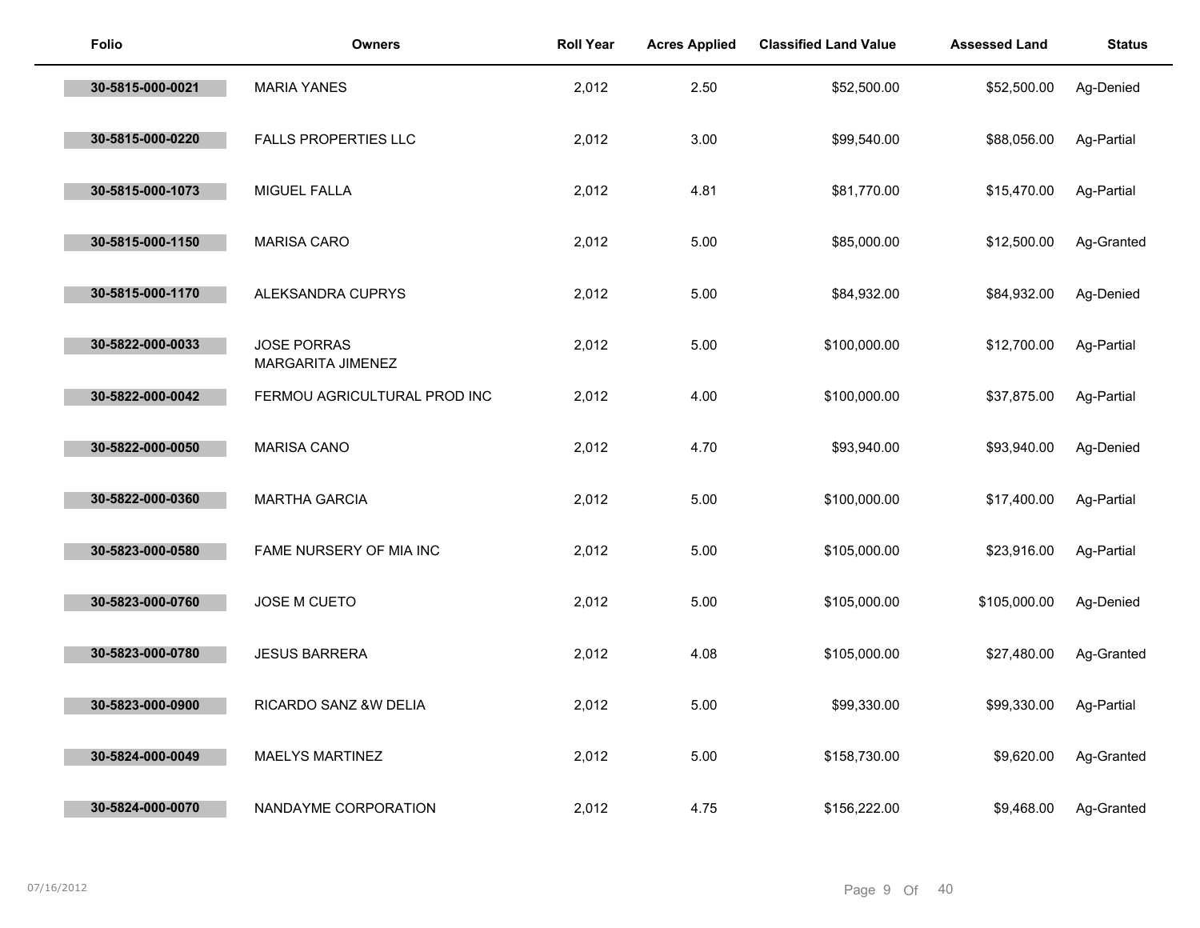| Folio | Owners | Roll Year | Acres Applied | Classified Land Value | Assessed Land | Status |
|---|---|---|---|---|---|---|
| 30-5815-000-0021 | MARIA YANES | 2,012 | 2.50 | $52,500.00 | $52,500.00 | Ag-Denied |
| 30-5815-000-0220 | FALLS PROPERTIES LLC | 2,012 | 3.00 | $99,540.00 | $88,056.00 | Ag-Partial |
| 30-5815-000-1073 | MIGUEL FALLA | 2,012 | 4.81 | $81,770.00 | $15,470.00 | Ag-Partial |
| 30-5815-000-1150 | MARISA CARO | 2,012 | 5.00 | $85,000.00 | $12,500.00 | Ag-Granted |
| 30-5815-000-1170 | ALEKSANDRA CUPRYS | 2,012 | 5.00 | $84,932.00 | $84,932.00 | Ag-Denied |
| 30-5822-000-0033 | JOSE PORRAS<br>MARGARITA JIMENEZ | 2,012 | 5.00 | $100,000.00 | $12,700.00 | Ag-Partial |
| 30-5822-000-0042 | FERMOU AGRICULTURAL PROD INC | 2,012 | 4.00 | $100,000.00 | $37,875.00 | Ag-Partial |
| 30-5822-000-0050 | MARISA CANO | 2,012 | 4.70 | $93,940.00 | $93,940.00 | Ag-Denied |
| 30-5822-000-0360 | MARTHA GARCIA | 2,012 | 5.00 | $100,000.00 | $17,400.00 | Ag-Partial |
| 30-5823-000-0580 | FAME NURSERY OF MIA INC | 2,012 | 5.00 | $105,000.00 | $23,916.00 | Ag-Partial |
| 30-5823-000-0760 | JOSE M CUETO | 2,012 | 5.00 | $105,000.00 | $105,000.00 | Ag-Denied |
| 30-5823-000-0780 | JESUS BARRERA | 2,012 | 4.08 | $105,000.00 | $27,480.00 | Ag-Granted |
| 30-5823-000-0900 | RICARDO SANZ &W DELIA | 2,012 | 5.00 | $99,330.00 | $99,330.00 | Ag-Partial |
| 30-5824-000-0049 | MAELYS MARTINEZ | 2,012 | 5.00 | $158,730.00 | $9,620.00 | Ag-Granted |
| 30-5824-000-0070 | NANDAYME CORPORATION | 2,012 | 4.75 | $156,222.00 | $9,468.00 | Ag-Granted |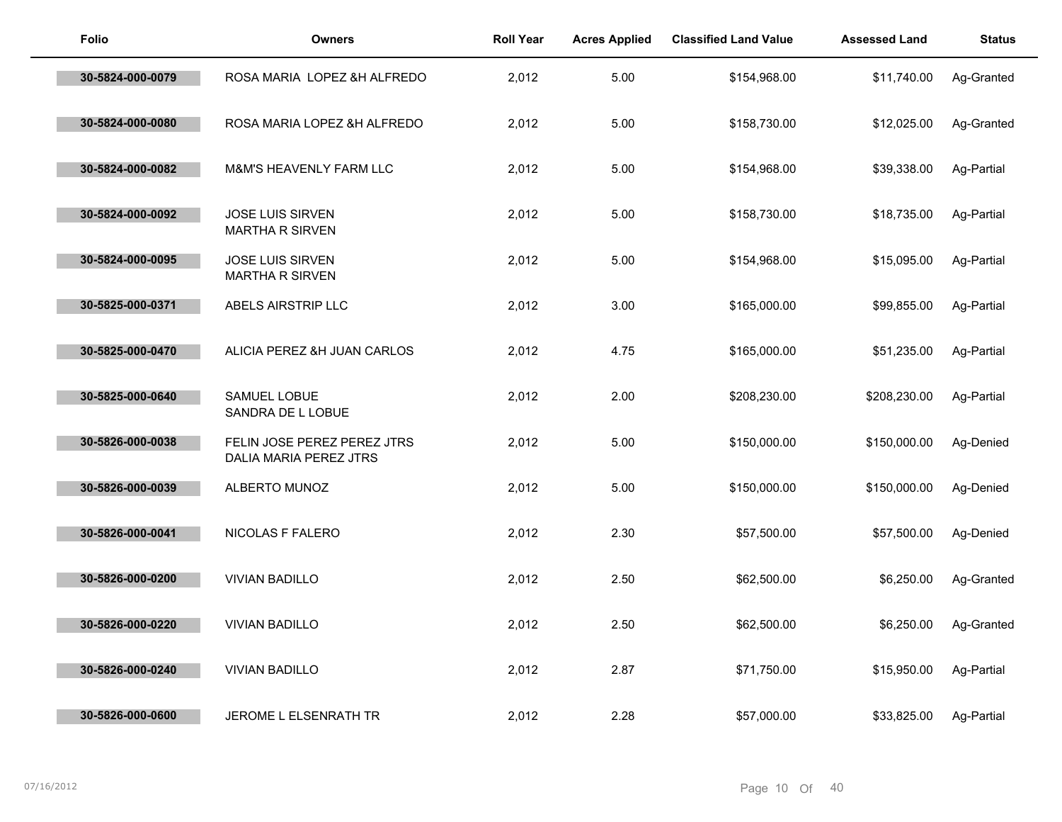| Folio | Owners | Roll Year | Acres Applied | Classified Land Value | Assessed Land | Status |
|---|---|---|---|---|---|---|
| 30-5824-000-0079 | ROSA MARIA  LOPEZ &H ALFREDO | 2,012 | 5.00 | $154,968.00 | $11,740.00 | Ag-Granted |
| 30-5824-000-0080 | ROSA MARIA LOPEZ &H ALFREDO | 2,012 | 5.00 | $158,730.00 | $12,025.00 | Ag-Granted |
| 30-5824-000-0082 | M&M'S HEAVENLY FARM LLC | 2,012 | 5.00 | $154,968.00 | $39,338.00 | Ag-Partial |
| 30-5824-000-0092 | JOSE LUIS SIRVEN<br>MARTHA R SIRVEN | 2,012 | 5.00 | $158,730.00 | $18,735.00 | Ag-Partial |
| 30-5824-000-0095 | JOSE LUIS SIRVEN<br>MARTHA R SIRVEN | 2,012 | 5.00 | $154,968.00 | $15,095.00 | Ag-Partial |
| 30-5825-000-0371 | ABELS AIRSTRIP LLC | 2,012 | 3.00 | $165,000.00 | $99,855.00 | Ag-Partial |
| 30-5825-000-0470 | ALICIA PEREZ &H JUAN CARLOS | 2,012 | 4.75 | $165,000.00 | $51,235.00 | Ag-Partial |
| 30-5825-000-0640 | SAMUEL LOBUE<br>SANDRA DE L LOBUE | 2,012 | 2.00 | $208,230.00 | $208,230.00 | Ag-Partial |
| 30-5826-000-0038 | FELIN JOSE PEREZ PEREZ JTRS<br>DALIA MARIA PEREZ JTRS | 2,012 | 5.00 | $150,000.00 | $150,000.00 | Ag-Denied |
| 30-5826-000-0039 | ALBERTO MUNOZ | 2,012 | 5.00 | $150,000.00 | $150,000.00 | Ag-Denied |
| 30-5826-000-0041 | NICOLAS F FALERO | 2,012 | 2.30 | $57,500.00 | $57,500.00 | Ag-Denied |
| 30-5826-000-0200 | VIVIAN BADILLO | 2,012 | 2.50 | $62,500.00 | $6,250.00 | Ag-Granted |
| 30-5826-000-0220 | VIVIAN BADILLO | 2,012 | 2.50 | $62,500.00 | $6,250.00 | Ag-Granted |
| 30-5826-000-0240 | VIVIAN BADILLO | 2,012 | 2.87 | $71,750.00 | $15,950.00 | Ag-Partial |
| 30-5826-000-0600 | JEROME L ELSENRATH TR | 2,012 | 2.28 | $57,000.00 | $33,825.00 | Ag-Partial |

07/16/2012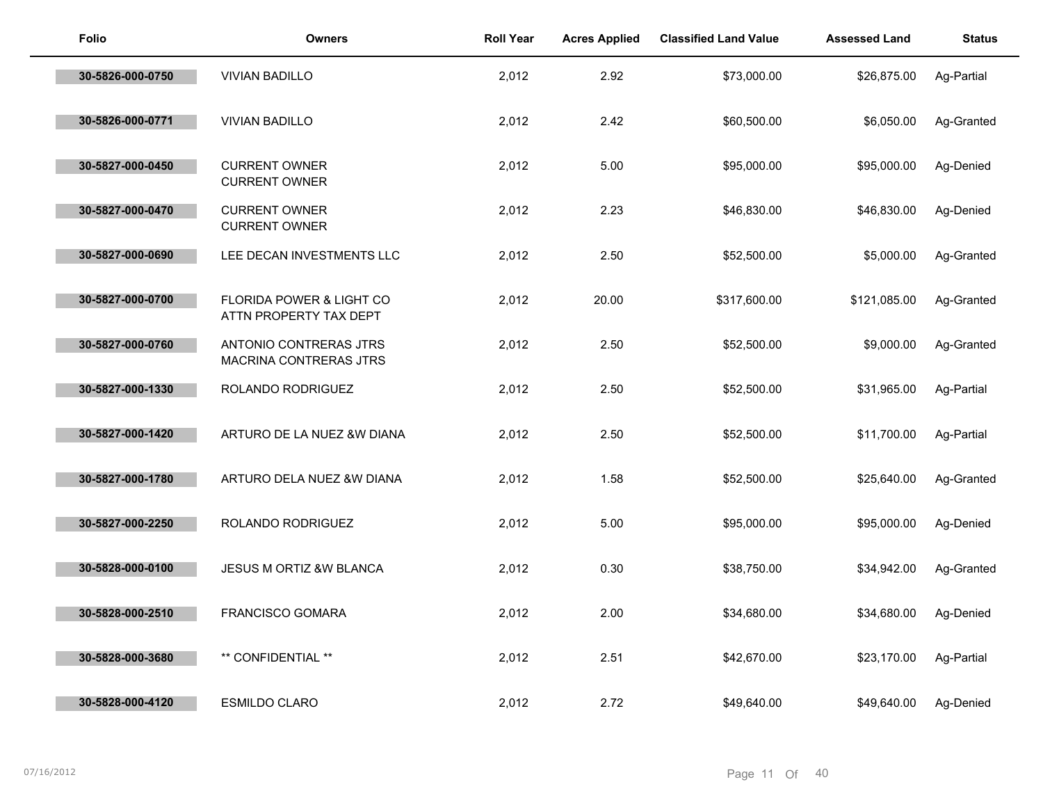| Folio | Owners | Roll Year | Acres Applied | Classified Land Value | Assessed Land | Status |
| --- | --- | --- | --- | --- | --- | --- |
| 30-5826-000-0750 | VIVIAN BADILLO | 2,012 | 2.92 | $73,000.00 | $26,875.00 | Ag-Partial |
| 30-5826-000-0771 | VIVIAN BADILLO | 2,012 | 2.42 | $60,500.00 | $6,050.00 | Ag-Granted |
| 30-5827-000-0450 | CURRENT OWNER<br>CURRENT OWNER | 2,012 | 5.00 | $95,000.00 | $95,000.00 | Ag-Denied |
| 30-5827-000-0470 | CURRENT OWNER<br>CURRENT OWNER | 2,012 | 2.23 | $46,830.00 | $46,830.00 | Ag-Denied |
| 30-5827-000-0690 | LEE DECAN INVESTMENTS LLC | 2,012 | 2.50 | $52,500.00 | $5,000.00 | Ag-Granted |
| 30-5827-000-0700 | FLORIDA POWER & LIGHT CO<br>ATTN PROPERTY TAX DEPT | 2,012 | 20.00 | $317,600.00 | $121,085.00 | Ag-Granted |
| 30-5827-000-0760 | ANTONIO CONTRERAS JTRS<br>MACRINA CONTRERAS JTRS | 2,012 | 2.50 | $52,500.00 | $9,000.00 | Ag-Granted |
| 30-5827-000-1330 | ROLANDO RODRIGUEZ | 2,012 | 2.50 | $52,500.00 | $31,965.00 | Ag-Partial |
| 30-5827-000-1420 | ARTURO DE LA NUEZ &W DIANA | 2,012 | 2.50 | $52,500.00 | $11,700.00 | Ag-Partial |
| 30-5827-000-1780 | ARTURO DELA NUEZ &W DIANA | 2,012 | 1.58 | $52,500.00 | $25,640.00 | Ag-Granted |
| 30-5827-000-2250 | ROLANDO RODRIGUEZ | 2,012 | 5.00 | $95,000.00 | $95,000.00 | Ag-Denied |
| 30-5828-000-0100 | JESUS M ORTIZ &W BLANCA | 2,012 | 0.30 | $38,750.00 | $34,942.00 | Ag-Granted |
| 30-5828-000-2510 | FRANCISCO GOMARA | 2,012 | 2.00 | $34,680.00 | $34,680.00 | Ag-Denied |
| 30-5828-000-3680 | ** CONFIDENTIAL ** | 2,012 | 2.51 | $42,670.00 | $23,170.00 | Ag-Partial |
| 30-5828-000-4120 | ESMILDO CLARO | 2,012 | 2.72 | $49,640.00 | $49,640.00 | Ag-Denied |

07/16/2012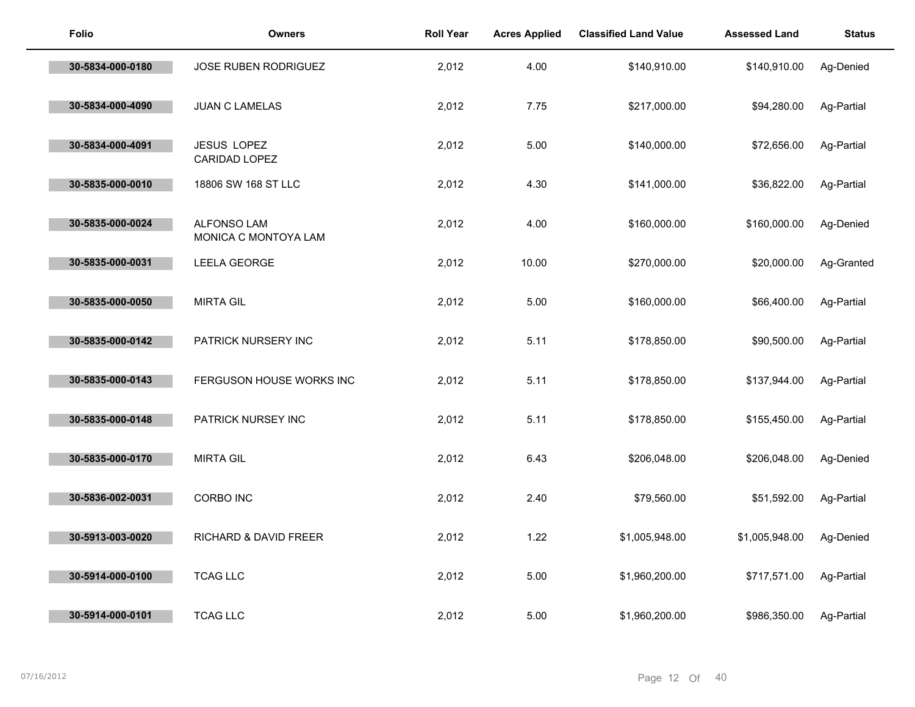| Folio | Owners | Roll Year | Acres Applied | Classified Land Value | Assessed Land | Status |
|---|---|---|---|---|---|---|
| 30-5834-000-0180 | JOSE RUBEN RODRIGUEZ | 2,012 | 4.00 | $140,910.00 | $140,910.00 | Ag-Denied |
| 30-5834-000-4090 | JUAN C LAMELAS | 2,012 | 7.75 | $217,000.00 | $94,280.00 | Ag-Partial |
| 30-5834-000-4091 | JESUS LOPEZ<br>CARIDAD LOPEZ | 2,012 | 5.00 | $140,000.00 | $72,656.00 | Ag-Partial |
| 30-5835-000-0010 | 18806 SW 168 ST LLC | 2,012 | 4.30 | $141,000.00 | $36,822.00 | Ag-Partial |
| 30-5835-000-0024 | ALFONSO LAM<br>MONICA C MONTOYA LAM | 2,012 | 4.00 | $160,000.00 | $160,000.00 | Ag-Denied |
| 30-5835-000-0031 | LEELA GEORGE | 2,012 | 10.00 | $270,000.00 | $20,000.00 | Ag-Granted |
| 30-5835-000-0050 | MIRTA GIL | 2,012 | 5.00 | $160,000.00 | $66,400.00 | Ag-Partial |
| 30-5835-000-0142 | PATRICK NURSERY INC | 2,012 | 5.11 | $178,850.00 | $90,500.00 | Ag-Partial |
| 30-5835-000-0143 | FERGUSON HOUSE WORKS INC | 2,012 | 5.11 | $178,850.00 | $137,944.00 | Ag-Partial |
| 30-5835-000-0148 | PATRICK NURSEY INC | 2,012 | 5.11 | $178,850.00 | $155,450.00 | Ag-Partial |
| 30-5835-000-0170 | MIRTA GIL | 2,012 | 6.43 | $206,048.00 | $206,048.00 | Ag-Denied |
| 30-5836-002-0031 | CORBO INC | 2,012 | 2.40 | $79,560.00 | $51,592.00 | Ag-Partial |
| 30-5913-003-0020 | RICHARD & DAVID FREER | 2,012 | 1.22 | $1,005,948.00 | $1,005,948.00 | Ag-Denied |
| 30-5914-000-0100 | TCAG LLC | 2,012 | 5.00 | $1,960,200.00 | $717,571.00 | Ag-Partial |
| 30-5914-000-0101 | TCAG LLC | 2,012 | 5.00 | $1,960,200.00 | $986,350.00 | Ag-Partial |

07/16/2012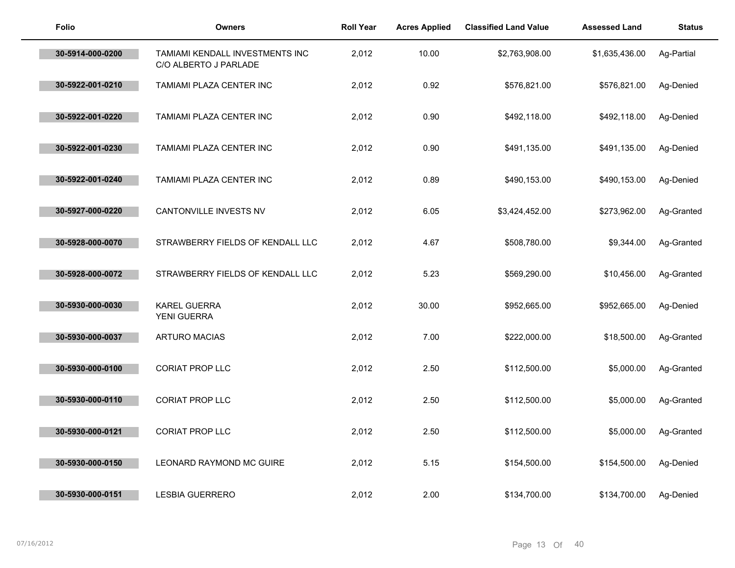| Folio | Owners | Roll Year | Acres Applied | Classified Land Value | Assessed Land | Status |
|---|---|---|---|---|---|---|
| 30-5914-000-0200 | TAMIAMI KENDALL INVESTMENTS INC<br>C/O ALBERTO J PARLADE | 2,012 | 10.00 | $2,763,908.00 | $1,635,436.00 | Ag-Partial |
| 30-5922-001-0210 | TAMIAMI PLAZA CENTER INC | 2,012 | 0.92 | $576,821.00 | $576,821.00 | Ag-Denied |
| 30-5922-001-0220 | TAMIAMI PLAZA CENTER INC | 2,012 | 0.90 | $492,118.00 | $492,118.00 | Ag-Denied |
| 30-5922-001-0230 | TAMIAMI PLAZA CENTER INC | 2,012 | 0.90 | $491,135.00 | $491,135.00 | Ag-Denied |
| 30-5922-001-0240 | TAMIAMI PLAZA CENTER INC | 2,012 | 0.89 | $490,153.00 | $490,153.00 | Ag-Denied |
| 30-5927-000-0220 | CANTONVILLE INVESTS NV | 2,012 | 6.05 | $3,424,452.00 | $273,962.00 | Ag-Granted |
| 30-5928-000-0070 | STRAWBERRY FIELDS OF KENDALL LLC | 2,012 | 4.67 | $508,780.00 | $9,344.00 | Ag-Granted |
| 30-5928-000-0072 | STRAWBERRY FIELDS OF KENDALL LLC | 2,012 | 5.23 | $569,290.00 | $10,456.00 | Ag-Granted |
| 30-5930-000-0030 | KAREL GUERRA<br>YENI GUERRA | 2,012 | 30.00 | $952,665.00 | $952,665.00 | Ag-Denied |
| 30-5930-000-0037 | ARTURO MACIAS | 2,012 | 7.00 | $222,000.00 | $18,500.00 | Ag-Granted |
| 30-5930-000-0100 | CORIAT PROP LLC | 2,012 | 2.50 | $112,500.00 | $5,000.00 | Ag-Granted |
| 30-5930-000-0110 | CORIAT PROP LLC | 2,012 | 2.50 | $112,500.00 | $5,000.00 | Ag-Granted |
| 30-5930-000-0121 | CORIAT PROP LLC | 2,012 | 2.50 | $112,500.00 | $5,000.00 | Ag-Granted |
| 30-5930-000-0150 | LEONARD RAYMOND MC GUIRE | 2,012 | 5.15 | $154,500.00 | $154,500.00 | Ag-Denied |
| 30-5930-000-0151 | LESBIA GUERRERO | 2,012 | 2.00 | $134,700.00 | $134,700.00 | Ag-Denied |

07/16/2012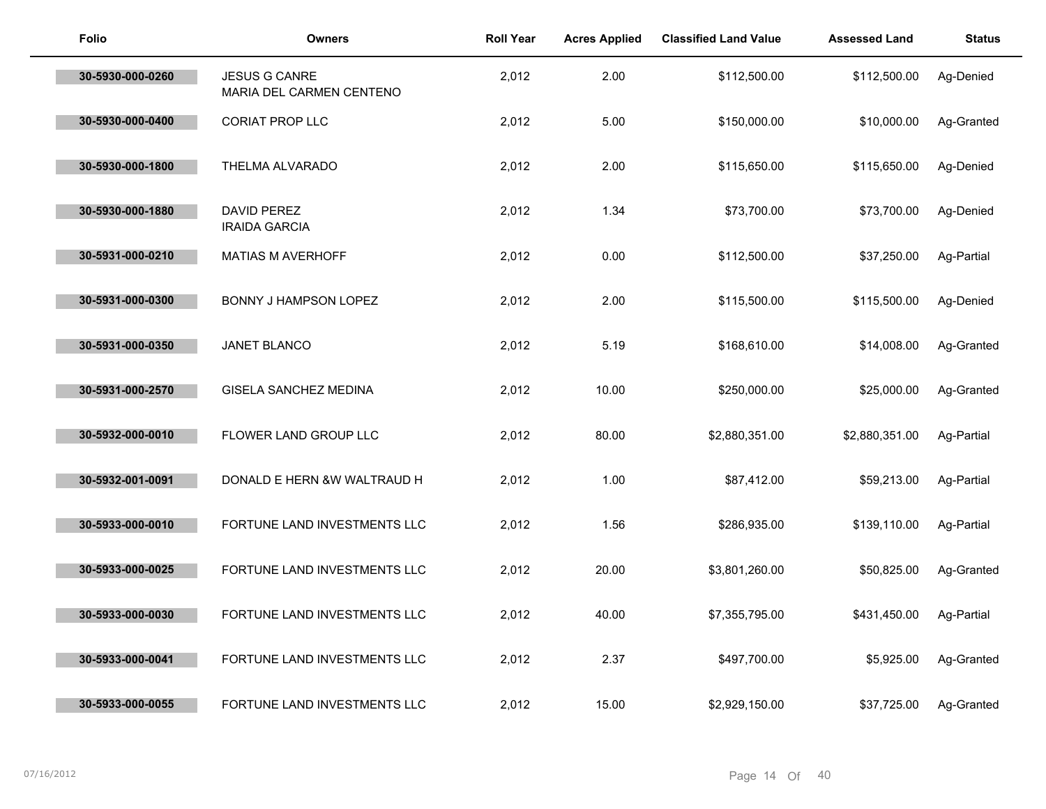| Folio | Owners | Roll Year | Acres Applied | Classified Land Value | Assessed Land | Status |
|---|---|---|---|---|---|---|
| 30-5930-000-0260 | JESUS G CANRE<br>MARIA DEL CARMEN CENTENO | 2,012 | 2.00 | $112,500.00 | $112,500.00 | Ag-Denied |
| 30-5930-000-0400 | CORIAT PROP LLC | 2,012 | 5.00 | $150,000.00 | $10,000.00 | Ag-Granted |
| 30-5930-000-1800 | THELMA ALVARADO | 2,012 | 2.00 | $115,650.00 | $115,650.00 | Ag-Denied |
| 30-5930-000-1880 | DAVID PEREZ<br>IRAIDA GARCIA | 2,012 | 1.34 | $73,700.00 | $73,700.00 | Ag-Denied |
| 30-5931-000-0210 | MATIAS M AVERHOFF | 2,012 | 0.00 | $112,500.00 | $37,250.00 | Ag-Partial |
| 30-5931-000-0300 | BONNY J HAMPSON LOPEZ | 2,012 | 2.00 | $115,500.00 | $115,500.00 | Ag-Denied |
| 30-5931-000-0350 | JANET BLANCO | 2,012 | 5.19 | $168,610.00 | $14,008.00 | Ag-Granted |
| 30-5931-000-2570 | GISELA SANCHEZ MEDINA | 2,012 | 10.00 | $250,000.00 | $25,000.00 | Ag-Granted |
| 30-5932-000-0010 | FLOWER LAND GROUP LLC | 2,012 | 80.00 | $2,880,351.00 | $2,880,351.00 | Ag-Partial |
| 30-5932-001-0091 | DONALD E HERN &W WALTRAUD H | 2,012 | 1.00 | $87,412.00 | $59,213.00 | Ag-Partial |
| 30-5933-000-0010 | FORTUNE LAND INVESTMENTS LLC | 2,012 | 1.56 | $286,935.00 | $139,110.00 | Ag-Partial |
| 30-5933-000-0025 | FORTUNE LAND INVESTMENTS LLC | 2,012 | 20.00 | $3,801,260.00 | $50,825.00 | Ag-Granted |
| 30-5933-000-0030 | FORTUNE LAND INVESTMENTS LLC | 2,012 | 40.00 | $7,355,795.00 | $431,450.00 | Ag-Partial |
| 30-5933-000-0041 | FORTUNE LAND INVESTMENTS LLC | 2,012 | 2.37 | $497,700.00 | $5,925.00 | Ag-Granted |
| 30-5933-000-0055 | FORTUNE LAND INVESTMENTS LLC | 2,012 | 15.00 | $2,929,150.00 | $37,725.00 | Ag-Granted |

07/16/2012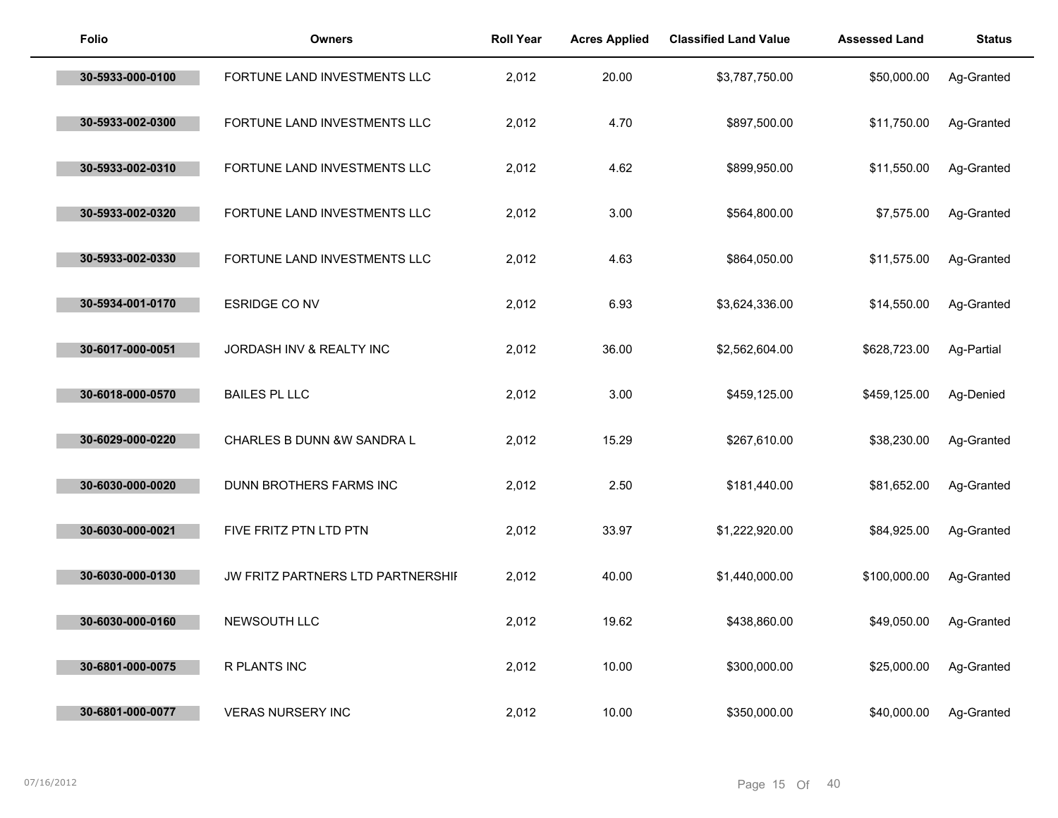| Folio | Owners | Roll Year | Acres Applied | Classified Land Value | Assessed Land | Status |
|---|---|---|---|---|---|---|
| 30-5933-000-0100 | FORTUNE LAND INVESTMENTS LLC | 2,012 | 20.00 | $3,787,750.00 | $50,000.00 | Ag-Granted |
| 30-5933-002-0300 | FORTUNE LAND INVESTMENTS LLC | 2,012 | 4.70 | $897,500.00 | $11,750.00 | Ag-Granted |
| 30-5933-002-0310 | FORTUNE LAND INVESTMENTS LLC | 2,012 | 4.62 | $899,950.00 | $11,550.00 | Ag-Granted |
| 30-5933-002-0320 | FORTUNE LAND INVESTMENTS LLC | 2,012 | 3.00 | $564,800.00 | $7,575.00 | Ag-Granted |
| 30-5933-002-0330 | FORTUNE LAND INVESTMENTS LLC | 2,012 | 4.63 | $864,050.00 | $11,575.00 | Ag-Granted |
| 30-5934-001-0170 | ESRIDGE CO NV | 2,012 | 6.93 | $3,624,336.00 | $14,550.00 | Ag-Granted |
| 30-6017-000-0051 | JORDASH INV & REALTY INC | 2,012 | 36.00 | $2,562,604.00 | $628,723.00 | Ag-Partial |
| 30-6018-000-0570 | BAILES PL LLC | 2,012 | 3.00 | $459,125.00 | $459,125.00 | Ag-Denied |
| 30-6029-000-0220 | CHARLES B DUNN &W SANDRA L | 2,012 | 15.29 | $267,610.00 | $38,230.00 | Ag-Granted |
| 30-6030-000-0020 | DUNN BROTHERS FARMS INC | 2,012 | 2.50 | $181,440.00 | $81,652.00 | Ag-Granted |
| 30-6030-000-0021 | FIVE FRITZ PTN LTD PTN | 2,012 | 33.97 | $1,222,920.00 | $84,925.00 | Ag-Granted |
| 30-6030-000-0130 | JW FRITZ PARTNERS LTD PARTNERSHIP | 2,012 | 40.00 | $1,440,000.00 | $100,000.00 | Ag-Granted |
| 30-6030-000-0160 | NEWSOUTH LLC | 2,012 | 19.62 | $438,860.00 | $49,050.00 | Ag-Granted |
| 30-6801-000-0075 | R PLANTS INC | 2,012 | 10.00 | $300,000.00 | $25,000.00 | Ag-Granted |
| 30-6801-000-0077 | VERAS NURSERY INC | 2,012 | 10.00 | $350,000.00 | $40,000.00 | Ag-Granted |

07/16/2012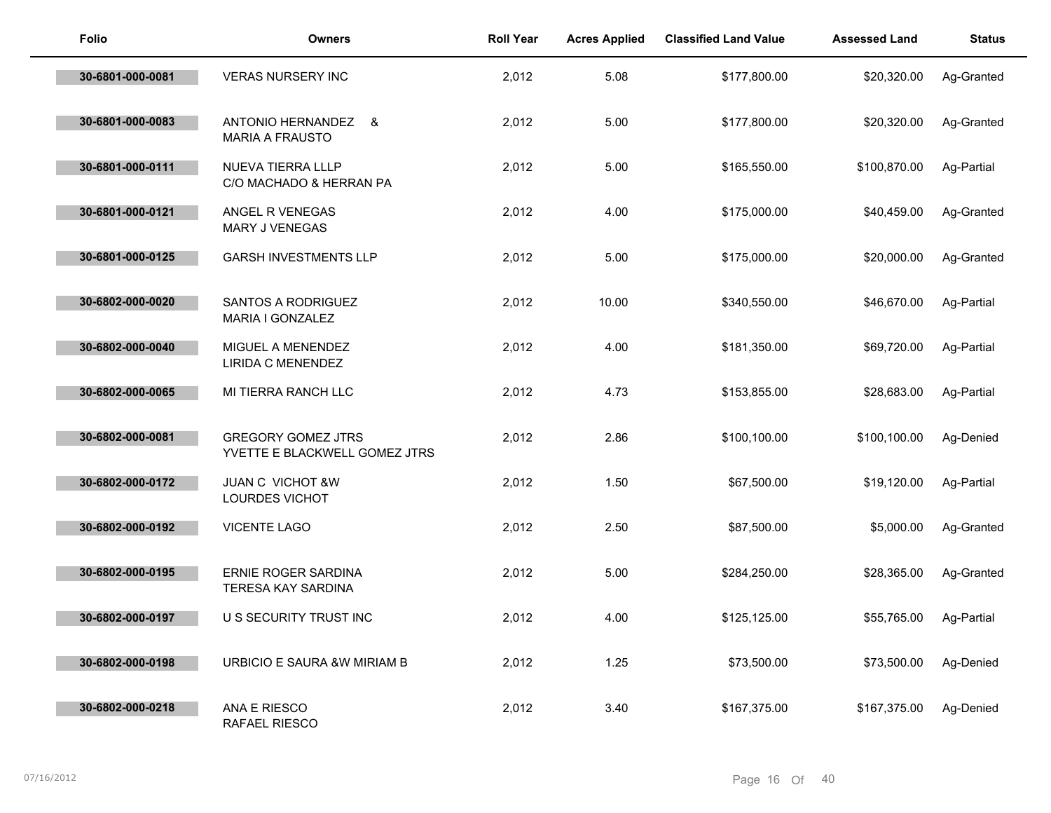| Folio | Owners | Roll Year | Acres Applied | Classified Land Value | Assessed Land | Status |
|---|---|---|---|---|---|---|
| 30-6801-000-0081 | VERAS NURSERY INC | 2,012 | 5.08 | $177,800.00 | $20,320.00 | Ag-Granted |
| 30-6801-000-0083 | ANTONIO HERNANDEZ & MARIA A FRAUSTO | 2,012 | 5.00 | $177,800.00 | $20,320.00 | Ag-Granted |
| 30-6801-000-0111 | NUEVA TIERRA LLLP C/O MACHADO & HERRAN PA | 2,012 | 5.00 | $165,550.00 | $100,870.00 | Ag-Partial |
| 30-6801-000-0121 | ANGEL R VENEGAS MARY J VENEGAS | 2,012 | 4.00 | $175,000.00 | $40,459.00 | Ag-Granted |
| 30-6801-000-0125 | GARSH INVESTMENTS LLP | 2,012 | 5.00 | $175,000.00 | $20,000.00 | Ag-Granted |
| 30-6802-000-0020 | SANTOS A RODRIGUEZ MARIA I GONZALEZ | 2,012 | 10.00 | $340,550.00 | $46,670.00 | Ag-Partial |
| 30-6802-000-0040 | MIGUEL A MENENDEZ LIRIDA C MENENDEZ | 2,012 | 4.00 | $181,350.00 | $69,720.00 | Ag-Partial |
| 30-6802-000-0065 | MI TIERRA RANCH LLC | 2,012 | 4.73 | $153,855.00 | $28,683.00 | Ag-Partial |
| 30-6802-000-0081 | GREGORY GOMEZ JTRS YVETTE E BLACKWELL GOMEZ JTRS | 2,012 | 2.86 | $100,100.00 | $100,100.00 | Ag-Denied |
| 30-6802-000-0172 | JUAN C VICHOT &W LOURDES VICHOT | 2,012 | 1.50 | $67,500.00 | $19,120.00 | Ag-Partial |
| 30-6802-000-0192 | VICENTE LAGO | 2,012 | 2.50 | $87,500.00 | $5,000.00 | Ag-Granted |
| 30-6802-000-0195 | ERNIE ROGER SARDINA TERESA KAY SARDINA | 2,012 | 5.00 | $284,250.00 | $28,365.00 | Ag-Granted |
| 30-6802-000-0197 | U S SECURITY TRUST INC | 2,012 | 4.00 | $125,125.00 | $55,765.00 | Ag-Partial |
| 30-6802-000-0198 | URBICIO E SAURA &W MIRIAM B | 2,012 | 1.25 | $73,500.00 | $73,500.00 | Ag-Denied |
| 30-6802-000-0218 | ANA E RIESCO RAFAEL RIESCO | 2,012 | 3.40 | $167,375.00 | $167,375.00 | Ag-Denied |

07/16/2012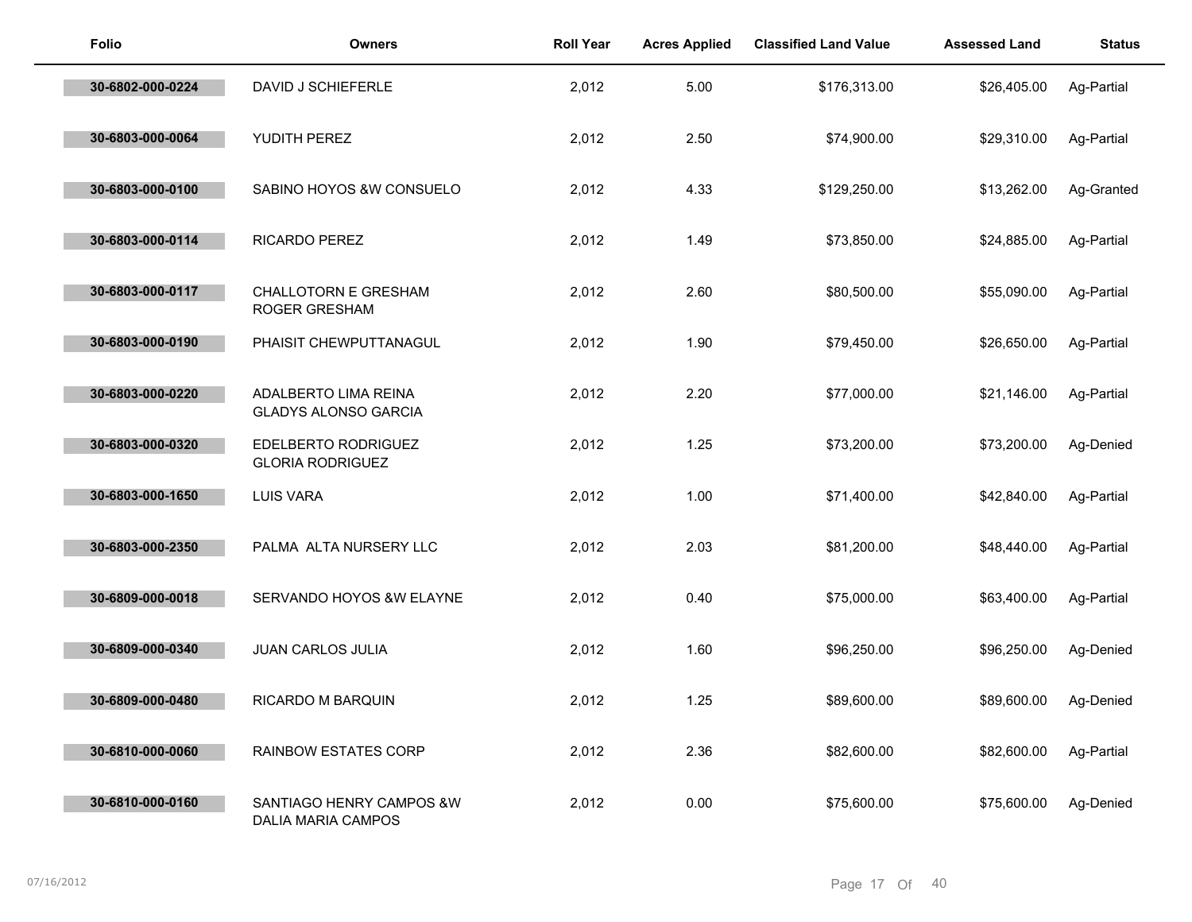| Folio | Owners | Roll Year | Acres Applied | Classified Land Value | Assessed Land | Status |
|---|---|---|---|---|---|---|
| 30-6802-000-0224 | DAVID J SCHIEFERLE | 2,012 | 5.00 | $176,313.00 | $26,405.00 | Ag-Partial |
| 30-6803-000-0064 | YUDITH PEREZ | 2,012 | 2.50 | $74,900.00 | $29,310.00 | Ag-Partial |
| 30-6803-000-0100 | SABINO HOYOS &W CONSUELO | 2,012 | 4.33 | $129,250.00 | $13,262.00 | Ag-Granted |
| 30-6803-000-0114 | RICARDO PEREZ | 2,012 | 1.49 | $73,850.00 | $24,885.00 | Ag-Partial |
| 30-6803-000-0117 | CHALLOTORN E GRESHAM ROGER GRESHAM | 2,012 | 2.60 | $80,500.00 | $55,090.00 | Ag-Partial |
| 30-6803-000-0190 | PHAISIT CHEWPUTTANAGUL | 2,012 | 1.90 | $79,450.00 | $26,650.00 | Ag-Partial |
| 30-6803-000-0220 | ADALBERTO LIMA REINA GLADYS ALONSO GARCIA | 2,012 | 2.20 | $77,000.00 | $21,146.00 | Ag-Partial |
| 30-6803-000-0320 | EDELBERTO RODRIGUEZ GLORIA RODRIGUEZ | 2,012 | 1.25 | $73,200.00 | $73,200.00 | Ag-Denied |
| 30-6803-000-1650 | LUIS VARA | 2,012 | 1.00 | $71,400.00 | $42,840.00 | Ag-Partial |
| 30-6803-000-2350 | PALMA ALTA NURSERY LLC | 2,012 | 2.03 | $81,200.00 | $48,440.00 | Ag-Partial |
| 30-6809-000-0018 | SERVANDO HOYOS &W ELAYNE | 2,012 | 0.40 | $75,000.00 | $63,400.00 | Ag-Partial |
| 30-6809-000-0340 | JUAN CARLOS JULIA | 2,012 | 1.60 | $96,250.00 | $96,250.00 | Ag-Denied |
| 30-6809-000-0480 | RICARDO M BARQUIN | 2,012 | 1.25 | $89,600.00 | $89,600.00 | Ag-Denied |
| 30-6810-000-0060 | RAINBOW ESTATES CORP | 2,012 | 2.36 | $82,600.00 | $82,600.00 | Ag-Partial |
| 30-6810-000-0160 | SANTIAGO HENRY CAMPOS &W DALIA MARIA CAMPOS | 2,012 | 0.00 | $75,600.00 | $75,600.00 | Ag-Denied |

07/16/2012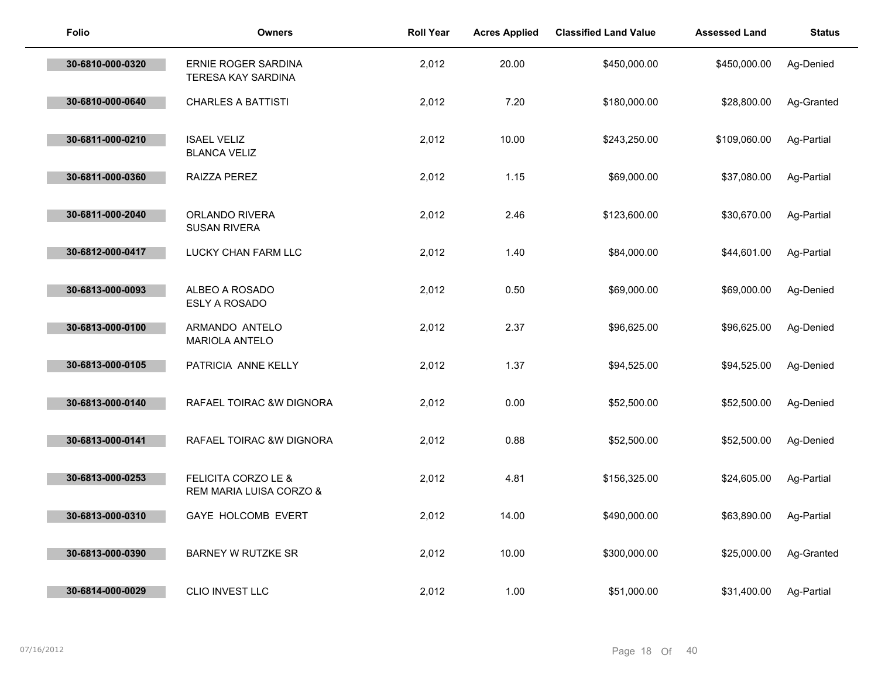| Folio | Owners | Roll Year | Acres Applied | Classified Land Value | Assessed Land | Status |
|---|---|---|---|---|---|---|
| 30-6810-000-0320 | ERNIE ROGER SARDINA TERESA KAY SARDINA | 2,012 | 20.00 | $450,000.00 | $450,000.00 | Ag-Denied |
| 30-6810-000-0640 | CHARLES A BATTISTI | 2,012 | 7.20 | $180,000.00 | $28,800.00 | Ag-Granted |
| 30-6811-000-0210 | ISAEL VELIZ BLANCA VELIZ | 2,012 | 10.00 | $243,250.00 | $109,060.00 | Ag-Partial |
| 30-6811-000-0360 | RAIZZA PEREZ | 2,012 | 1.15 | $69,000.00 | $37,080.00 | Ag-Partial |
| 30-6811-000-2040 | ORLANDO RIVERA SUSAN RIVERA | 2,012 | 2.46 | $123,600.00 | $30,670.00 | Ag-Partial |
| 30-6812-000-0417 | LUCKY CHAN FARM LLC | 2,012 | 1.40 | $84,000.00 | $44,601.00 | Ag-Partial |
| 30-6813-000-0093 | ALBEO A ROSADO ESLY A ROSADO | 2,012 | 0.50 | $69,000.00 | $69,000.00 | Ag-Denied |
| 30-6813-000-0100 | ARMANDO ANTELO MARIOLA ANTELO | 2,012 | 2.37 | $96,625.00 | $96,625.00 | Ag-Denied |
| 30-6813-000-0105 | PATRICIA ANNE KELLY | 2,012 | 1.37 | $94,525.00 | $94,525.00 | Ag-Denied |
| 30-6813-000-0140 | RAFAEL TOIRAC &W DIGNORA | 2,012 | 0.00 | $52,500.00 | $52,500.00 | Ag-Denied |
| 30-6813-000-0141 | RAFAEL TOIRAC &W DIGNORA | 2,012 | 0.88 | $52,500.00 | $52,500.00 | Ag-Denied |
| 30-6813-000-0253 | FELICITA CORZO LE & REM MARIA LUISA CORZO & | 2,012 | 4.81 | $156,325.00 | $24,605.00 | Ag-Partial |
| 30-6813-000-0310 | GAYE HOLCOMB EVERT | 2,012 | 14.00 | $490,000.00 | $63,890.00 | Ag-Partial |
| 30-6813-000-0390 | BARNEY W RUTZKE SR | 2,012 | 10.00 | $300,000.00 | $25,000.00 | Ag-Granted |
| 30-6814-000-0029 | CLIO INVEST LLC | 2,012 | 1.00 | $51,000.00 | $31,400.00 | Ag-Partial |

07/16/2012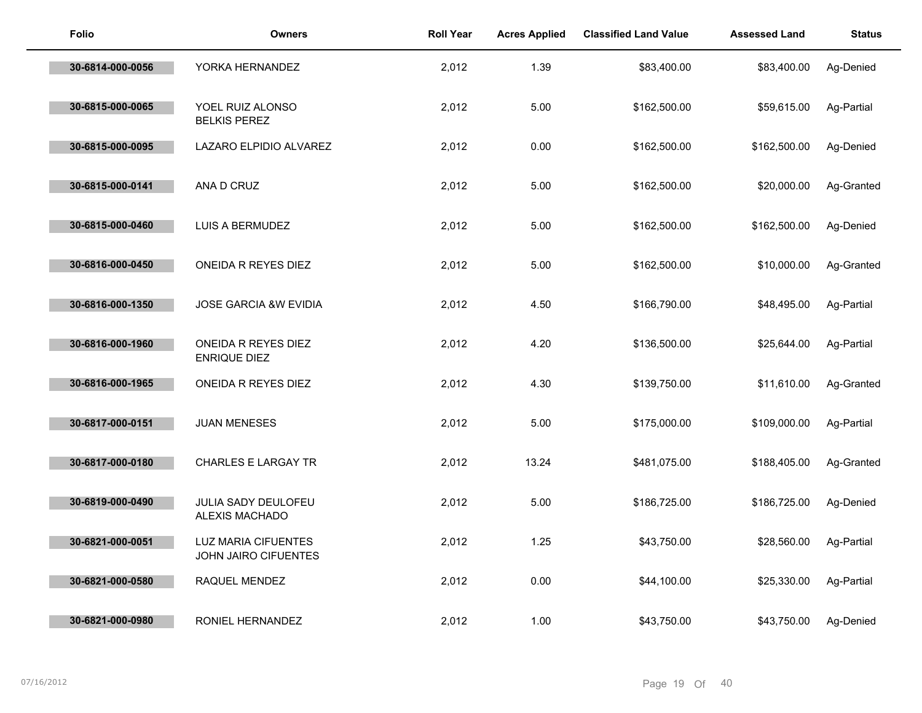| Folio | Owners | Roll Year | Acres Applied | Classified Land Value | Assessed Land | Status |
|---|---|---|---|---|---|---|
| 30-6814-000-0056 | YORKA HERNANDEZ | 2,012 | 1.39 | $83,400.00 | $83,400.00 | Ag-Denied |
| 30-6815-000-0065 | YOEL RUIZ ALONSO<br>BELKIS PEREZ | 2,012 | 5.00 | $162,500.00 | $59,615.00 | Ag-Partial |
| 30-6815-000-0095 | LAZARO ELPIDIO ALVAREZ | 2,012 | 0.00 | $162,500.00 | $162,500.00 | Ag-Denied |
| 30-6815-000-0141 | ANA D CRUZ | 2,012 | 5.00 | $162,500.00 | $20,000.00 | Ag-Granted |
| 30-6815-000-0460 | LUIS A BERMUDEZ | 2,012 | 5.00 | $162,500.00 | $162,500.00 | Ag-Denied |
| 30-6816-000-0450 | ONEIDA R REYES DIEZ | 2,012 | 5.00 | $162,500.00 | $10,000.00 | Ag-Granted |
| 30-6816-000-1350 | JOSE GARCIA &W EVIDIA | 2,012 | 4.50 | $166,790.00 | $48,495.00 | Ag-Partial |
| 30-6816-000-1960 | ONEIDA R REYES DIEZ<br>ENRIQUE DIEZ | 2,012 | 4.20 | $136,500.00 | $25,644.00 | Ag-Partial |
| 30-6816-000-1965 | ONEIDA R REYES DIEZ | 2,012 | 4.30 | $139,750.00 | $11,610.00 | Ag-Granted |
| 30-6817-000-0151 | JUAN MENESES | 2,012 | 5.00 | $175,000.00 | $109,000.00 | Ag-Partial |
| 30-6817-000-0180 | CHARLES E LARGAY TR | 2,012 | 13.24 | $481,075.00 | $188,405.00 | Ag-Granted |
| 30-6819-000-0490 | JULIA SADY DEULOFEU<br>ALEXIS MACHADO | 2,012 | 5.00 | $186,725.00 | $186,725.00 | Ag-Denied |
| 30-6821-000-0051 | LUZ MARIA CIFUENTES<br>JOHN JAIRO CIFUENTES | 2,012 | 1.25 | $43,750.00 | $28,560.00 | Ag-Partial |
| 30-6821-000-0580 | RAQUEL MENDEZ | 2,012 | 0.00 | $44,100.00 | $25,330.00 | Ag-Partial |
| 30-6821-000-0980 | RONIEL HERNANDEZ | 2,012 | 1.00 | $43,750.00 | $43,750.00 | Ag-Denied |

07/16/2012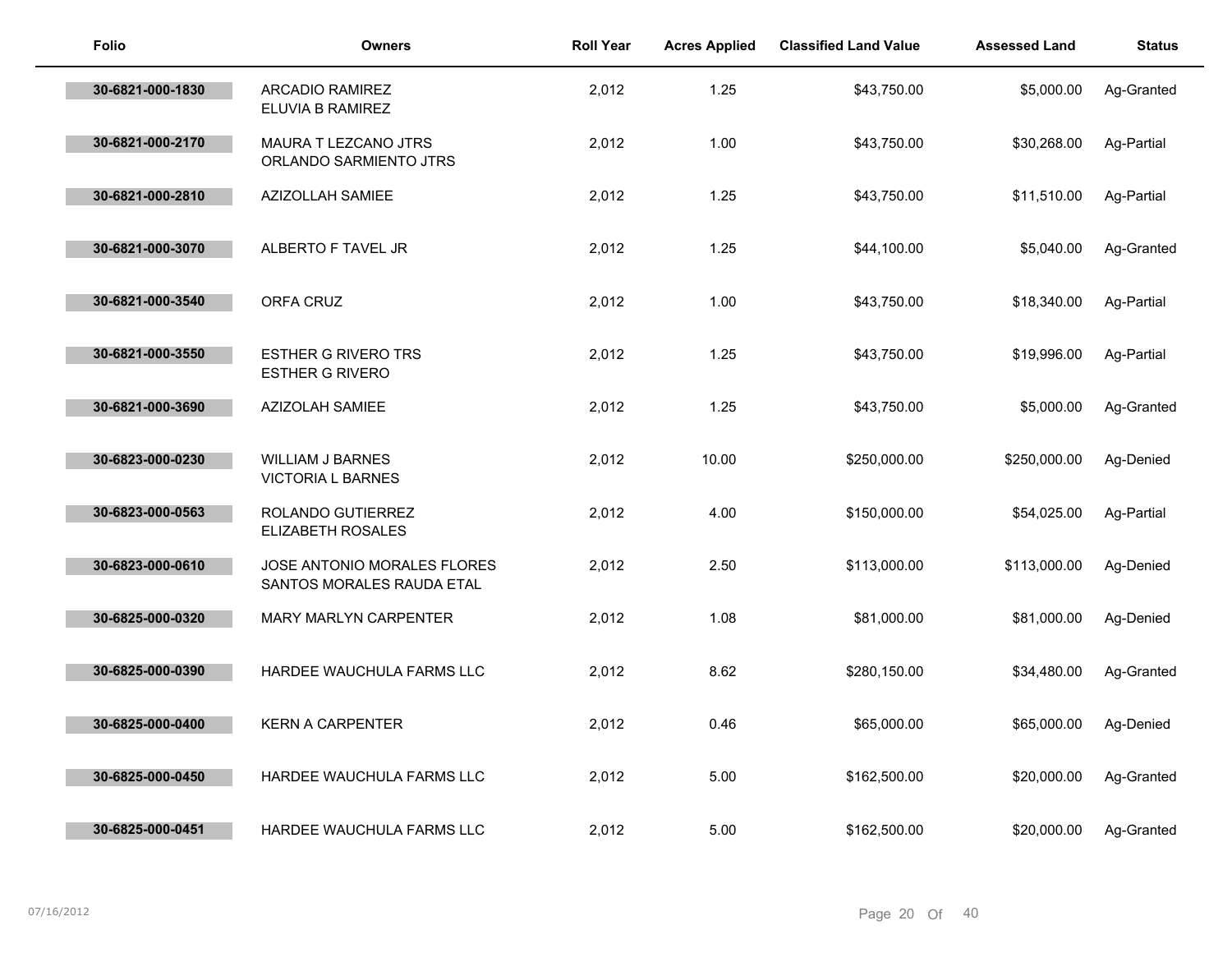| Folio | Owners | Roll Year | Acres Applied | Classified Land Value | Assessed Land | Status |
|---|---|---|---|---|---|---|
| 30-6821-000-1830 | ARCADIO RAMIREZ<br>ELUVIA B RAMIREZ | 2,012 | 1.25 | $43,750.00 | $5,000.00 | Ag-Granted |
| 30-6821-000-2170 | MAURA T LEZCANO JTRS<br>ORLANDO SARMIENTO JTRS | 2,012 | 1.00 | $43,750.00 | $30,268.00 | Ag-Partial |
| 30-6821-000-2810 | AZIZOLLAH SAMIEE | 2,012 | 1.25 | $43,750.00 | $11,510.00 | Ag-Partial |
| 30-6821-000-3070 | ALBERTO F TAVEL JR | 2,012 | 1.25 | $44,100.00 | $5,040.00 | Ag-Granted |
| 30-6821-000-3540 | ORFA CRUZ | 2,012 | 1.00 | $43,750.00 | $18,340.00 | Ag-Partial |
| 30-6821-000-3550 | ESTHER G RIVERO TRS<br>ESTHER G RIVERO | 2,012 | 1.25 | $43,750.00 | $19,996.00 | Ag-Partial |
| 30-6821-000-3690 | AZIZOLAH SAMIEE | 2,012 | 1.25 | $43,750.00 | $5,000.00 | Ag-Granted |
| 30-6823-000-0230 | WILLIAM J BARNES<br>VICTORIA L BARNES | 2,012 | 10.00 | $250,000.00 | $250,000.00 | Ag-Denied |
| 30-6823-000-0563 | ROLANDO GUTIERREZ<br>ELIZABETH ROSALES | 2,012 | 4.00 | $150,000.00 | $54,025.00 | Ag-Partial |
| 30-6823-000-0610 | JOSE ANTONIO MORALES FLORES<br>SANTOS MORALES RAUDA ETAL | 2,012 | 2.50 | $113,000.00 | $113,000.00 | Ag-Denied |
| 30-6825-000-0320 | MARY MARLYN CARPENTER | 2,012 | 1.08 | $81,000.00 | $81,000.00 | Ag-Denied |
| 30-6825-000-0390 | HARDEE WAUCHULA FARMS LLC | 2,012 | 8.62 | $280,150.00 | $34,480.00 | Ag-Granted |
| 30-6825-000-0400 | KERN A CARPENTER | 2,012 | 0.46 | $65,000.00 | $65,000.00 | Ag-Denied |
| 30-6825-000-0450 | HARDEE WAUCHULA FARMS LLC | 2,012 | 5.00 | $162,500.00 | $20,000.00 | Ag-Granted |
| 30-6825-000-0451 | HARDEE WAUCHULA FARMS LLC | 2,012 | 5.00 | $162,500.00 | $20,000.00 | Ag-Granted |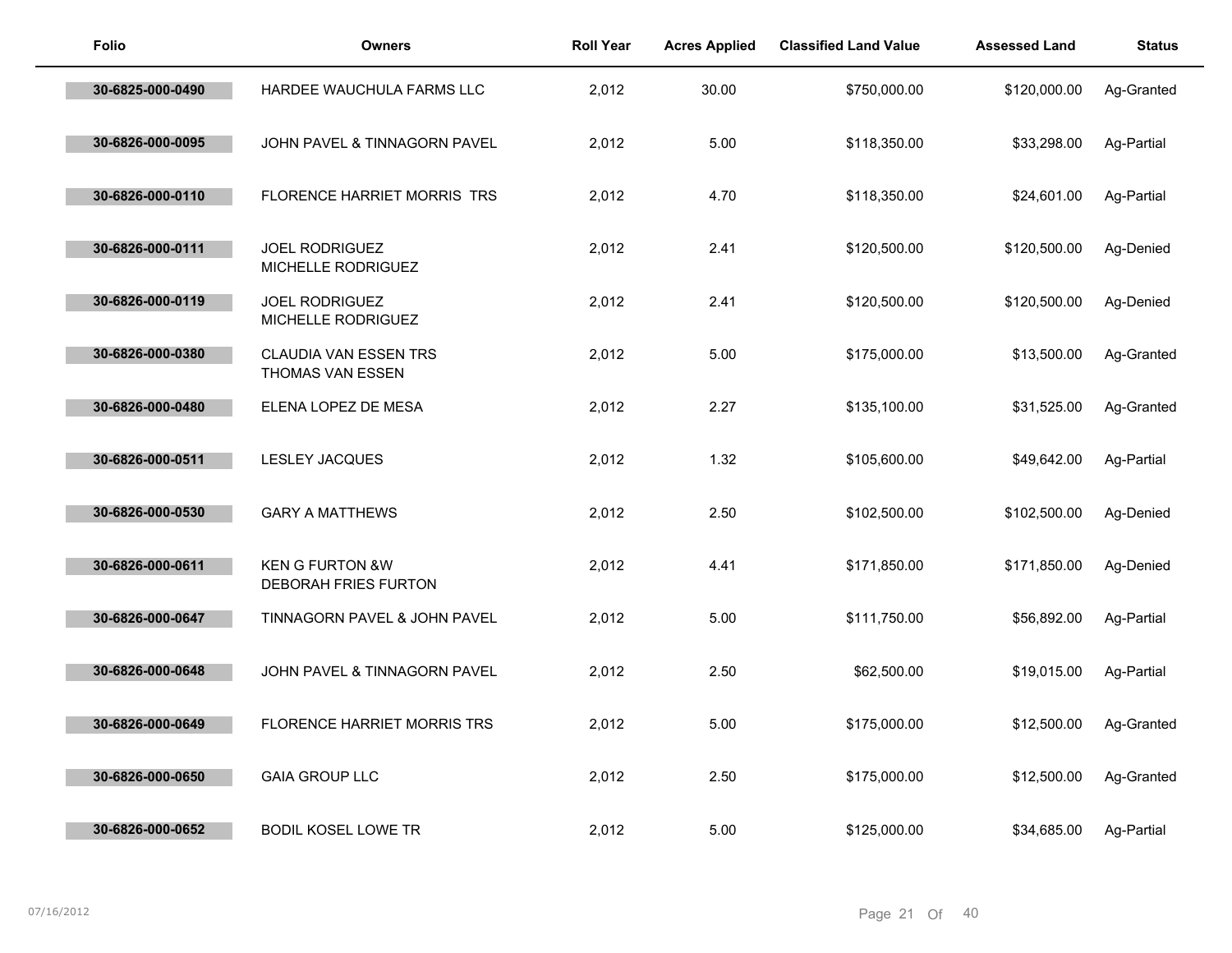| Folio | Owners | Roll Year | Acres Applied | Classified Land Value | Assessed Land | Status |
| --- | --- | --- | --- | --- | --- | --- |
| 30-6825-000-0490 | HARDEE WAUCHULA FARMS LLC | 2,012 | 30.00 | $750,000.00 | $120,000.00 | Ag-Granted |
| 30-6826-000-0095 | JOHN PAVEL & TINNAGORN PAVEL | 2,012 | 5.00 | $118,350.00 | $33,298.00 | Ag-Partial |
| 30-6826-000-0110 | FLORENCE HARRIET MORRIS TRS | 2,012 | 4.70 | $118,350.00 | $24,601.00 | Ag-Partial |
| 30-6826-000-0111 | JOEL RODRIGUEZ MICHELLE RODRIGUEZ | 2,012 | 2.41 | $120,500.00 | $120,500.00 | Ag-Denied |
| 30-6826-000-0119 | JOEL RODRIGUEZ MICHELLE RODRIGUEZ | 2,012 | 2.41 | $120,500.00 | $120,500.00 | Ag-Denied |
| 30-6826-000-0380 | CLAUDIA VAN ESSEN TRS THOMAS VAN ESSEN | 2,012 | 5.00 | $175,000.00 | $13,500.00 | Ag-Granted |
| 30-6826-000-0480 | ELENA LOPEZ DE MESA | 2,012 | 2.27 | $135,100.00 | $31,525.00 | Ag-Granted |
| 30-6826-000-0511 | LESLEY JACQUES | 2,012 | 1.32 | $105,600.00 | $49,642.00 | Ag-Partial |
| 30-6826-000-0530 | GARY A MATTHEWS | 2,012 | 2.50 | $102,500.00 | $102,500.00 | Ag-Denied |
| 30-6826-000-0611 | KEN G FURTON &W DEBORAH FRIES FURTON | 2,012 | 4.41 | $171,850.00 | $171,850.00 | Ag-Denied |
| 30-6826-000-0647 | TINNAGORN PAVEL & JOHN PAVEL | 2,012 | 5.00 | $111,750.00 | $56,892.00 | Ag-Partial |
| 30-6826-000-0648 | JOHN PAVEL & TINNAGORN PAVEL | 2,012 | 2.50 | $62,500.00 | $19,015.00 | Ag-Partial |
| 30-6826-000-0649 | FLORENCE HARRIET MORRIS TRS | 2,012 | 5.00 | $175,000.00 | $12,500.00 | Ag-Granted |
| 30-6826-000-0650 | GAIA GROUP LLC | 2,012 | 2.50 | $175,000.00 | $12,500.00 | Ag-Granted |
| 30-6826-000-0652 | BODIL KOSEL LOWE TR | 2,012 | 5.00 | $125,000.00 | $34,685.00 | Ag-Partial |

07/16/2012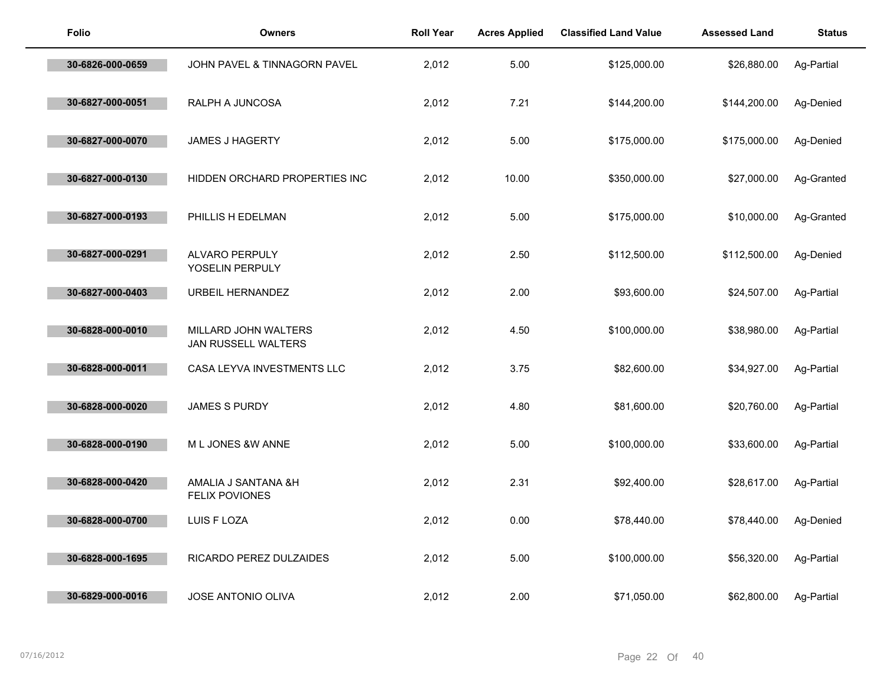| Folio | Owners | Roll Year | Acres Applied | Classified Land Value | Assessed Land | Status |
|---|---|---|---|---|---|---|
| 30-6826-000-0659 | JOHN PAVEL & TINNAGORN PAVEL | 2,012 | 5.00 | $125,000.00 | $26,880.00 | Ag-Partial |
| 30-6827-000-0051 | RALPH A JUNCOSA | 2,012 | 7.21 | $144,200.00 | $144,200.00 | Ag-Denied |
| 30-6827-000-0070 | JAMES J HAGERTY | 2,012 | 5.00 | $175,000.00 | $175,000.00 | Ag-Denied |
| 30-6827-000-0130 | HIDDEN ORCHARD PROPERTIES INC | 2,012 | 10.00 | $350,000.00 | $27,000.00 | Ag-Granted |
| 30-6827-000-0193 | PHILLIS H EDELMAN | 2,012 | 5.00 | $175,000.00 | $10,000.00 | Ag-Granted |
| 30-6827-000-0291 | ALVARO PERPULY<br>YOSELIN PERPULY | 2,012 | 2.50 | $112,500.00 | $112,500.00 | Ag-Denied |
| 30-6827-000-0403 | URBEIL HERNANDEZ | 2,012 | 2.00 | $93,600.00 | $24,507.00 | Ag-Partial |
| 30-6828-000-0010 | MILLARD JOHN WALTERS<br>JAN RUSSELL WALTERS | 2,012 | 4.50 | $100,000.00 | $38,980.00 | Ag-Partial |
| 30-6828-000-0011 | CASA LEYVA INVESTMENTS LLC | 2,012 | 3.75 | $82,600.00 | $34,927.00 | Ag-Partial |
| 30-6828-000-0020 | JAMES S PURDY | 2,012 | 4.80 | $81,600.00 | $20,760.00 | Ag-Partial |
| 30-6828-000-0190 | M L JONES &W ANNE | 2,012 | 5.00 | $100,000.00 | $33,600.00 | Ag-Partial |
| 30-6828-000-0420 | AMALIA J SANTANA &H<br>FELIX POVIONES | 2,012 | 2.31 | $92,400.00 | $28,617.00 | Ag-Partial |
| 30-6828-000-0700 | LUIS F LOZA | 2,012 | 0.00 | $78,440.00 | $78,440.00 | Ag-Denied |
| 30-6828-000-1695 | RICARDO PEREZ DULZAIDES | 2,012 | 5.00 | $100,000.00 | $56,320.00 | Ag-Partial |
| 30-6829-000-0016 | JOSE ANTONIO OLIVA | 2,012 | 2.00 | $71,050.00 | $62,800.00 | Ag-Partial |

07/16/2012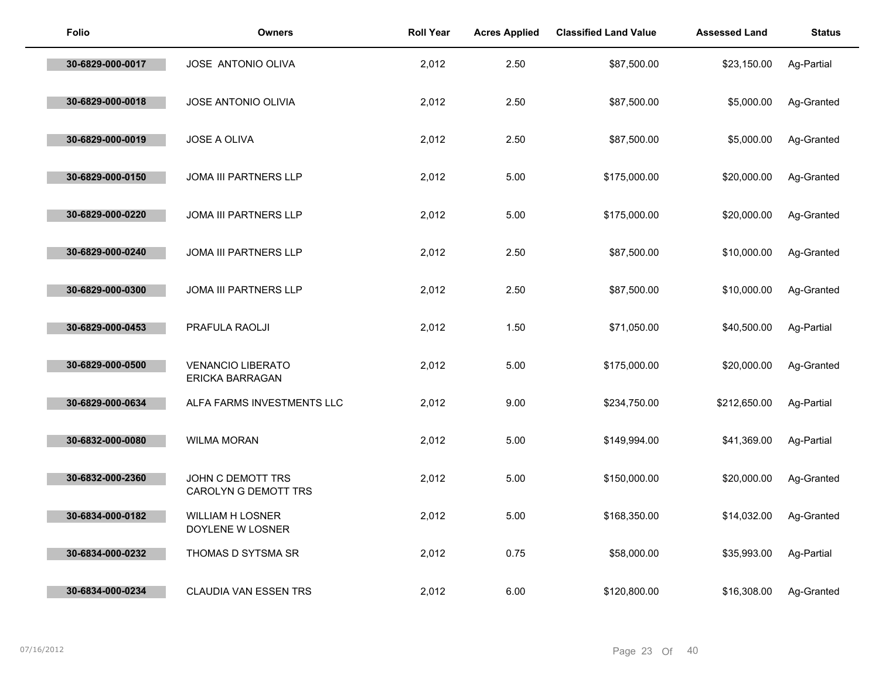| Folio | Owners | Roll Year | Acres Applied | Classified Land Value | Assessed Land | Status |
|---|---|---|---|---|---|---|
| 30-6829-000-0017 | JOSE  ANTONIO OLIVA | 2,012 | 2.50 | $87,500.00 | $23,150.00 | Ag-Partial |
| 30-6829-000-0018 | JOSE ANTONIO OLIVIA | 2,012 | 2.50 | $87,500.00 | $5,000.00 | Ag-Granted |
| 30-6829-000-0019 | JOSE A OLIVA | 2,012 | 2.50 | $87,500.00 | $5,000.00 | Ag-Granted |
| 30-6829-000-0150 | JOMA III PARTNERS LLP | 2,012 | 5.00 | $175,000.00 | $20,000.00 | Ag-Granted |
| 30-6829-000-0220 | JOMA III PARTNERS LLP | 2,012 | 5.00 | $175,000.00 | $20,000.00 | Ag-Granted |
| 30-6829-000-0240 | JOMA III PARTNERS LLP | 2,012 | 2.50 | $87,500.00 | $10,000.00 | Ag-Granted |
| 30-6829-000-0300 | JOMA III PARTNERS LLP | 2,012 | 2.50 | $87,500.00 | $10,000.00 | Ag-Granted |
| 30-6829-000-0453 | PRAFULA RAOLJI | 2,012 | 1.50 | $71,050.00 | $40,500.00 | Ag-Partial |
| 30-6829-000-0500 | VENANCIO LIBERATO<br>ERICKA BARRAGAN | 2,012 | 5.00 | $175,000.00 | $20,000.00 | Ag-Granted |
| 30-6829-000-0634 | ALFA FARMS INVESTMENTS LLC | 2,012 | 9.00 | $234,750.00 | $212,650.00 | Ag-Partial |
| 30-6832-000-0080 | WILMA MORAN | 2,012 | 5.00 | $149,994.00 | $41,369.00 | Ag-Partial |
| 30-6832-000-2360 | JOHN C DEMOTT TRS<br>CAROLYN G DEMOTT TRS | 2,012 | 5.00 | $150,000.00 | $20,000.00 | Ag-Granted |
| 30-6834-000-0182 | WILLIAM H LOSNER<br>DOYLENE W LOSNER | 2,012 | 5.00 | $168,350.00 | $14,032.00 | Ag-Granted |
| 30-6834-000-0232 | THOMAS D SYTSMA SR | 2,012 | 0.75 | $58,000.00 | $35,993.00 | Ag-Partial |
| 30-6834-000-0234 | CLAUDIA VAN ESSEN TRS | 2,012 | 6.00 | $120,800.00 | $16,308.00 | Ag-Granted |

07/16/2012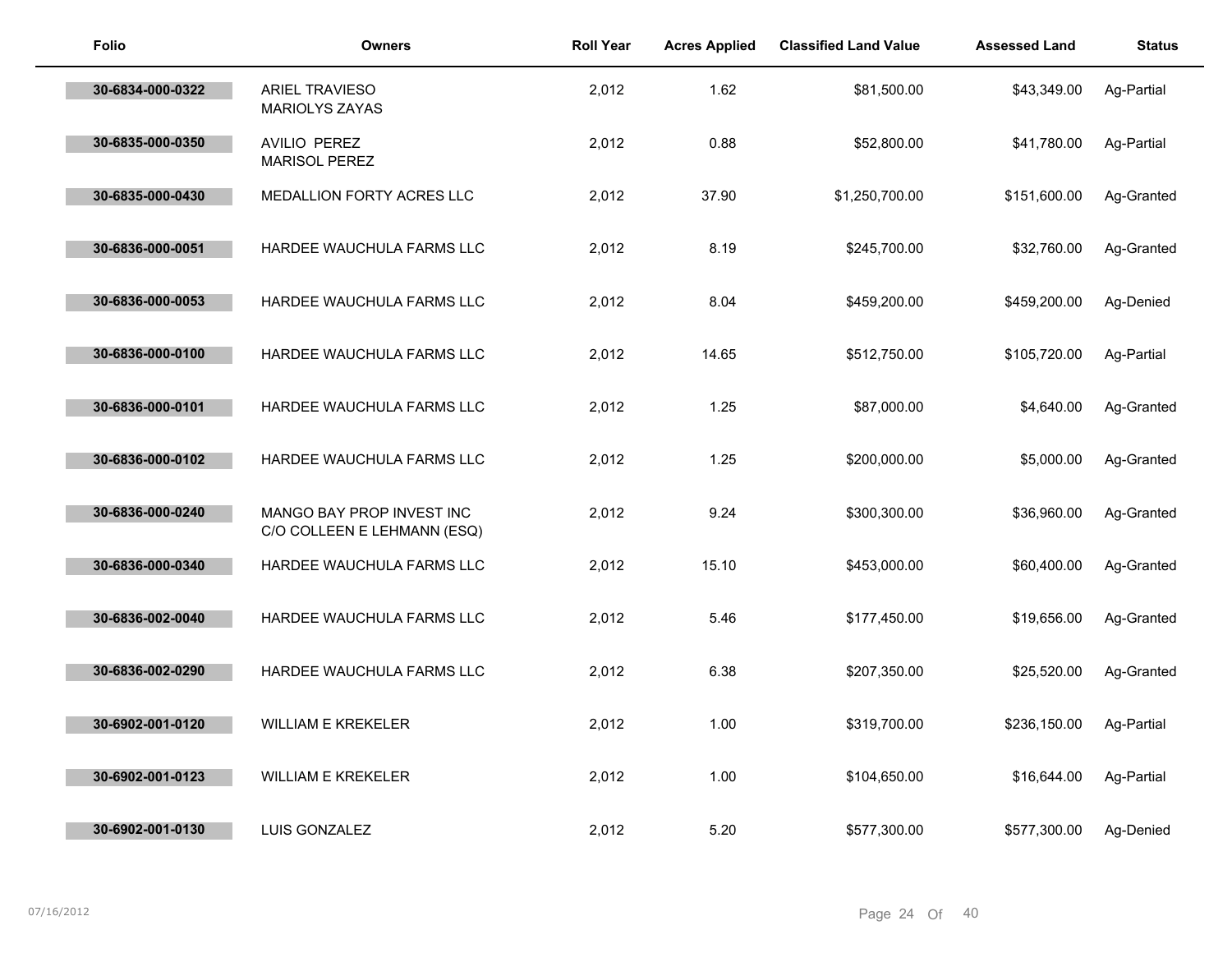| Folio | Owners | Roll Year | Acres Applied | Classified Land Value | Assessed Land | Status |
|---|---|---|---|---|---|---|
| 30-6834-000-0322 | ARIEL TRAVIESO<br>MARIOLYS ZAYAS | 2,012 | 1.62 | $81,500.00 | $43,349.00 | Ag-Partial |
| 30-6835-000-0350 | AVILIO PEREZ<br>MARISOL PEREZ | 2,012 | 0.88 | $52,800.00 | $41,780.00 | Ag-Partial |
| 30-6835-000-0430 | MEDALLION FORTY ACRES LLC | 2,012 | 37.90 | $1,250,700.00 | $151,600.00 | Ag-Granted |
| 30-6836-000-0051 | HARDEE WAUCHULA FARMS LLC | 2,012 | 8.19 | $245,700.00 | $32,760.00 | Ag-Granted |
| 30-6836-000-0053 | HARDEE WAUCHULA FARMS LLC | 2,012 | 8.04 | $459,200.00 | $459,200.00 | Ag-Denied |
| 30-6836-000-0100 | HARDEE WAUCHULA FARMS LLC | 2,012 | 14.65 | $512,750.00 | $105,720.00 | Ag-Partial |
| 30-6836-000-0101 | HARDEE WAUCHULA FARMS LLC | 2,012 | 1.25 | $87,000.00 | $4,640.00 | Ag-Granted |
| 30-6836-000-0102 | HARDEE WAUCHULA FARMS LLC | 2,012 | 1.25 | $200,000.00 | $5,000.00 | Ag-Granted |
| 30-6836-000-0240 | MANGO BAY PROP INVEST INC<br>C/O COLLEEN E LEHMANN (ESQ) | 2,012 | 9.24 | $300,300.00 | $36,960.00 | Ag-Granted |
| 30-6836-000-0340 | HARDEE WAUCHULA FARMS LLC | 2,012 | 15.10 | $453,000.00 | $60,400.00 | Ag-Granted |
| 30-6836-002-0040 | HARDEE WAUCHULA FARMS LLC | 2,012 | 5.46 | $177,450.00 | $19,656.00 | Ag-Granted |
| 30-6836-002-0290 | HARDEE WAUCHULA FARMS LLC | 2,012 | 6.38 | $207,350.00 | $25,520.00 | Ag-Granted |
| 30-6902-001-0120 | WILLIAM E KREKELER | 2,012 | 1.00 | $319,700.00 | $236,150.00 | Ag-Partial |
| 30-6902-001-0123 | WILLIAM E KREKELER | 2,012 | 1.00 | $104,650.00 | $16,644.00 | Ag-Partial |
| 30-6902-001-0130 | LUIS GONZALEZ | 2,012 | 5.20 | $577,300.00 | $577,300.00 | Ag-Denied |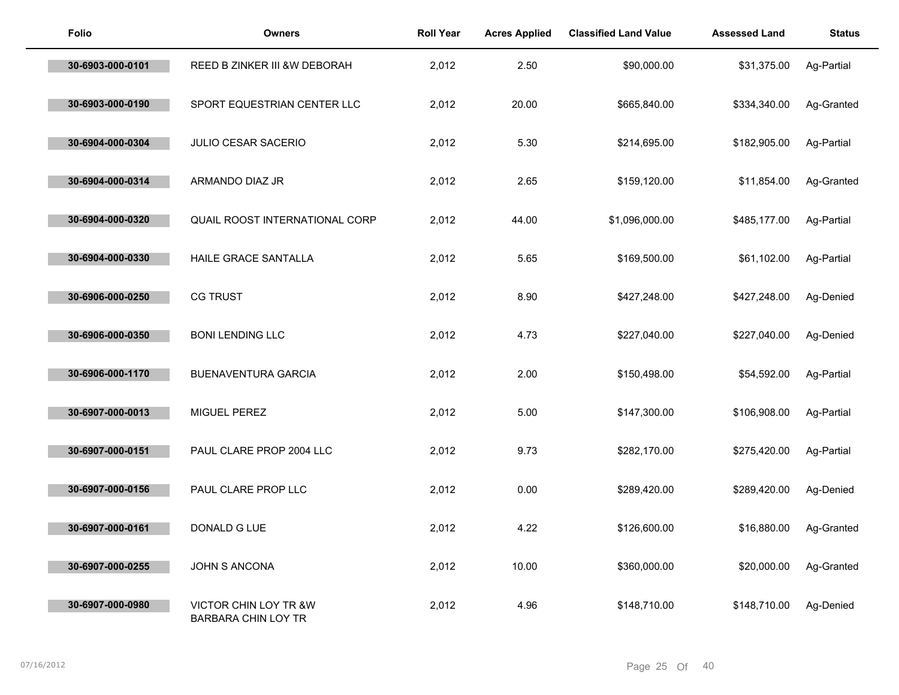| Folio | Owners | Roll Year | Acres Applied | Classified Land Value | Assessed Land | Status |
|---|---|---|---|---|---|---|
| 30-6903-000-0101 | REED B ZINKER III &W DEBORAH | 2,012 | 2.50 | $90,000.00 | $31,375.00 | Ag-Partial |
| 30-6903-000-0190 | SPORT EQUESTRIAN CENTER LLC | 2,012 | 20.00 | $665,840.00 | $334,340.00 | Ag-Granted |
| 30-6904-000-0304 | JULIO CESAR SACERIO | 2,012 | 5.30 | $214,695.00 | $182,905.00 | Ag-Partial |
| 30-6904-000-0314 | ARMANDO DIAZ JR | 2,012 | 2.65 | $159,120.00 | $11,854.00 | Ag-Granted |
| 30-6904-000-0320 | QUAIL ROOST INTERNATIONAL CORP | 2,012 | 44.00 | $1,096,000.00 | $485,177.00 | Ag-Partial |
| 30-6904-000-0330 | HAILE GRACE SANTALLA | 2,012 | 5.65 | $169,500.00 | $61,102.00 | Ag-Partial |
| 30-6906-000-0250 | CG TRUST | 2,012 | 8.90 | $427,248.00 | $427,248.00 | Ag-Denied |
| 30-6906-000-0350 | BONI LENDING LLC | 2,012 | 4.73 | $227,040.00 | $227,040.00 | Ag-Denied |
| 30-6906-000-1170 | BUENAVENTURA GARCIA | 2,012 | 2.00 | $150,498.00 | $54,592.00 | Ag-Partial |
| 30-6907-000-0013 | MIGUEL PEREZ | 2,012 | 5.00 | $147,300.00 | $106,908.00 | Ag-Partial |
| 30-6907-000-0151 | PAUL CLARE PROP 2004 LLC | 2,012 | 9.73 | $282,170.00 | $275,420.00 | Ag-Partial |
| 30-6907-000-0156 | PAUL CLARE PROP LLC | 2,012 | 0.00 | $289,420.00 | $289,420.00 | Ag-Denied |
| 30-6907-000-0161 | DONALD G LUE | 2,012 | 4.22 | $126,600.00 | $16,880.00 | Ag-Granted |
| 30-6907-000-0255 | JOHN S ANCONA | 2,012 | 10.00 | $360,000.00 | $20,000.00 | Ag-Granted |
| 30-6907-000-0980 | VICTOR CHIN LOY TR &W BARBARA CHIN LOY TR | 2,012 | 4.96 | $148,710.00 | $148,710.00 | Ag-Denied |

07/16/2012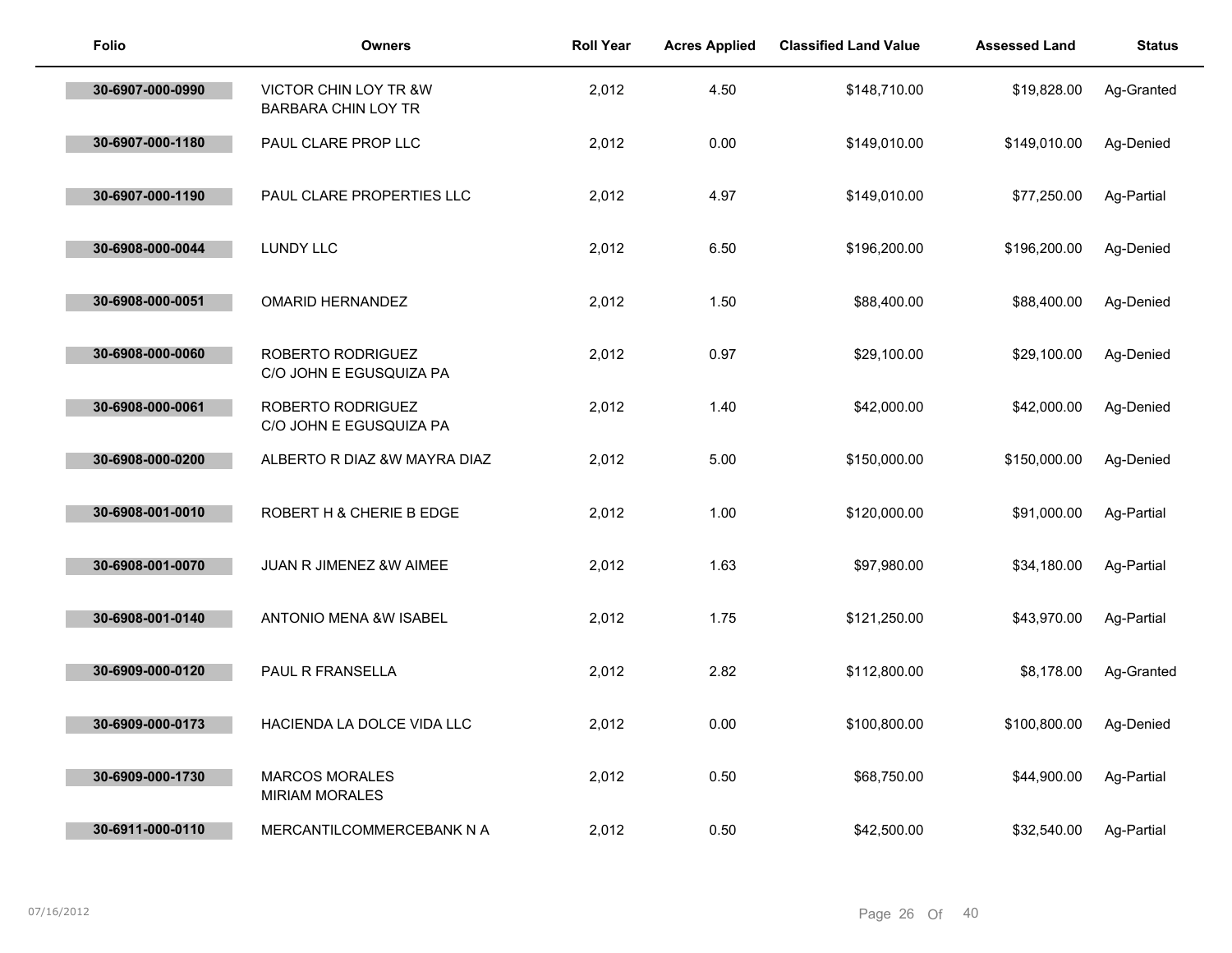| Folio | Owners | Roll Year | Acres Applied | Classified Land Value | Assessed Land | Status |
|---|---|---|---|---|---|---|
| 30-6907-000-0990 | VICTOR CHIN LOY TR &W BARBARA CHIN LOY TR | 2,012 | 4.50 | $148,710.00 | $19,828.00 | Ag-Granted |
| 30-6907-000-1180 | PAUL CLARE PROP LLC | 2,012 | 0.00 | $149,010.00 | $149,010.00 | Ag-Denied |
| 30-6907-000-1190 | PAUL CLARE PROPERTIES LLC | 2,012 | 4.97 | $149,010.00 | $77,250.00 | Ag-Partial |
| 30-6908-000-0044 | LUNDY LLC | 2,012 | 6.50 | $196,200.00 | $196,200.00 | Ag-Denied |
| 30-6908-000-0051 | OMARID HERNANDEZ | 2,012 | 1.50 | $88,400.00 | $88,400.00 | Ag-Denied |
| 30-6908-000-0060 | ROBERTO RODRIGUEZ C/O JOHN E EGUSQUIZA PA | 2,012 | 0.97 | $29,100.00 | $29,100.00 | Ag-Denied |
| 30-6908-000-0061 | ROBERTO RODRIGUEZ C/O JOHN E EGUSQUIZA PA | 2,012 | 1.40 | $42,000.00 | $42,000.00 | Ag-Denied |
| 30-6908-000-0200 | ALBERTO R DIAZ &W MAYRA DIAZ | 2,012 | 5.00 | $150,000.00 | $150,000.00 | Ag-Denied |
| 30-6908-001-0010 | ROBERT H & CHERIE B EDGE | 2,012 | 1.00 | $120,000.00 | $91,000.00 | Ag-Partial |
| 30-6908-001-0070 | JUAN R JIMENEZ &W AIMEE | 2,012 | 1.63 | $97,980.00 | $34,180.00 | Ag-Partial |
| 30-6908-001-0140 | ANTONIO MENA &W ISABEL | 2,012 | 1.75 | $121,250.00 | $43,970.00 | Ag-Partial |
| 30-6909-000-0120 | PAUL R FRANSELLA | 2,012 | 2.82 | $112,800.00 | $8,178.00 | Ag-Granted |
| 30-6909-000-0173 | HACIENDA LA DOLCE VIDA LLC | 2,012 | 0.00 | $100,800.00 | $100,800.00 | Ag-Denied |
| 30-6909-000-1730 | MARCOS MORALES MIRIAM MORALES | 2,012 | 0.50 | $68,750.00 | $44,900.00 | Ag-Partial |
| 30-6911-000-0110 | MERCANTILCOMMERCEBANK N A | 2,012 | 0.50 | $42,500.00 | $32,540.00 | Ag-Partial |

07/16/2012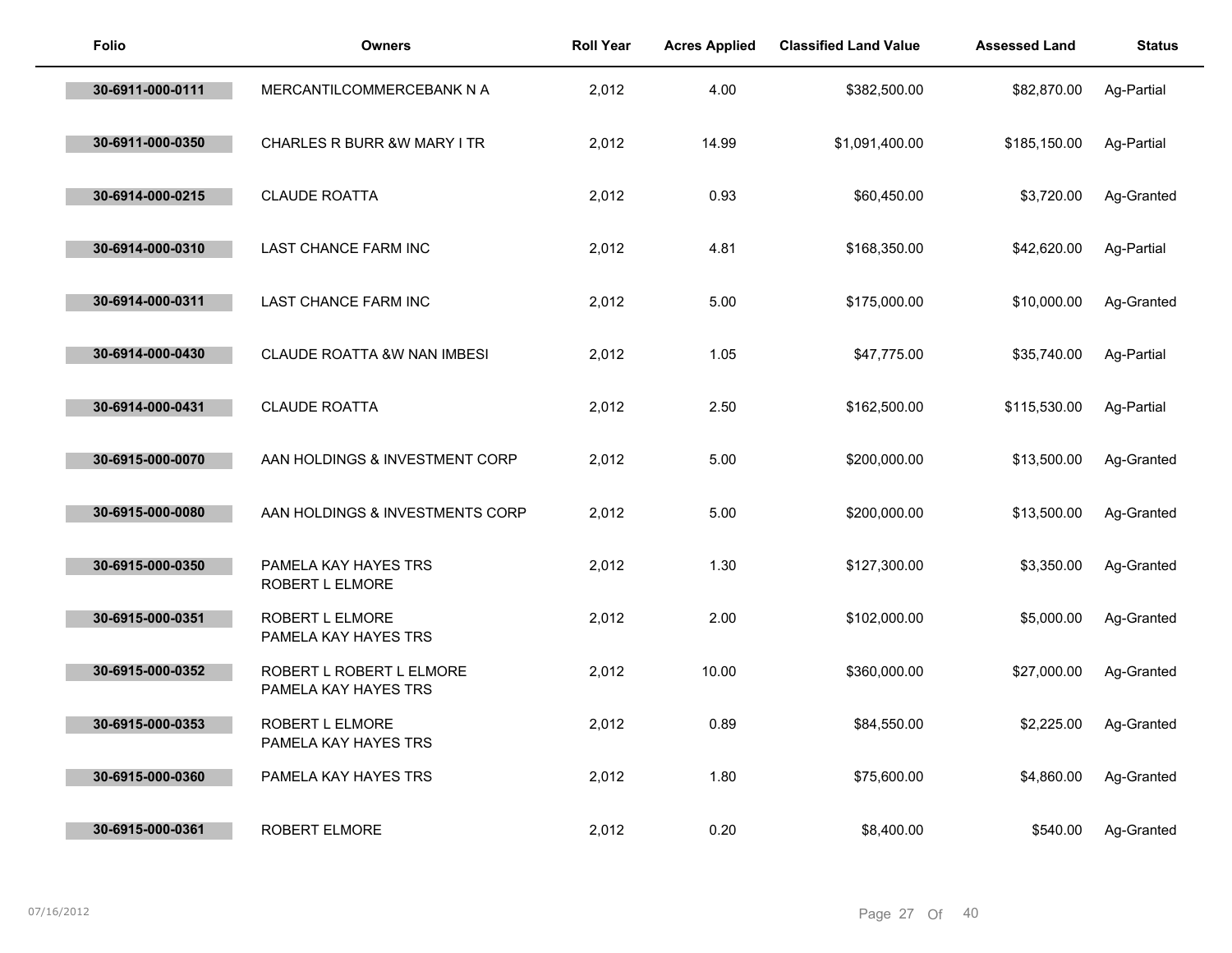| Folio | Owners | Roll Year | Acres Applied | Classified Land Value | Assessed Land | Status |
|---|---|---|---|---|---|---|
| 30-6911-000-0111 | MERCANTILCOMMERCEBANK N A | 2,012 | 4.00 | $382,500.00 | $82,870.00 | Ag-Partial |
| 30-6911-000-0350 | CHARLES R BURR &W MARY I TR | 2,012 | 14.99 | $1,091,400.00 | $185,150.00 | Ag-Partial |
| 30-6914-000-0215 | CLAUDE ROATTA | 2,012 | 0.93 | $60,450.00 | $3,720.00 | Ag-Granted |
| 30-6914-000-0310 | LAST CHANCE FARM INC | 2,012 | 4.81 | $168,350.00 | $42,620.00 | Ag-Partial |
| 30-6914-000-0311 | LAST CHANCE FARM INC | 2,012 | 5.00 | $175,000.00 | $10,000.00 | Ag-Granted |
| 30-6914-000-0430 | CLAUDE ROATTA &W NAN IMBESI | 2,012 | 1.05 | $47,775.00 | $35,740.00 | Ag-Partial |
| 30-6914-000-0431 | CLAUDE ROATTA | 2,012 | 2.50 | $162,500.00 | $115,530.00 | Ag-Partial |
| 30-6915-000-0070 | AAN HOLDINGS & INVESTMENT CORP | 2,012 | 5.00 | $200,000.00 | $13,500.00 | Ag-Granted |
| 30-6915-000-0080 | AAN HOLDINGS & INVESTMENTS CORP | 2,012 | 5.00 | $200,000.00 | $13,500.00 | Ag-Granted |
| 30-6915-000-0350 | PAMELA KAY HAYES TRS ROBERT L ELMORE | 2,012 | 1.30 | $127,300.00 | $3,350.00 | Ag-Granted |
| 30-6915-000-0351 | ROBERT L ELMORE PAMELA KAY HAYES TRS | 2,012 | 2.00 | $102,000.00 | $5,000.00 | Ag-Granted |
| 30-6915-000-0352 | ROBERT L ROBERT L ELMORE PAMELA KAY HAYES TRS | 2,012 | 10.00 | $360,000.00 | $27,000.00 | Ag-Granted |
| 30-6915-000-0353 | ROBERT L ELMORE PAMELA KAY HAYES TRS | 2,012 | 0.89 | $84,550.00 | $2,225.00 | Ag-Granted |
| 30-6915-000-0360 | PAMELA KAY HAYES TRS | 2,012 | 1.80 | $75,600.00 | $4,860.00 | Ag-Granted |
| 30-6915-000-0361 | ROBERT ELMORE | 2,012 | 0.20 | $8,400.00 | $540.00 | Ag-Granted |

07/16/2012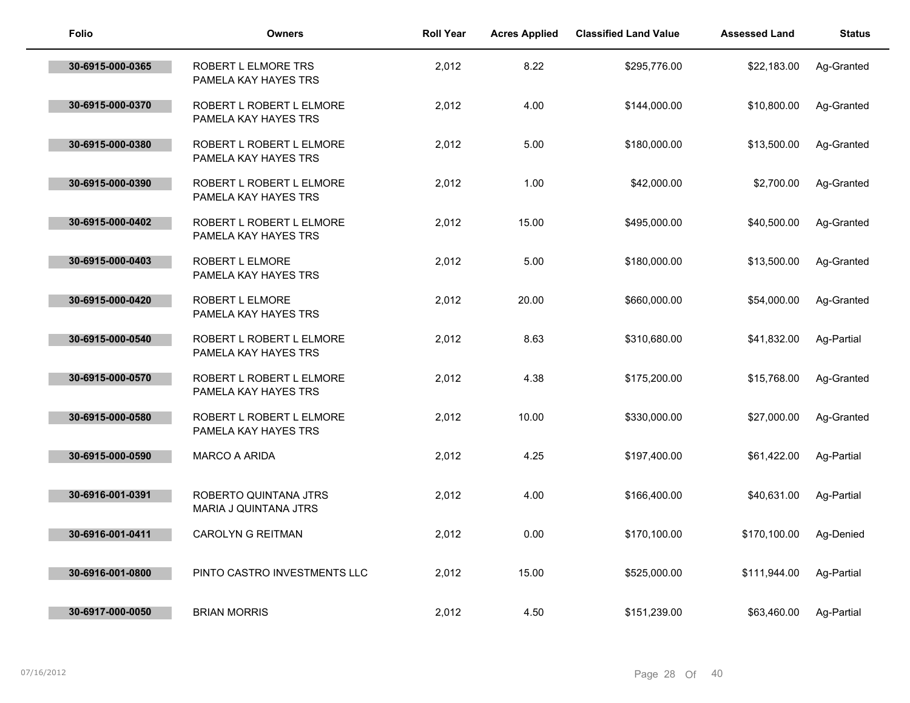| Folio | Owners | Roll Year | Acres Applied | Classified Land Value | Assessed Land | Status |
|---|---|---|---|---|---|---|
| 30-6915-000-0365 | ROBERT L ELMORE TRS PAMELA KAY HAYES TRS | 2,012 | 8.22 | $295,776.00 | $22,183.00 | Ag-Granted |
| 30-6915-000-0370 | ROBERT L ROBERT L ELMORE PAMELA KAY HAYES TRS | 2,012 | 4.00 | $144,000.00 | $10,800.00 | Ag-Granted |
| 30-6915-000-0380 | ROBERT L ROBERT L ELMORE PAMELA KAY HAYES TRS | 2,012 | 5.00 | $180,000.00 | $13,500.00 | Ag-Granted |
| 30-6915-000-0390 | ROBERT L ROBERT L ELMORE PAMELA KAY HAYES TRS | 2,012 | 1.00 | $42,000.00 | $2,700.00 | Ag-Granted |
| 30-6915-000-0402 | ROBERT L ROBERT L ELMORE PAMELA KAY HAYES TRS | 2,012 | 15.00 | $495,000.00 | $40,500.00 | Ag-Granted |
| 30-6915-000-0403 | ROBERT L ELMORE PAMELA KAY HAYES TRS | 2,012 | 5.00 | $180,000.00 | $13,500.00 | Ag-Granted |
| 30-6915-000-0420 | ROBERT L ELMORE PAMELA KAY HAYES TRS | 2,012 | 20.00 | $660,000.00 | $54,000.00 | Ag-Granted |
| 30-6915-000-0540 | ROBERT L ROBERT L ELMORE PAMELA KAY HAYES TRS | 2,012 | 8.63 | $310,680.00 | $41,832.00 | Ag-Partial |
| 30-6915-000-0570 | ROBERT L ROBERT L ELMORE PAMELA KAY HAYES TRS | 2,012 | 4.38 | $175,200.00 | $15,768.00 | Ag-Granted |
| 30-6915-000-0580 | ROBERT L ROBERT L ELMORE PAMELA KAY HAYES TRS | 2,012 | 10.00 | $330,000.00 | $27,000.00 | Ag-Granted |
| 30-6915-000-0590 | MARCO A ARIDA | 2,012 | 4.25 | $197,400.00 | $61,422.00 | Ag-Partial |
| 30-6916-001-0391 | ROBERTO QUINTANA JTRS MARIA J QUINTANA JTRS | 2,012 | 4.00 | $166,400.00 | $40,631.00 | Ag-Partial |
| 30-6916-001-0411 | CAROLYN G REITMAN | 2,012 | 0.00 | $170,100.00 | $170,100.00 | Ag-Denied |
| 30-6916-001-0800 | PINTO CASTRO INVESTMENTS LLC | 2,012 | 15.00 | $525,000.00 | $111,944.00 | Ag-Partial |
| 30-6917-000-0050 | BRIAN MORRIS | 2,012 | 4.50 | $151,239.00 | $63,460.00 | Ag-Partial |

07/16/2012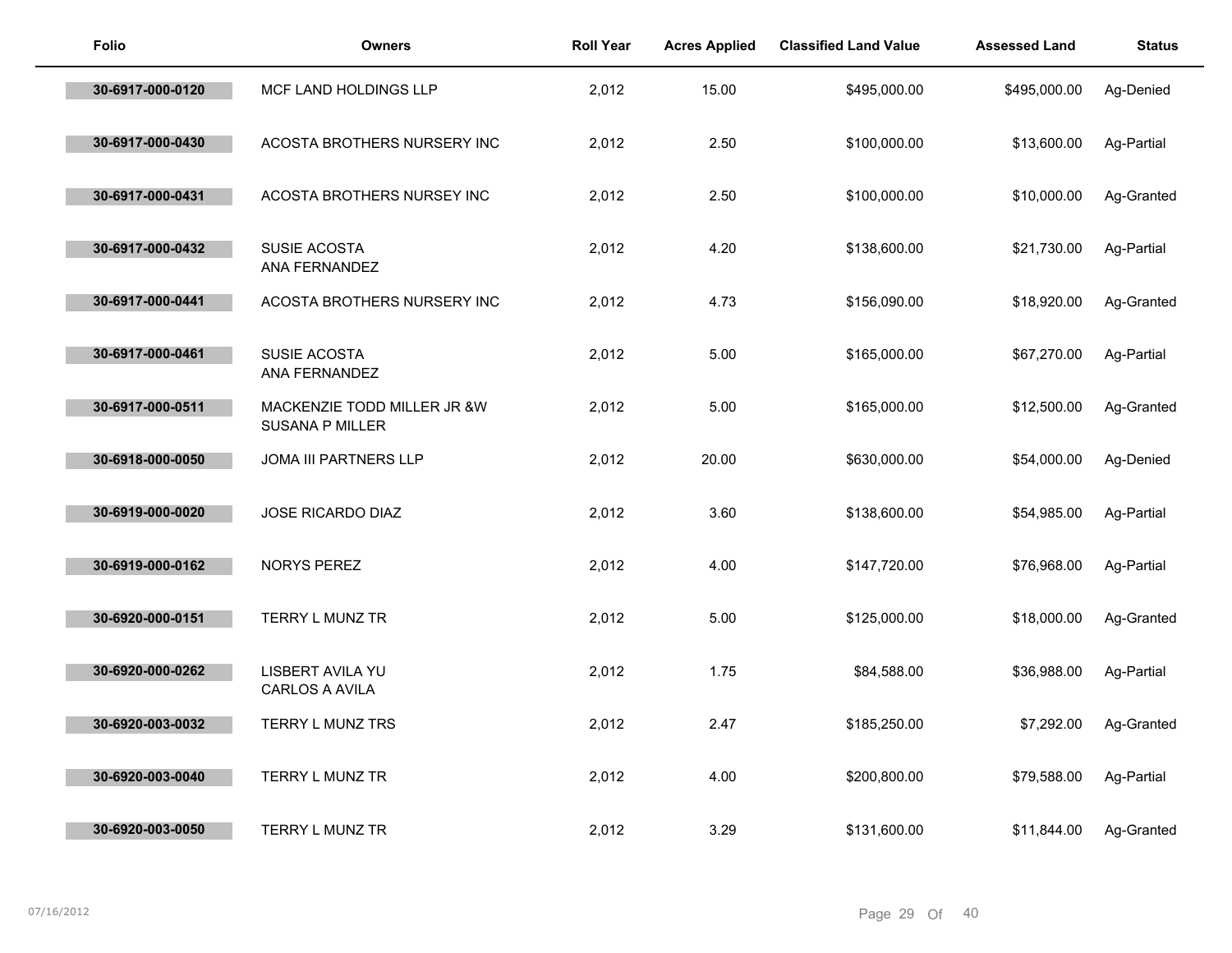| Folio | Owners | Roll Year | Acres Applied | Classified Land Value | Assessed Land | Status |
|---|---|---|---|---|---|---|
| 30-6917-000-0120 | MCF LAND HOLDINGS LLP | 2,012 | 15.00 | $495,000.00 | $495,000.00 | Ag-Denied |
| 30-6917-000-0430 | ACOSTA BROTHERS NURSERY INC | 2,012 | 2.50 | $100,000.00 | $13,600.00 | Ag-Partial |
| 30-6917-000-0431 | ACOSTA BROTHERS NURSEY INC | 2,012 | 2.50 | $100,000.00 | $10,000.00 | Ag-Granted |
| 30-6917-000-0432 | SUSIE ACOSTA<br>ANA FERNANDEZ | 2,012 | 4.20 | $138,600.00 | $21,730.00 | Ag-Partial |
| 30-6917-000-0441 | ACOSTA BROTHERS NURSERY INC | 2,012 | 4.73 | $156,090.00 | $18,920.00 | Ag-Granted |
| 30-6917-000-0461 | SUSIE ACOSTA<br>ANA FERNANDEZ | 2,012 | 5.00 | $165,000.00 | $67,270.00 | Ag-Partial |
| 30-6917-000-0511 | MACKENZIE TODD MILLER JR &W<br>SUSANA P MILLER | 2,012 | 5.00 | $165,000.00 | $12,500.00 | Ag-Granted |
| 30-6918-000-0050 | JOMA III PARTNERS LLP | 2,012 | 20.00 | $630,000.00 | $54,000.00 | Ag-Denied |
| 30-6919-000-0020 | JOSE RICARDO DIAZ | 2,012 | 3.60 | $138,600.00 | $54,985.00 | Ag-Partial |
| 30-6919-000-0162 | NORYS PEREZ | 2,012 | 4.00 | $147,720.00 | $76,968.00 | Ag-Partial |
| 30-6920-000-0151 | TERRY L MUNZ TR | 2,012 | 5.00 | $125,000.00 | $18,000.00 | Ag-Granted |
| 30-6920-000-0262 | LISBERT AVILA YU<br>CARLOS A AVILA | 2,012 | 1.75 | $84,588.00 | $36,988.00 | Ag-Partial |
| 30-6920-003-0032 | TERRY L MUNZ TRS | 2,012 | 2.47 | $185,250.00 | $7,292.00 | Ag-Granted |
| 30-6920-003-0040 | TERRY L MUNZ TR | 2,012 | 4.00 | $200,800.00 | $79,588.00 | Ag-Partial |
| 30-6920-003-0050 | TERRY L MUNZ TR | 2,012 | 3.29 | $131,600.00 | $11,844.00 | Ag-Granted |

07/16/2012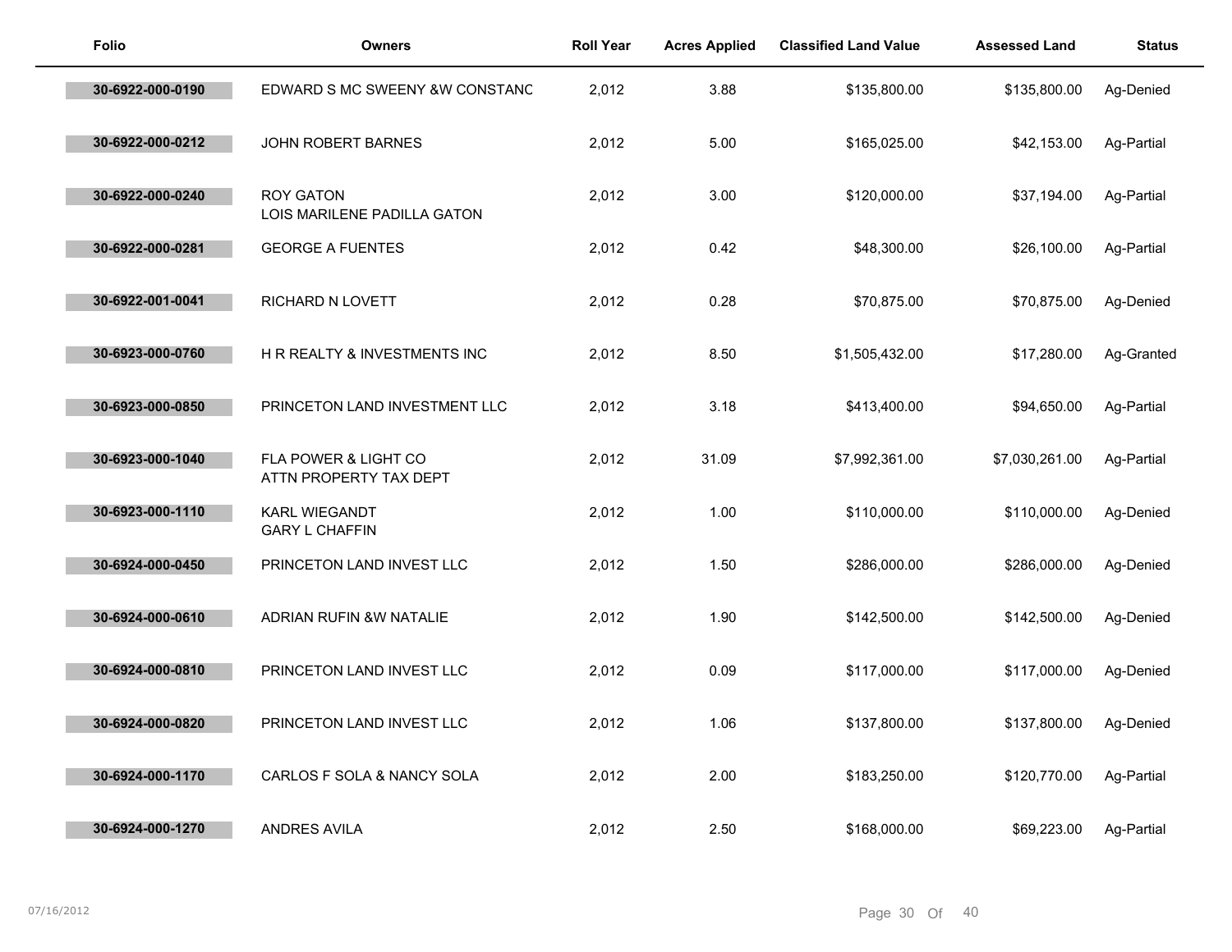| Folio | Owners | Roll Year | Acres Applied | Classified Land Value | Assessed Land | Status |
|---|---|---|---|---|---|---|
| 30-6922-000-0190 | EDWARD S MC SWEENY &W CONSTANC | 2,012 | 3.88 | $135,800.00 | $135,800.00 | Ag-Denied |
| 30-6922-000-0212 | JOHN ROBERT BARNES | 2,012 | 5.00 | $165,025.00 | $42,153.00 | Ag-Partial |
| 30-6922-000-0240 | ROY GATON<br>LOIS MARILENE PADILLA GATON | 2,012 | 3.00 | $120,000.00 | $37,194.00 | Ag-Partial |
| 30-6922-000-0281 | GEORGE A FUENTES | 2,012 | 0.42 | $48,300.00 | $26,100.00 | Ag-Partial |
| 30-6922-001-0041 | RICHARD N LOVETT | 2,012 | 0.28 | $70,875.00 | $70,875.00 | Ag-Denied |
| 30-6923-000-0760 | H R REALTY & INVESTMENTS INC | 2,012 | 8.50 | $1,505,432.00 | $17,280.00 | Ag-Granted |
| 30-6923-000-0850 | PRINCETON LAND INVESTMENT LLC | 2,012 | 3.18 | $413,400.00 | $94,650.00 | Ag-Partial |
| 30-6923-000-1040 | FLA POWER & LIGHT CO<br>ATTN PROPERTY TAX DEPT | 2,012 | 31.09 | $7,992,361.00 | $7,030,261.00 | Ag-Partial |
| 30-6923-000-1110 | KARL WIEGANDT<br>GARY L CHAFFIN | 2,012 | 1.00 | $110,000.00 | $110,000.00 | Ag-Denied |
| 30-6924-000-0450 | PRINCETON LAND INVEST LLC | 2,012 | 1.50 | $286,000.00 | $286,000.00 | Ag-Denied |
| 30-6924-000-0610 | ADRIAN RUFIN &W NATALIE | 2,012 | 1.90 | $142,500.00 | $142,500.00 | Ag-Denied |
| 30-6924-000-0810 | PRINCETON LAND INVEST LLC | 2,012 | 0.09 | $117,000.00 | $117,000.00 | Ag-Denied |
| 30-6924-000-0820 | PRINCETON LAND INVEST LLC | 2,012 | 1.06 | $137,800.00 | $137,800.00 | Ag-Denied |
| 30-6924-000-1170 | CARLOS F SOLA & NANCY SOLA | 2,012 | 2.00 | $183,250.00 | $120,770.00 | Ag-Partial |
| 30-6924-000-1270 | ANDRES AVILA | 2,012 | 2.50 | $168,000.00 | $69,223.00 | Ag-Partial |

07/16/2012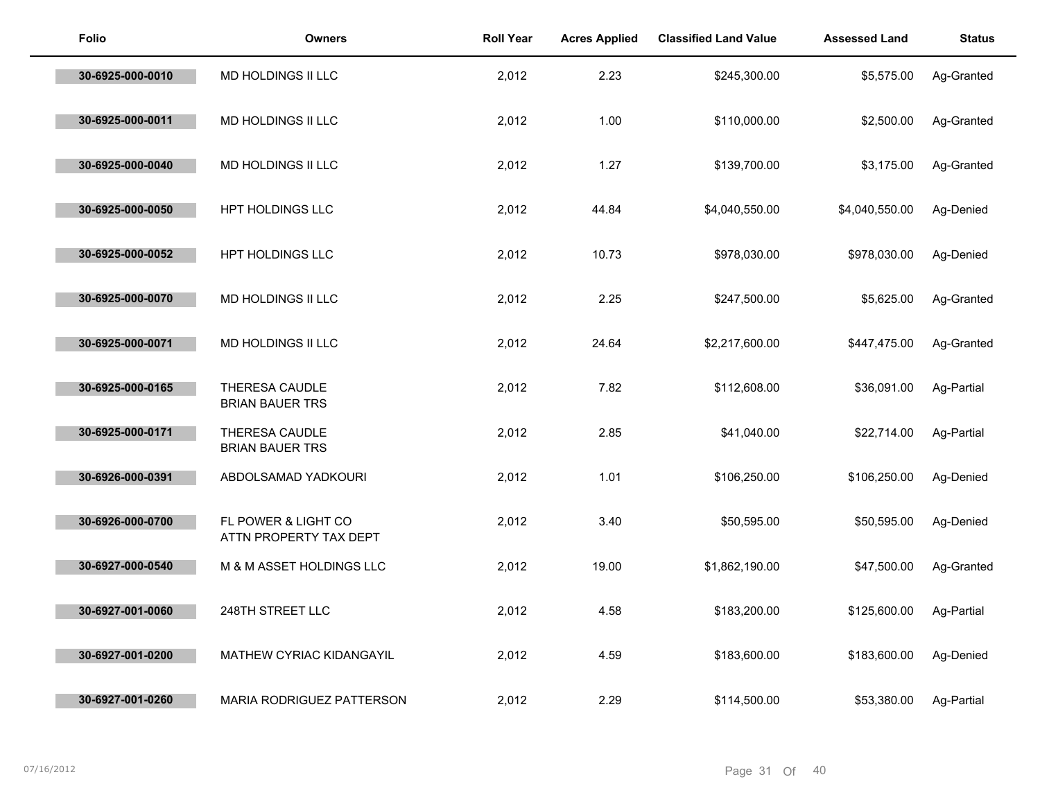| Folio | Owners | Roll Year | Acres Applied | Classified Land Value | Assessed Land | Status |
|---|---|---|---|---|---|---|
| 30-6925-000-0010 | MD HOLDINGS II LLC | 2,012 | 2.23 | $245,300.00 | $5,575.00 | Ag-Granted |
| 30-6925-000-0011 | MD HOLDINGS II LLC | 2,012 | 1.00 | $110,000.00 | $2,500.00 | Ag-Granted |
| 30-6925-000-0040 | MD HOLDINGS II LLC | 2,012 | 1.27 | $139,700.00 | $3,175.00 | Ag-Granted |
| 30-6925-000-0050 | HPT HOLDINGS LLC | 2,012 | 44.84 | $4,040,550.00 | $4,040,550.00 | Ag-Denied |
| 30-6925-000-0052 | HPT HOLDINGS LLC | 2,012 | 10.73 | $978,030.00 | $978,030.00 | Ag-Denied |
| 30-6925-000-0070 | MD HOLDINGS II LLC | 2,012 | 2.25 | $247,500.00 | $5,625.00 | Ag-Granted |
| 30-6925-000-0071 | MD HOLDINGS II LLC | 2,012 | 24.64 | $2,217,600.00 | $447,475.00 | Ag-Granted |
| 30-6925-000-0165 | THERESA CAUDLE<br>BRIAN BAUER TRS | 2,012 | 7.82 | $112,608.00 | $36,091.00 | Ag-Partial |
| 30-6925-000-0171 | THERESA CAUDLE<br>BRIAN BAUER TRS | 2,012 | 2.85 | $41,040.00 | $22,714.00 | Ag-Partial |
| 30-6926-000-0391 | ABDOLSAMAD YADKOURI | 2,012 | 1.01 | $106,250.00 | $106,250.00 | Ag-Denied |
| 30-6926-000-0700 | FL POWER & LIGHT CO<br>ATTN PROPERTY TAX DEPT | 2,012 | 3.40 | $50,595.00 | $50,595.00 | Ag-Denied |
| 30-6927-000-0540 | M & M ASSET HOLDINGS LLC | 2,012 | 19.00 | $1,862,190.00 | $47,500.00 | Ag-Granted |
| 30-6927-001-0060 | 248TH STREET LLC | 2,012 | 4.58 | $183,200.00 | $125,600.00 | Ag-Partial |
| 30-6927-001-0200 | MATHEW CYRIAC KIDANGAYIL | 2,012 | 4.59 | $183,600.00 | $183,600.00 | Ag-Denied |
| 30-6927-001-0260 | MARIA RODRIGUEZ PATTERSON | 2,012 | 2.29 | $114,500.00 | $53,380.00 | Ag-Partial |

07/16/2012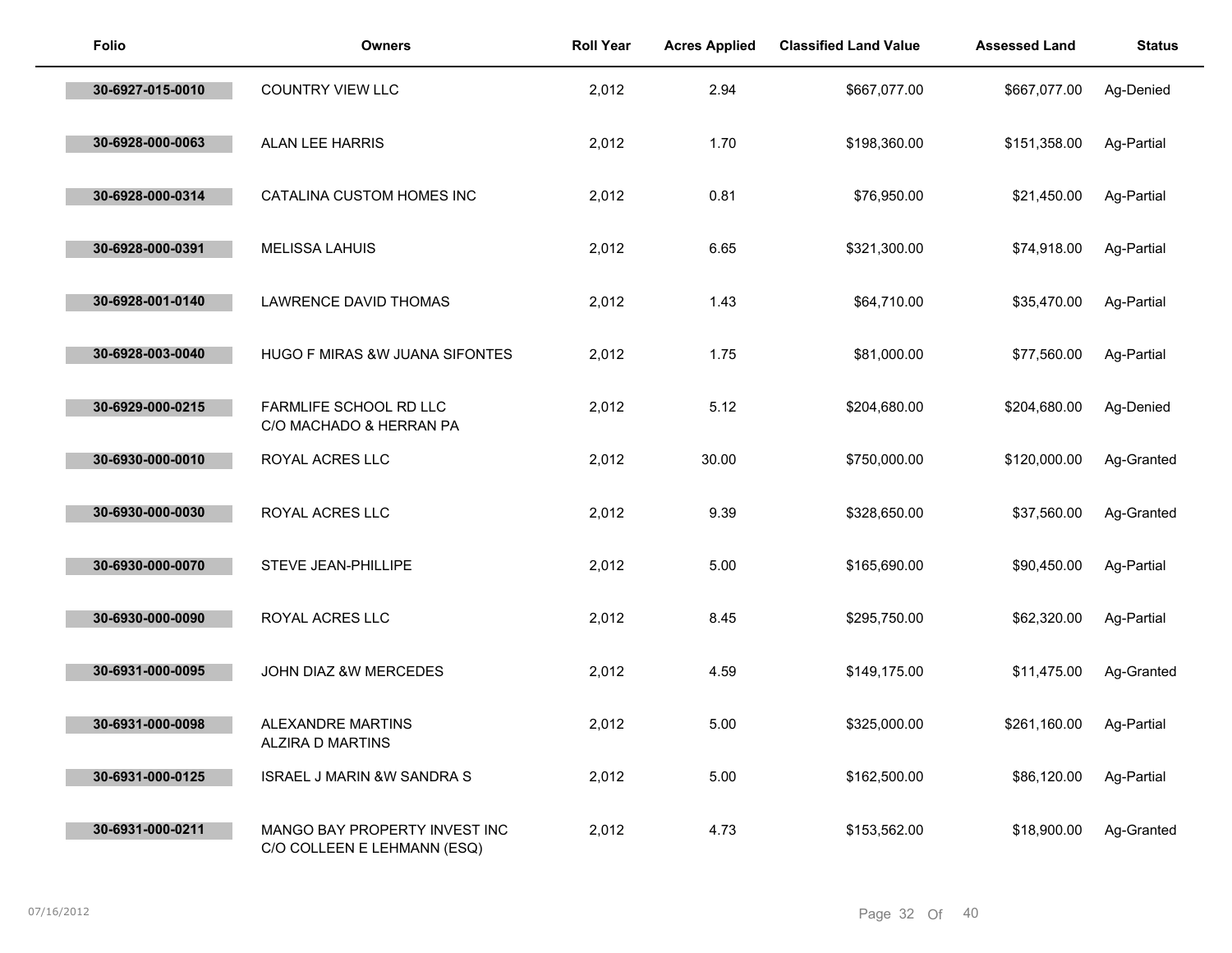| Folio | Owners | Roll Year | Acres Applied | Classified Land Value | Assessed Land | Status |
|---|---|---|---|---|---|---|
| 30-6927-015-0010 | COUNTRY VIEW LLC | 2,012 | 2.94 | $667,077.00 | $667,077.00 | Ag-Denied |
| 30-6928-000-0063 | ALAN LEE HARRIS | 2,012 | 1.70 | $198,360.00 | $151,358.00 | Ag-Partial |
| 30-6928-000-0314 | CATALINA CUSTOM HOMES INC | 2,012 | 0.81 | $76,950.00 | $21,450.00 | Ag-Partial |
| 30-6928-000-0391 | MELISSA LAHUIS | 2,012 | 6.65 | $321,300.00 | $74,918.00 | Ag-Partial |
| 30-6928-001-0140 | LAWRENCE DAVID THOMAS | 2,012 | 1.43 | $64,710.00 | $35,470.00 | Ag-Partial |
| 30-6928-003-0040 | HUGO F MIRAS &W JUANA SIFONTES | 2,012 | 1.75 | $81,000.00 | $77,560.00 | Ag-Partial |
| 30-6929-000-0215 | FARMLIFE SCHOOL RD LLC<br>C/O MACHADO & HERRAN PA | 2,012 | 5.12 | $204,680.00 | $204,680.00 | Ag-Denied |
| 30-6930-000-0010 | ROYAL ACRES LLC | 2,012 | 30.00 | $750,000.00 | $120,000.00 | Ag-Granted |
| 30-6930-000-0030 | ROYAL ACRES LLC | 2,012 | 9.39 | $328,650.00 | $37,560.00 | Ag-Granted |
| 30-6930-000-0070 | STEVE JEAN-PHILLIPE | 2,012 | 5.00 | $165,690.00 | $90,450.00 | Ag-Partial |
| 30-6930-000-0090 | ROYAL ACRES LLC | 2,012 | 8.45 | $295,750.00 | $62,320.00 | Ag-Partial |
| 30-6931-000-0095 | JOHN DIAZ &W MERCEDES | 2,012 | 4.59 | $149,175.00 | $11,475.00 | Ag-Granted |
| 30-6931-000-0098 | ALEXANDRE MARTINS<br>ALZIRA D MARTINS | 2,012 | 5.00 | $325,000.00 | $261,160.00 | Ag-Partial |
| 30-6931-000-0125 | ISRAEL J MARIN &W SANDRA S | 2,012 | 5.00 | $162,500.00 | $86,120.00 | Ag-Partial |
| 30-6931-000-0211 | MANGO BAY PROPERTY INVEST INC<br>C/O COLLEEN E LEHMANN (ESQ) | 2,012 | 4.73 | $153,562.00 | $18,900.00 | Ag-Granted |

07/16/2012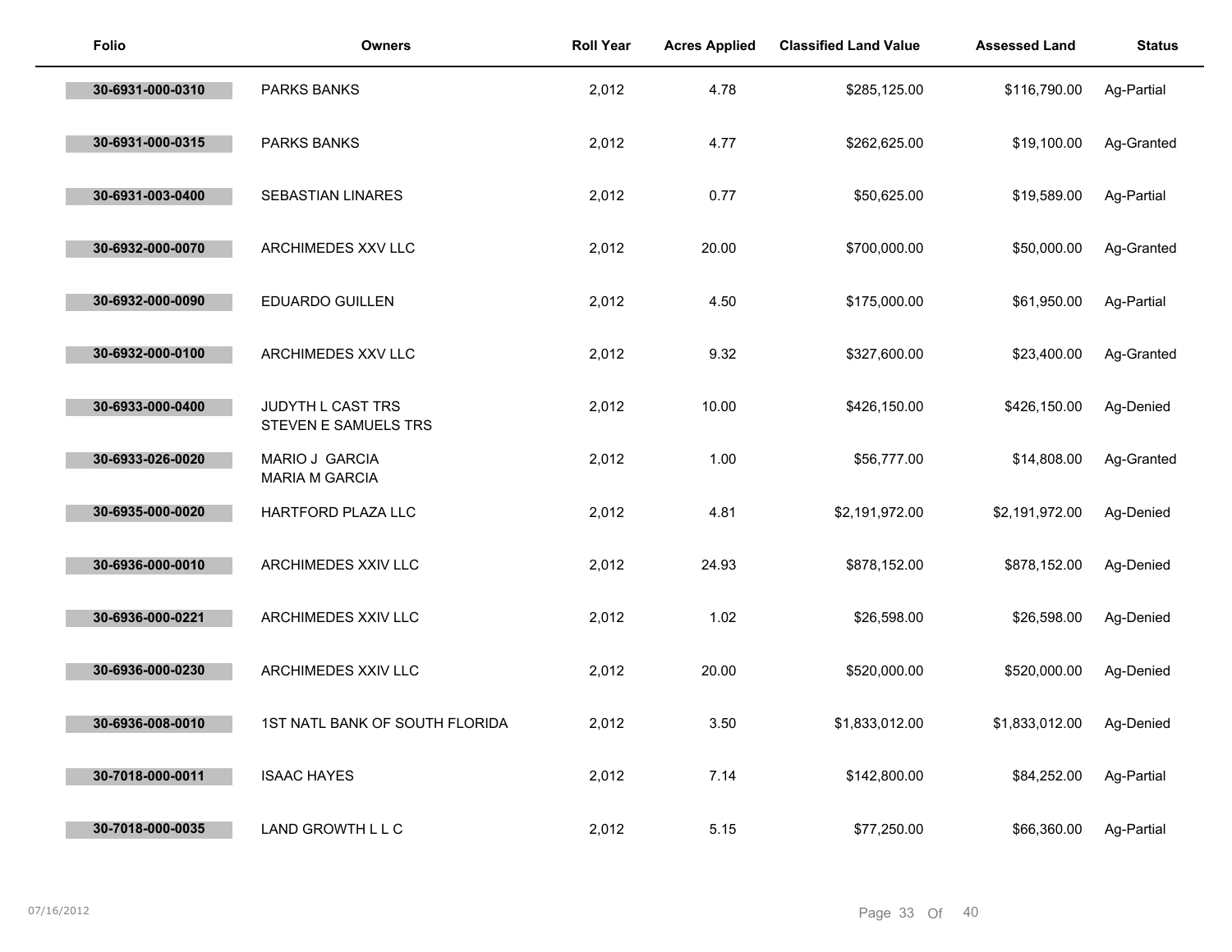| Folio | Owners | Roll Year | Acres Applied | Classified Land Value | Assessed Land | Status |
|---|---|---|---|---|---|---|
| 30-6931-000-0310 | PARKS BANKS | 2,012 | 4.78 | $285,125.00 | $116,790.00 | Ag-Partial |
| 30-6931-000-0315 | PARKS BANKS | 2,012 | 4.77 | $262,625.00 | $19,100.00 | Ag-Granted |
| 30-6931-003-0400 | SEBASTIAN LINARES | 2,012 | 0.77 | $50,625.00 | $19,589.00 | Ag-Partial |
| 30-6932-000-0070 | ARCHIMEDES XXV LLC | 2,012 | 20.00 | $700,000.00 | $50,000.00 | Ag-Granted |
| 30-6932-000-0090 | EDUARDO GUILLEN | 2,012 | 4.50 | $175,000.00 | $61,950.00 | Ag-Partial |
| 30-6932-000-0100 | ARCHIMEDES XXV LLC | 2,012 | 9.32 | $327,600.00 | $23,400.00 | Ag-Granted |
| 30-6933-000-0400 | JUDYTH L CAST TRS<br>STEVEN E SAMUELS TRS | 2,012 | 10.00 | $426,150.00 | $426,150.00 | Ag-Denied |
| 30-6933-026-0020 | MARIO J GARCIA<br>MARIA M GARCIA | 2,012 | 1.00 | $56,777.00 | $14,808.00 | Ag-Granted |
| 30-6935-000-0020 | HARTFORD PLAZA LLC | 2,012 | 4.81 | $2,191,972.00 | $2,191,972.00 | Ag-Denied |
| 30-6936-000-0010 | ARCHIMEDES XXIV LLC | 2,012 | 24.93 | $878,152.00 | $878,152.00 | Ag-Denied |
| 30-6936-000-0221 | ARCHIMEDES XXIV LLC | 2,012 | 1.02 | $26,598.00 | $26,598.00 | Ag-Denied |
| 30-6936-000-0230 | ARCHIMEDES XXIV LLC | 2,012 | 20.00 | $520,000.00 | $520,000.00 | Ag-Denied |
| 30-6936-008-0010 | 1ST NATL BANK OF SOUTH FLORIDA | 2,012 | 3.50 | $1,833,012.00 | $1,833,012.00 | Ag-Denied |
| 30-7018-000-0011 | ISAAC HAYES | 2,012 | 7.14 | $142,800.00 | $84,252.00 | Ag-Partial |
| 30-7018-000-0035 | LAND GROWTH L L C | 2,012 | 5.15 | $77,250.00 | $66,360.00 | Ag-Partial |

07/16/2012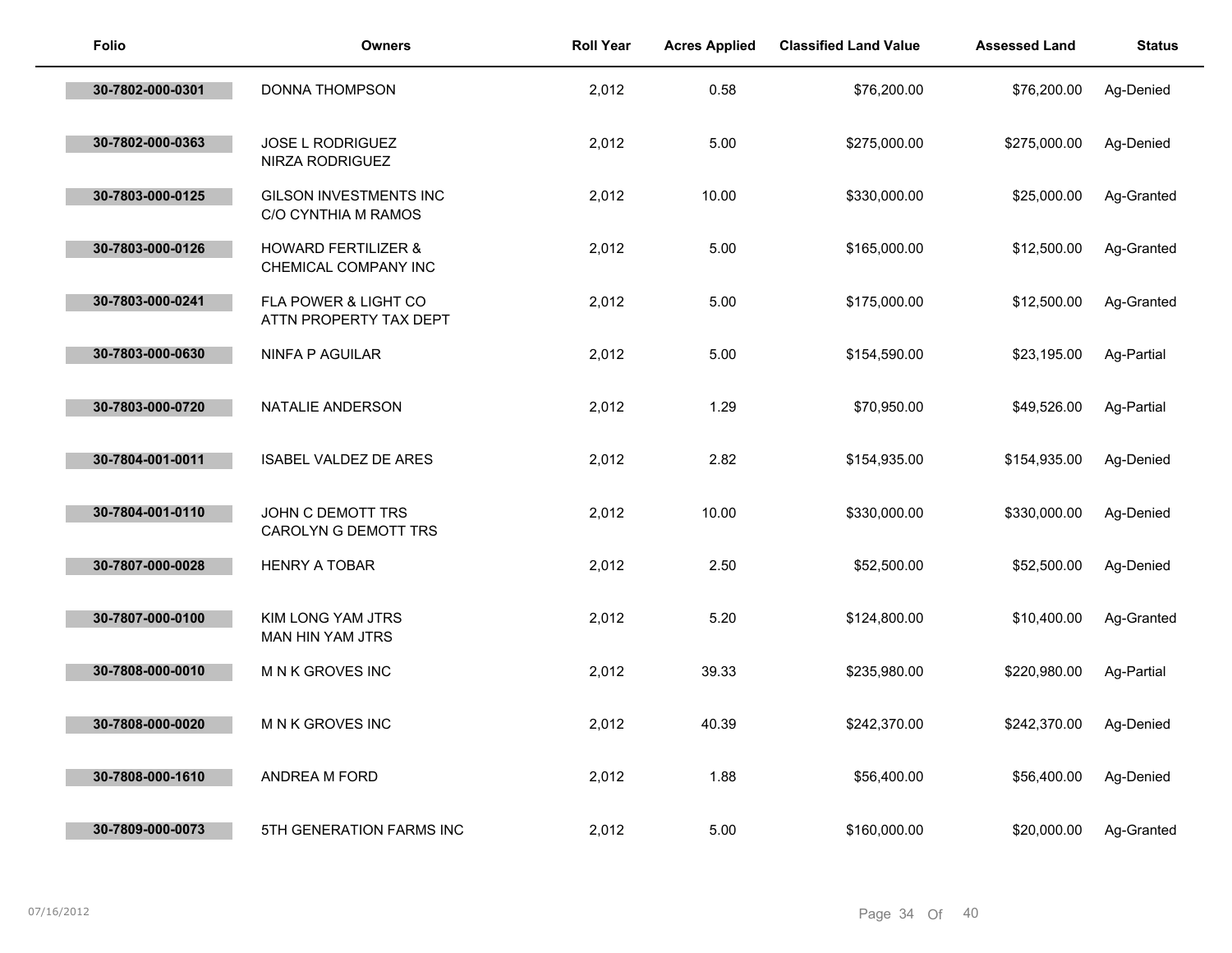| Folio | Owners | Roll Year | Acres Applied | Classified Land Value | Assessed Land | Status |
|---|---|---|---|---|---|---|
| 30-7802-000-0301 | DONNA THOMPSON | 2,012 | 0.58 | $76,200.00 | $76,200.00 | Ag-Denied |
| 30-7802-000-0363 | JOSE L RODRIGUEZ<br>NIRZA RODRIGUEZ | 2,012 | 5.00 | $275,000.00 | $275,000.00 | Ag-Denied |
| 30-7803-000-0125 | GILSON INVESTMENTS INC<br>C/O CYNTHIA M RAMOS | 2,012 | 10.00 | $330,000.00 | $25,000.00 | Ag-Granted |
| 30-7803-000-0126 | HOWARD FERTILIZER &<br>CHEMICAL COMPANY INC | 2,012 | 5.00 | $165,000.00 | $12,500.00 | Ag-Granted |
| 30-7803-000-0241 | FLA POWER & LIGHT CO<br>ATTN PROPERTY TAX DEPT | 2,012 | 5.00 | $175,000.00 | $12,500.00 | Ag-Granted |
| 30-7803-000-0630 | NINFA P AGUILAR | 2,012 | 5.00 | $154,590.00 | $23,195.00 | Ag-Partial |
| 30-7803-000-0720 | NATALIE ANDERSON | 2,012 | 1.29 | $70,950.00 | $49,526.00 | Ag-Partial |
| 30-7804-001-0011 | ISABEL VALDEZ DE ARES | 2,012 | 2.82 | $154,935.00 | $154,935.00 | Ag-Denied |
| 30-7804-001-0110 | JOHN C DEMOTT TRS<br>CAROLYN G DEMOTT TRS | 2,012 | 10.00 | $330,000.00 | $330,000.00 | Ag-Denied |
| 30-7807-000-0028 | HENRY A TOBAR | 2,012 | 2.50 | $52,500.00 | $52,500.00 | Ag-Denied |
| 30-7807-000-0100 | KIM LONG YAM JTRS<br>MAN HIN YAM JTRS | 2,012 | 5.20 | $124,800.00 | $10,400.00 | Ag-Granted |
| 30-7808-000-0010 | M N K GROVES INC | 2,012 | 39.33 | $235,980.00 | $220,980.00 | Ag-Partial |
| 30-7808-000-0020 | M N K GROVES INC | 2,012 | 40.39 | $242,370.00 | $242,370.00 | Ag-Denied |
| 30-7808-000-1610 | ANDREA M FORD | 2,012 | 1.88 | $56,400.00 | $56,400.00 | Ag-Denied |
| 30-7809-000-0073 | 5TH GENERATION FARMS INC | 2,012 | 5.00 | $160,000.00 | $20,000.00 | Ag-Granted |

07/16/2012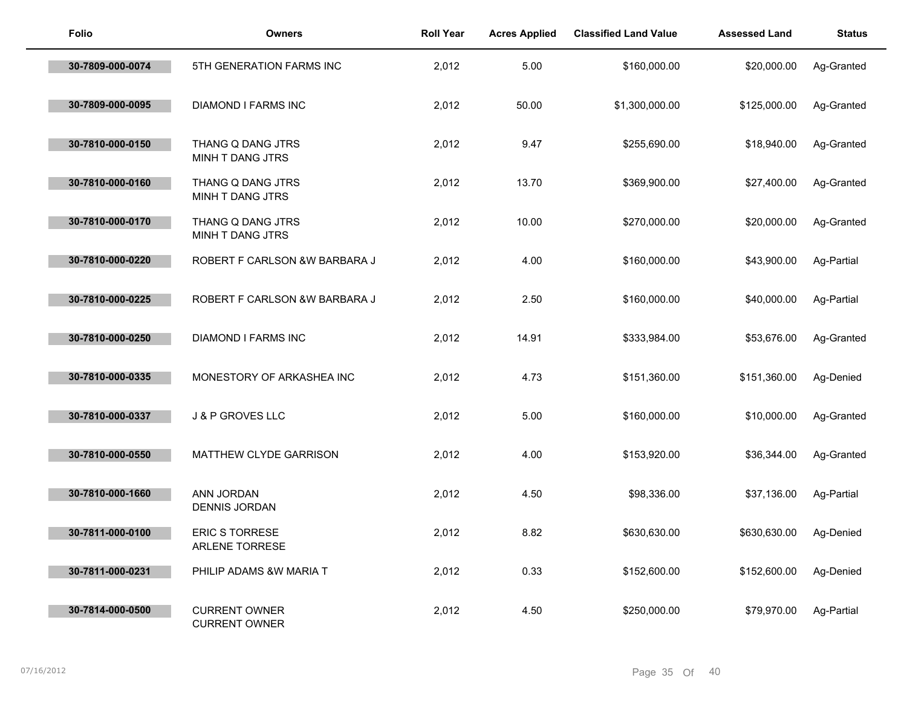| Folio | Owners | Roll Year | Acres Applied | Classified Land Value | Assessed Land | Status |
|---|---|---|---|---|---|---|
| 30-7809-000-0074 | 5TH GENERATION FARMS INC | 2,012 | 5.00 | $160,000.00 | $20,000.00 | Ag-Granted |
| 30-7809-000-0095 | DIAMOND I FARMS INC | 2,012 | 50.00 | $1,300,000.00 | $125,000.00 | Ag-Granted |
| 30-7810-000-0150 | THANG Q DANG JTRS<br>MINH T DANG JTRS | 2,012 | 9.47 | $255,690.00 | $18,940.00 | Ag-Granted |
| 30-7810-000-0160 | THANG Q DANG JTRS<br>MINH T DANG JTRS | 2,012 | 13.70 | $369,900.00 | $27,400.00 | Ag-Granted |
| 30-7810-000-0170 | THANG Q DANG JTRS<br>MINH T DANG JTRS | 2,012 | 10.00 | $270,000.00 | $20,000.00 | Ag-Granted |
| 30-7810-000-0220 | ROBERT F CARLSON &W BARBARA J | 2,012 | 4.00 | $160,000.00 | $43,900.00 | Ag-Partial |
| 30-7810-000-0225 | ROBERT F CARLSON &W BARBARA J | 2,012 | 2.50 | $160,000.00 | $40,000.00 | Ag-Partial |
| 30-7810-000-0250 | DIAMOND I FARMS INC | 2,012 | 14.91 | $333,984.00 | $53,676.00 | Ag-Granted |
| 30-7810-000-0335 | MONESTORY OF ARKASHEA INC | 2,012 | 4.73 | $151,360.00 | $151,360.00 | Ag-Denied |
| 30-7810-000-0337 | J & P GROVES LLC | 2,012 | 5.00 | $160,000.00 | $10,000.00 | Ag-Granted |
| 30-7810-000-0550 | MATTHEW CLYDE GARRISON | 2,012 | 4.00 | $153,920.00 | $36,344.00 | Ag-Granted |
| 30-7810-000-1660 | ANN JORDAN<br>DENNIS JORDAN | 2,012 | 4.50 | $98,336.00 | $37,136.00 | Ag-Partial |
| 30-7811-000-0100 | ERIC S TORRESE<br>ARLENE TORRESE | 2,012 | 8.82 | $630,630.00 | $630,630.00 | Ag-Denied |
| 30-7811-000-0231 | PHILIP ADAMS &W MARIA T | 2,012 | 0.33 | $152,600.00 | $152,600.00 | Ag-Denied |
| 30-7814-000-0500 | CURRENT OWNER<br>CURRENT OWNER | 2,012 | 4.50 | $250,000.00 | $79,970.00 | Ag-Partial |

07/16/2012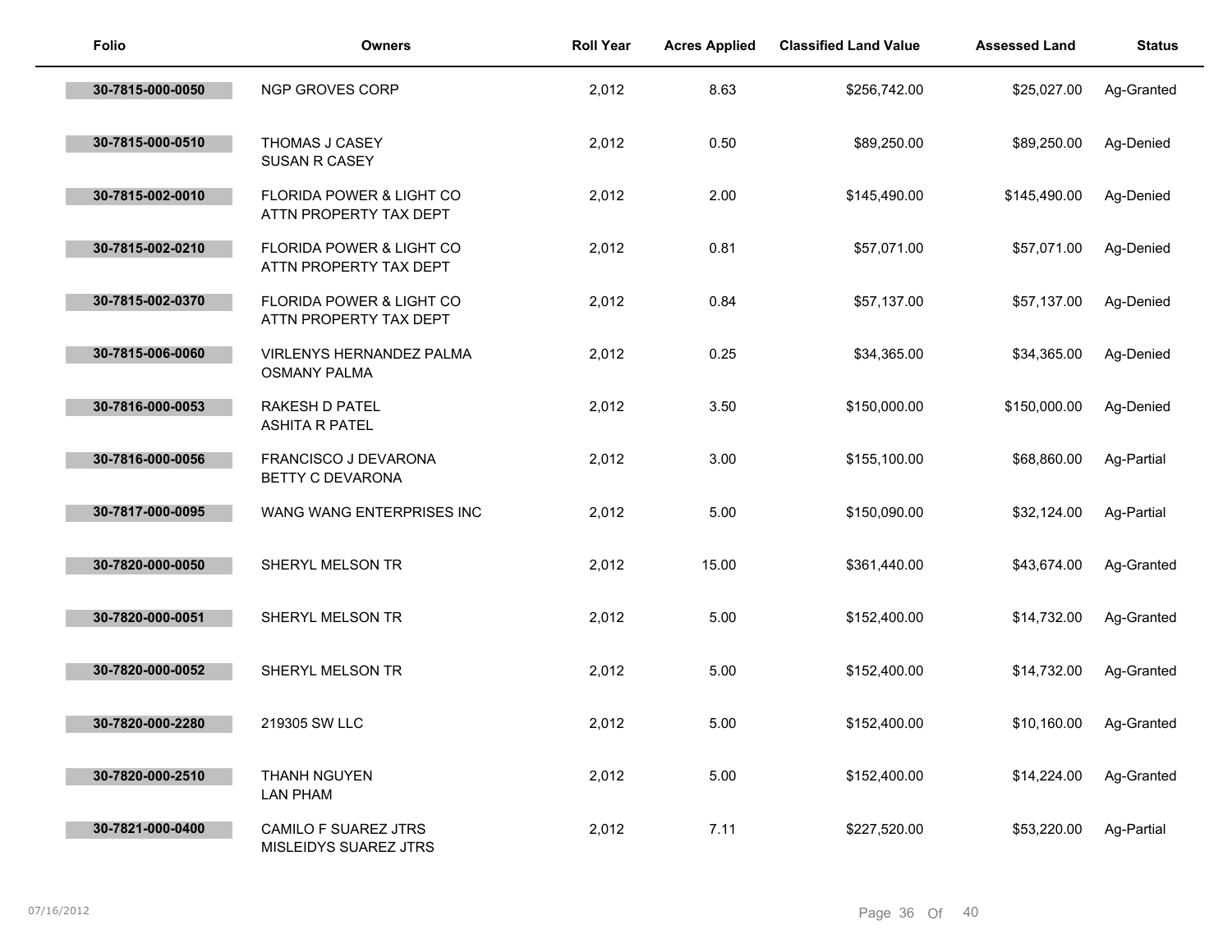| Folio | Owners | Roll Year | Acres Applied | Classified Land Value | Assessed Land | Status |
|---|---|---|---|---|---|---|
| 30-7815-000-0050 | NGP GROVES CORP | 2,012 | 8.63 | $256,742.00 | $25,027.00 | Ag-Granted |
| 30-7815-000-0510 | THOMAS J CASEY<br>SUSAN R CASEY | 2,012 | 0.50 | $89,250.00 | $89,250.00 | Ag-Denied |
| 30-7815-002-0010 | FLORIDA POWER & LIGHT CO<br>ATTN PROPERTY TAX DEPT | 2,012 | 2.00 | $145,490.00 | $145,490.00 | Ag-Denied |
| 30-7815-002-0210 | FLORIDA POWER & LIGHT CO<br>ATTN PROPERTY TAX DEPT | 2,012 | 0.81 | $57,071.00 | $57,071.00 | Ag-Denied |
| 30-7815-002-0370 | FLORIDA POWER & LIGHT CO<br>ATTN PROPERTY TAX DEPT | 2,012 | 0.84 | $57,137.00 | $57,137.00 | Ag-Denied |
| 30-7815-006-0060 | VIRLENYS HERNANDEZ PALMA<br>OSMANY PALMA | 2,012 | 0.25 | $34,365.00 | $34,365.00 | Ag-Denied |
| 30-7816-000-0053 | RAKESH D PATEL<br>ASHITA R PATEL | 2,012 | 3.50 | $150,000.00 | $150,000.00 | Ag-Denied |
| 30-7816-000-0056 | FRANCISCO J DEVARONA<br>BETTY C DEVARONA | 2,012 | 3.00 | $155,100.00 | $68,860.00 | Ag-Partial |
| 30-7817-000-0095 | WANG WANG ENTERPRISES INC | 2,012 | 5.00 | $150,090.00 | $32,124.00 | Ag-Partial |
| 30-7820-000-0050 | SHERYL MELSON TR | 2,012 | 15.00 | $361,440.00 | $43,674.00 | Ag-Granted |
| 30-7820-000-0051 | SHERYL MELSON TR | 2,012 | 5.00 | $152,400.00 | $14,732.00 | Ag-Granted |
| 30-7820-000-0052 | SHERYL MELSON TR | 2,012 | 5.00 | $152,400.00 | $14,732.00 | Ag-Granted |
| 30-7820-000-2280 | 219305 SW LLC | 2,012 | 5.00 | $152,400.00 | $10,160.00 | Ag-Granted |
| 30-7820-000-2510 | THANH NGUYEN<br>LAN PHAM | 2,012 | 5.00 | $152,400.00 | $14,224.00 | Ag-Granted |
| 30-7821-000-0400 | CAMILO F SUAREZ JTRS<br>MISLEIDYS SUAREZ JTRS | 2,012 | 7.11 | $227,520.00 | $53,220.00 | Ag-Partial |

07/16/2012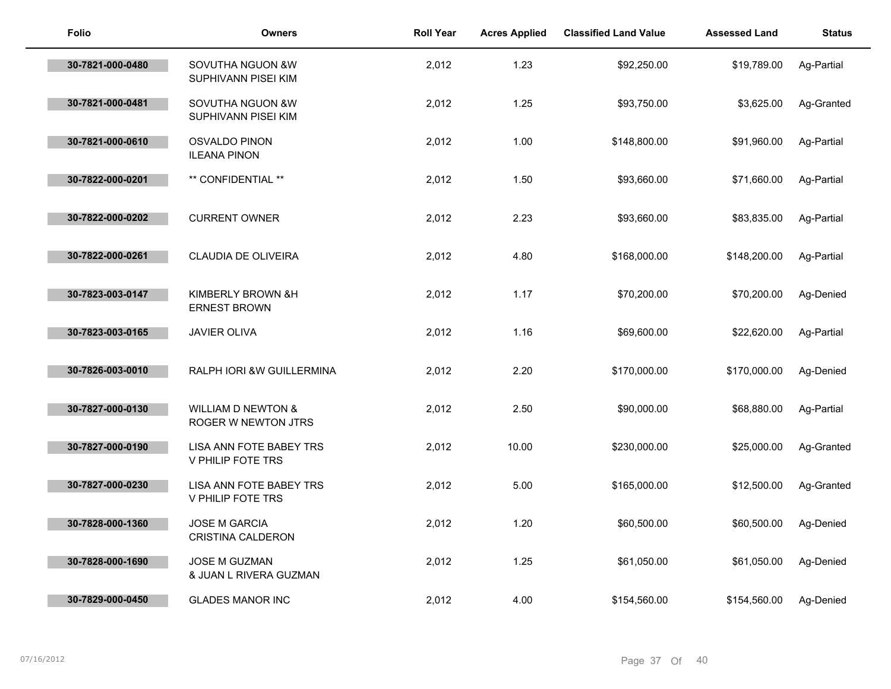| Folio | Owners | Roll Year | Acres Applied | Classified Land Value | Assessed Land | Status |
|---|---|---|---|---|---|---|
| 30-7821-000-0480 | SOVUTHA NGUON &W SUPHIVANN PISEI KIM | 2,012 | 1.23 | $92,250.00 | $19,789.00 | Ag-Partial |
| 30-7821-000-0481 | SOVUTHA NGUON &W SUPHIVANN PISEI KIM | 2,012 | 1.25 | $93,750.00 | $3,625.00 | Ag-Granted |
| 30-7821-000-0610 | OSVALDO PINON ILEANA PINON | 2,012 | 1.00 | $148,800.00 | $91,960.00 | Ag-Partial |
| 30-7822-000-0201 | ** CONFIDENTIAL ** | 2,012 | 1.50 | $93,660.00 | $71,660.00 | Ag-Partial |
| 30-7822-000-0202 | CURRENT OWNER | 2,012 | 2.23 | $93,660.00 | $83,835.00 | Ag-Partial |
| 30-7822-000-0261 | CLAUDIA DE OLIVEIRA | 2,012 | 4.80 | $168,000.00 | $148,200.00 | Ag-Partial |
| 30-7823-003-0147 | KIMBERLY BROWN &H ERNEST BROWN | 2,012 | 1.17 | $70,200.00 | $70,200.00 | Ag-Denied |
| 30-7823-003-0165 | JAVIER OLIVA | 2,012 | 1.16 | $69,600.00 | $22,620.00 | Ag-Partial |
| 30-7826-003-0010 | RALPH IORI &W GUILLERMINA | 2,012 | 2.20 | $170,000.00 | $170,000.00 | Ag-Denied |
| 30-7827-000-0130 | WILLIAM D NEWTON & ROGER W NEWTON JTRS | 2,012 | 2.50 | $90,000.00 | $68,880.00 | Ag-Partial |
| 30-7827-000-0190 | LISA ANN FOTE BABEY TRS V PHILIP FOTE TRS | 2,012 | 10.00 | $230,000.00 | $25,000.00 | Ag-Granted |
| 30-7827-000-0230 | LISA ANN FOTE BABEY TRS V PHILIP FOTE TRS | 2,012 | 5.00 | $165,000.00 | $12,500.00 | Ag-Granted |
| 30-7828-000-1360 | JOSE M GARCIA CRISTINA CALDERON | 2,012 | 1.20 | $60,500.00 | $60,500.00 | Ag-Denied |
| 30-7828-000-1690 | JOSE M GUZMAN & JUAN L RIVERA GUZMAN | 2,012 | 1.25 | $61,050.00 | $61,050.00 | Ag-Denied |
| 30-7829-000-0450 | GLADES MANOR INC | 2,012 | 4.00 | $154,560.00 | $154,560.00 | Ag-Denied |

07/16/2012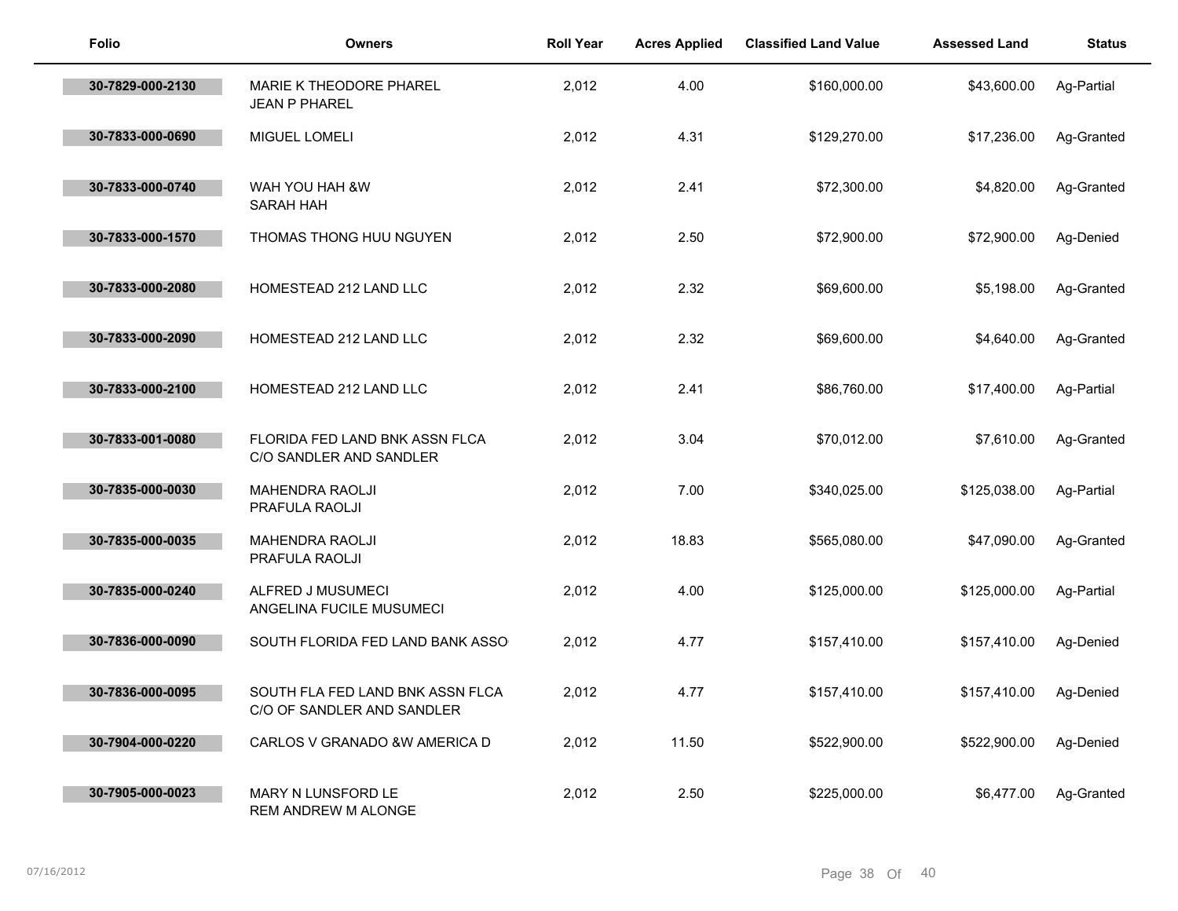| Folio | Owners | Roll Year | Acres Applied | Classified Land Value | Assessed Land | Status |
|---|---|---|---|---|---|---|
| 30-7829-000-2130 | MARIE K THEODORE PHAREL<br>JEAN P PHAREL | 2,012 | 4.00 | $160,000.00 | $43,600.00 | Ag-Partial |
| 30-7833-000-0690 | MIGUEL LOMELI | 2,012 | 4.31 | $129,270.00 | $17,236.00 | Ag-Granted |
| 30-7833-000-0740 | WAH YOU HAH &W<br>SARAH HAH | 2,012 | 2.41 | $72,300.00 | $4,820.00 | Ag-Granted |
| 30-7833-000-1570 | THOMAS THONG HUU NGUYEN | 2,012 | 2.50 | $72,900.00 | $72,900.00 | Ag-Denied |
| 30-7833-000-2080 | HOMESTEAD 212 LAND LLC | 2,012 | 2.32 | $69,600.00 | $5,198.00 | Ag-Granted |
| 30-7833-000-2090 | HOMESTEAD 212 LAND LLC | 2,012 | 2.32 | $69,600.00 | $4,640.00 | Ag-Granted |
| 30-7833-000-2100 | HOMESTEAD 212 LAND LLC | 2,012 | 2.41 | $86,760.00 | $17,400.00 | Ag-Partial |
| 30-7833-001-0080 | FLORIDA FED LAND BNK ASSN FLCA<br>C/O SANDLER AND SANDLER | 2,012 | 3.04 | $70,012.00 | $7,610.00 | Ag-Granted |
| 30-7835-000-0030 | MAHENDRA RAOLJI<br>PRAFULA RAOLJI | 2,012 | 7.00 | $340,025.00 | $125,038.00 | Ag-Partial |
| 30-7835-000-0035 | MAHENDRA RAOLJI<br>PRAFULA RAOLJI | 2,012 | 18.83 | $565,080.00 | $47,090.00 | Ag-Granted |
| 30-7835-000-0240 | ALFRED J MUSUMECI<br>ANGELINA FUCILE MUSUMECI | 2,012 | 4.00 | $125,000.00 | $125,000.00 | Ag-Partial |
| 30-7836-000-0090 | SOUTH FLORIDA FED LAND BANK ASSO | 2,012 | 4.77 | $157,410.00 | $157,410.00 | Ag-Denied |
| 30-7836-000-0095 | SOUTH FLA FED LAND BNK ASSN FLCA<br>C/O OF SANDLER AND SANDLER | 2,012 | 4.77 | $157,410.00 | $157,410.00 | Ag-Denied |
| 30-7904-000-0220 | CARLOS V GRANADO &W AMERICA D | 2,012 | 11.50 | $522,900.00 | $522,900.00 | Ag-Denied |
| 30-7905-000-0023 | MARY N LUNSFORD LE<br>REM ANDREW M ALONGE | 2,012 | 2.50 | $225,000.00 | $6,477.00 | Ag-Granted |

07/16/2012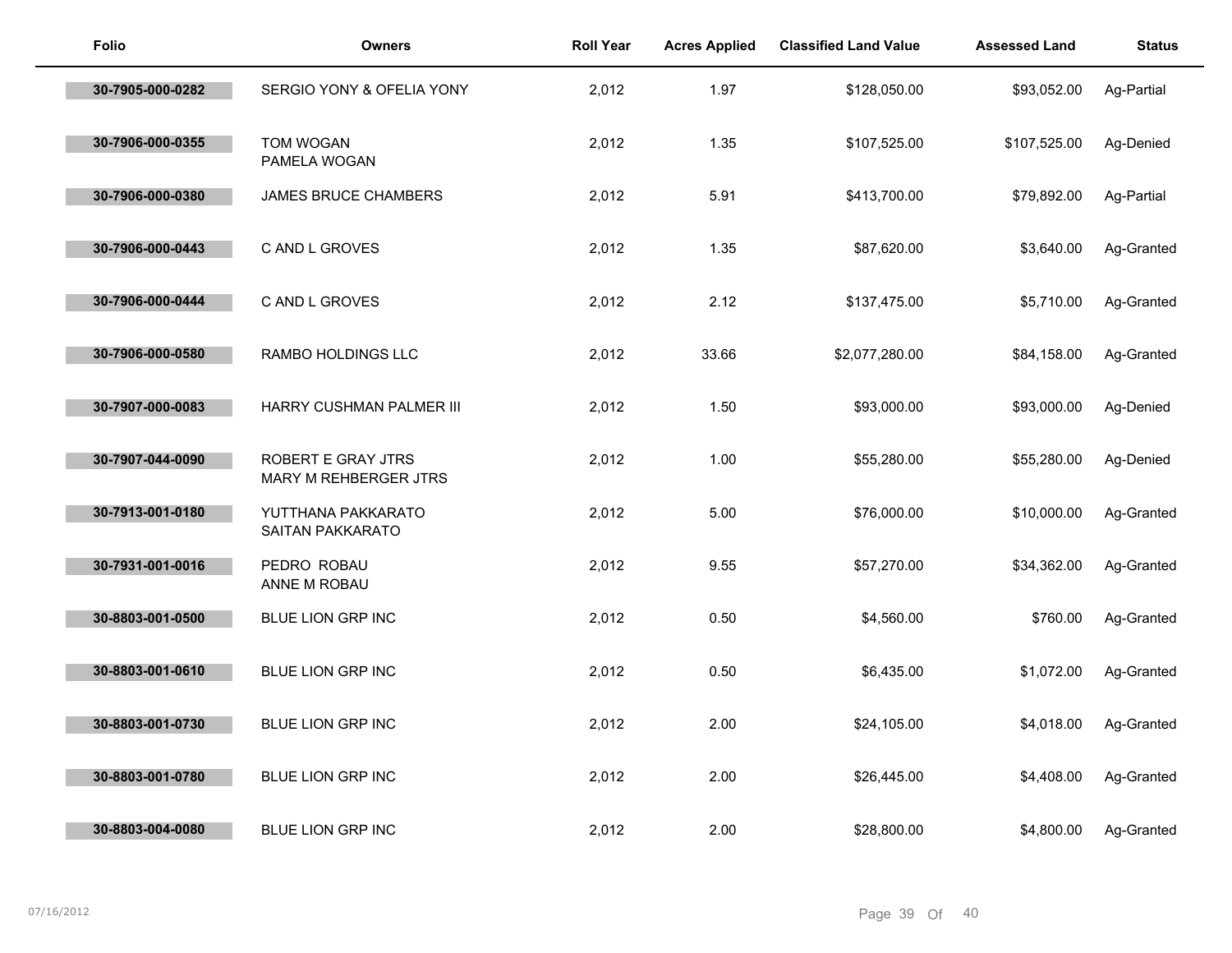| Folio | Owners | Roll Year | Acres Applied | Classified Land Value | Assessed Land | Status |
|---|---|---|---|---|---|---|
| 30-7905-000-0282 | SERGIO YONY & OFELIA YONY | 2,012 | 1.97 | $128,050.00 | $93,052.00 | Ag-Partial |
| 30-7906-000-0355 | TOM WOGAN<br>PAMELA WOGAN | 2,012 | 1.35 | $107,525.00 | $107,525.00 | Ag-Denied |
| 30-7906-000-0380 | JAMES BRUCE CHAMBERS | 2,012 | 5.91 | $413,700.00 | $79,892.00 | Ag-Partial |
| 30-7906-000-0443 | C AND L GROVES | 2,012 | 1.35 | $87,620.00 | $3,640.00 | Ag-Granted |
| 30-7906-000-0444 | C AND L GROVES | 2,012 | 2.12 | $137,475.00 | $5,710.00 | Ag-Granted |
| 30-7906-000-0580 | RAMBO HOLDINGS LLC | 2,012 | 33.66 | $2,077,280.00 | $84,158.00 | Ag-Granted |
| 30-7907-000-0083 | HARRY CUSHMAN PALMER III | 2,012 | 1.50 | $93,000.00 | $93,000.00 | Ag-Denied |
| 30-7907-044-0090 | ROBERT E GRAY JTRS<br>MARY M REHBERGER JTRS | 2,012 | 1.00 | $55,280.00 | $55,280.00 | Ag-Denied |
| 30-7913-001-0180 | YUTTHANA PAKKARATO<br>SAITAN PAKKARATO | 2,012 | 5.00 | $76,000.00 | $10,000.00 | Ag-Granted |
| 30-7931-001-0016 | PEDRO ROBAU<br>ANNE M ROBAU | 2,012 | 9.55 | $57,270.00 | $34,362.00 | Ag-Granted |
| 30-8803-001-0500 | BLUE LION GRP INC | 2,012 | 0.50 | $4,560.00 | $760.00 | Ag-Granted |
| 30-8803-001-0610 | BLUE LION GRP INC | 2,012 | 0.50 | $6,435.00 | $1,072.00 | Ag-Granted |
| 30-8803-001-0730 | BLUE LION GRP INC | 2,012 | 2.00 | $24,105.00 | $4,018.00 | Ag-Granted |
| 30-8803-001-0780 | BLUE LION GRP INC | 2,012 | 2.00 | $26,445.00 | $4,408.00 | Ag-Granted |
| 30-8803-004-0080 | BLUE LION GRP INC | 2,012 | 2.00 | $28,800.00 | $4,800.00 | Ag-Granted |

07/16/2012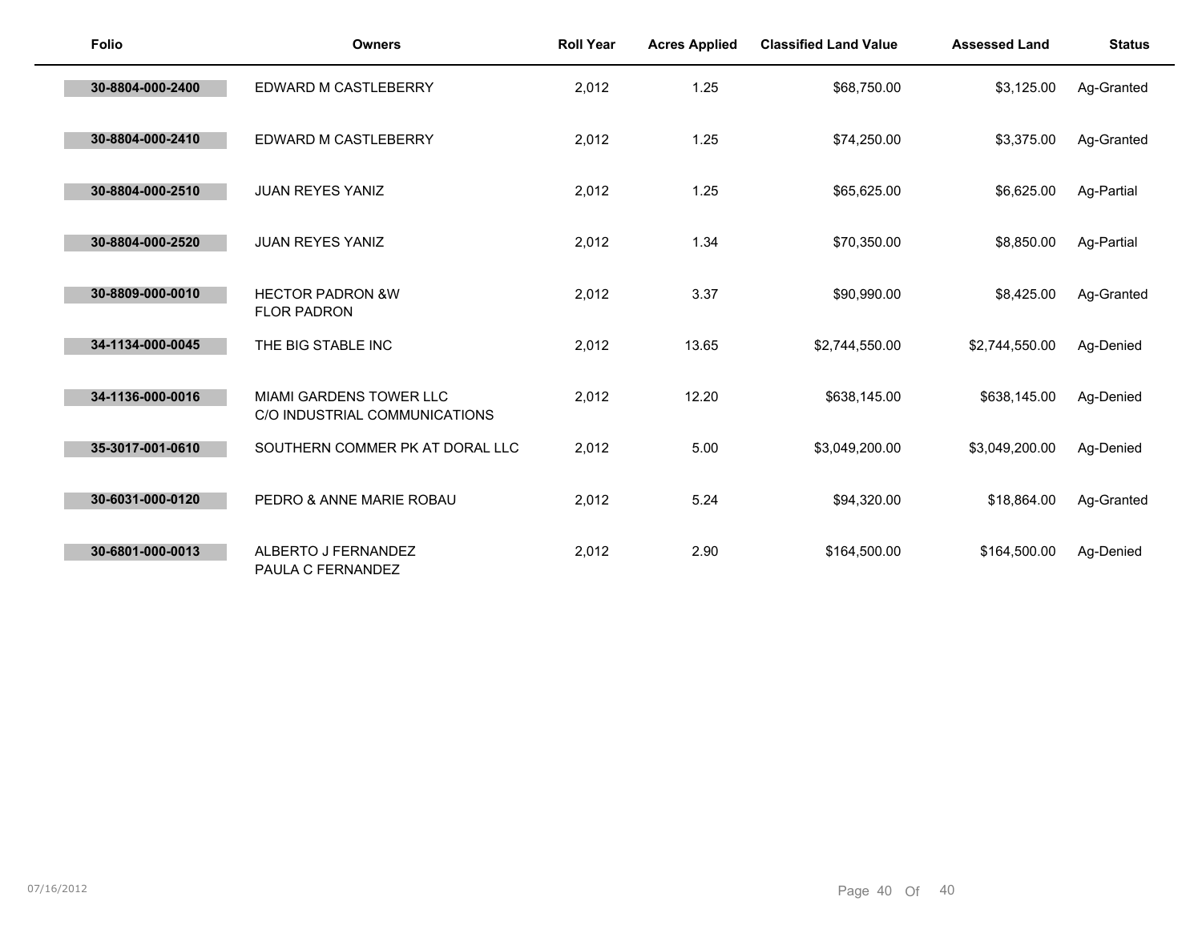| Folio | Owners | Roll Year | Acres Applied | Classified Land Value | Assessed Land | Status |
|---|---|---|---|---|---|---|
| 30-8804-000-2400 | EDWARD M CASTLEBERRY | 2,012 | 1.25 | $68,750.00 | $3,125.00 | Ag-Granted |
| 30-8804-000-2410 | EDWARD M CASTLEBERRY | 2,012 | 1.25 | $74,250.00 | $3,375.00 | Ag-Granted |
| 30-8804-000-2510 | JUAN REYES YANIZ | 2,012 | 1.25 | $65,625.00 | $6,625.00 | Ag-Partial |
| 30-8804-000-2520 | JUAN REYES YANIZ | 2,012 | 1.34 | $70,350.00 | $8,850.00 | Ag-Partial |
| 30-8809-000-0010 | HECTOR PADRON &W FLOR PADRON | 2,012 | 3.37 | $90,990.00 | $8,425.00 | Ag-Granted |
| 34-1134-000-0045 | THE BIG STABLE INC | 2,012 | 13.65 | $2,744,550.00 | $2,744,550.00 | Ag-Denied |
| 34-1136-000-0016 | MIAMI GARDENS TOWER LLC C/O INDUSTRIAL COMMUNICATIONS | 2,012 | 12.20 | $638,145.00 | $638,145.00 | Ag-Denied |
| 35-3017-001-0610 | SOUTHERN COMMER PK AT DORAL LLC | 2,012 | 5.00 | $3,049,200.00 | $3,049,200.00 | Ag-Denied |
| 30-6031-000-0120 | PEDRO & ANNE MARIE ROBAU | 2,012 | 5.24 | $94,320.00 | $18,864.00 | Ag-Granted |
| 30-6801-000-0013 | ALBERTO J FERNANDEZ PAULA C FERNANDEZ | 2,012 | 2.90 | $164,500.00 | $164,500.00 | Ag-Denied |

07/16/2012